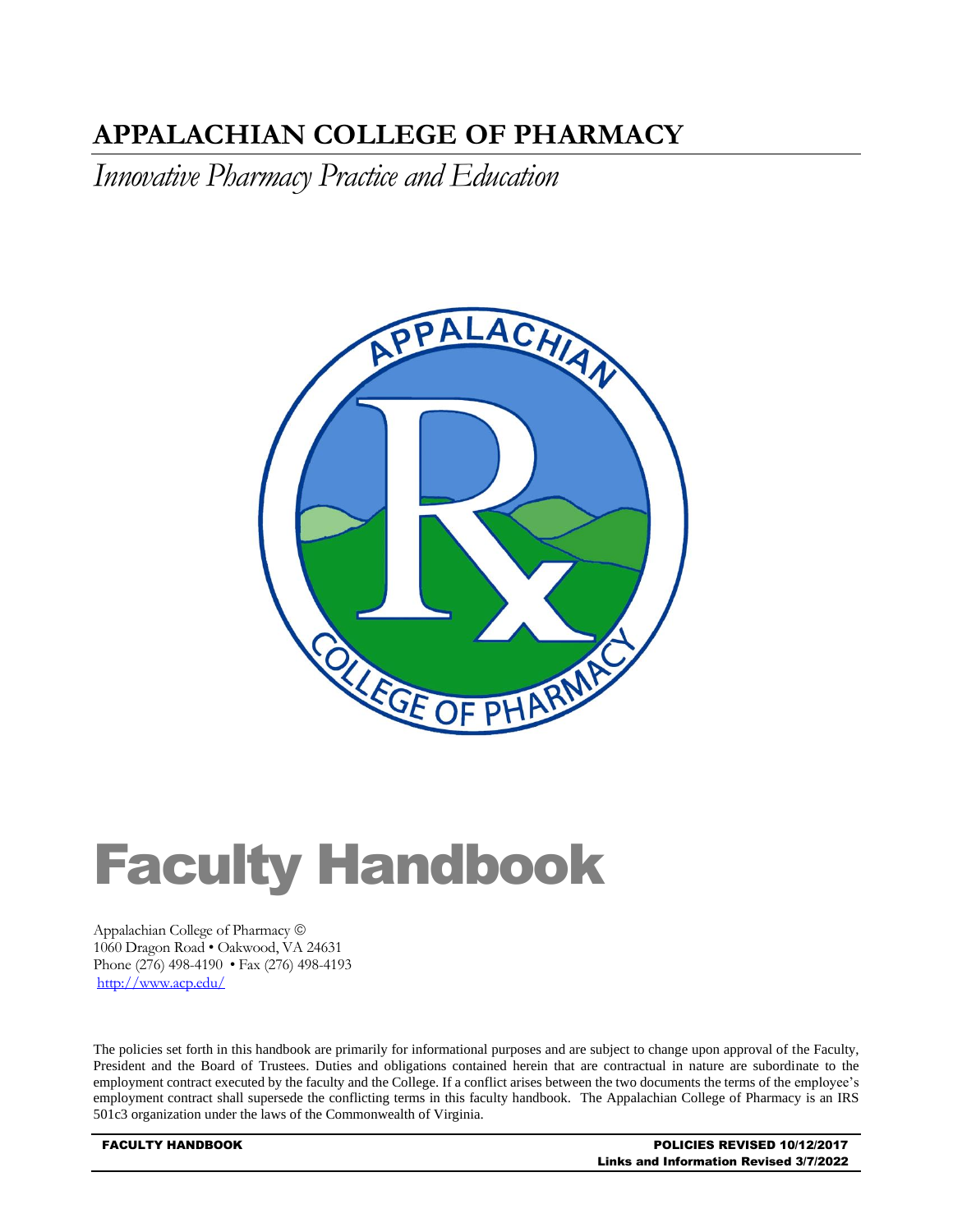# APPALACHIAN COLLEGE OF PHARMACY

*Innovative Pharmacy Practice and Education*

# Faculty Handbook

Appalachian College of Pharmacy ©
1060 Dragon Road • Oakwood, VA 24631
Phone (276) 498-4190 • Fax (276) 498-4193
http://www.acp.edu/

The policies set forth in this handbook are primarily for informational purposes and are subject to change upon approval of the Faculty, President and the Board of Trustees. Duties and obligations contained herein that are contractual in nature are subordinate to the employment contract executed by the faculty and the College. If a conflict arises between the two documents the terms of the employee's employment contract shall supersede the conflicting terms in this faculty handbook. The Appalachian College of Pharmacy is an IRS 501c3 organization under the laws of the Commonwealth of Virginia.

**FACULTY HANDBOOK** **POLICIES REVISED 10/12/2017**
**Links and Information Revised 3/7/2022**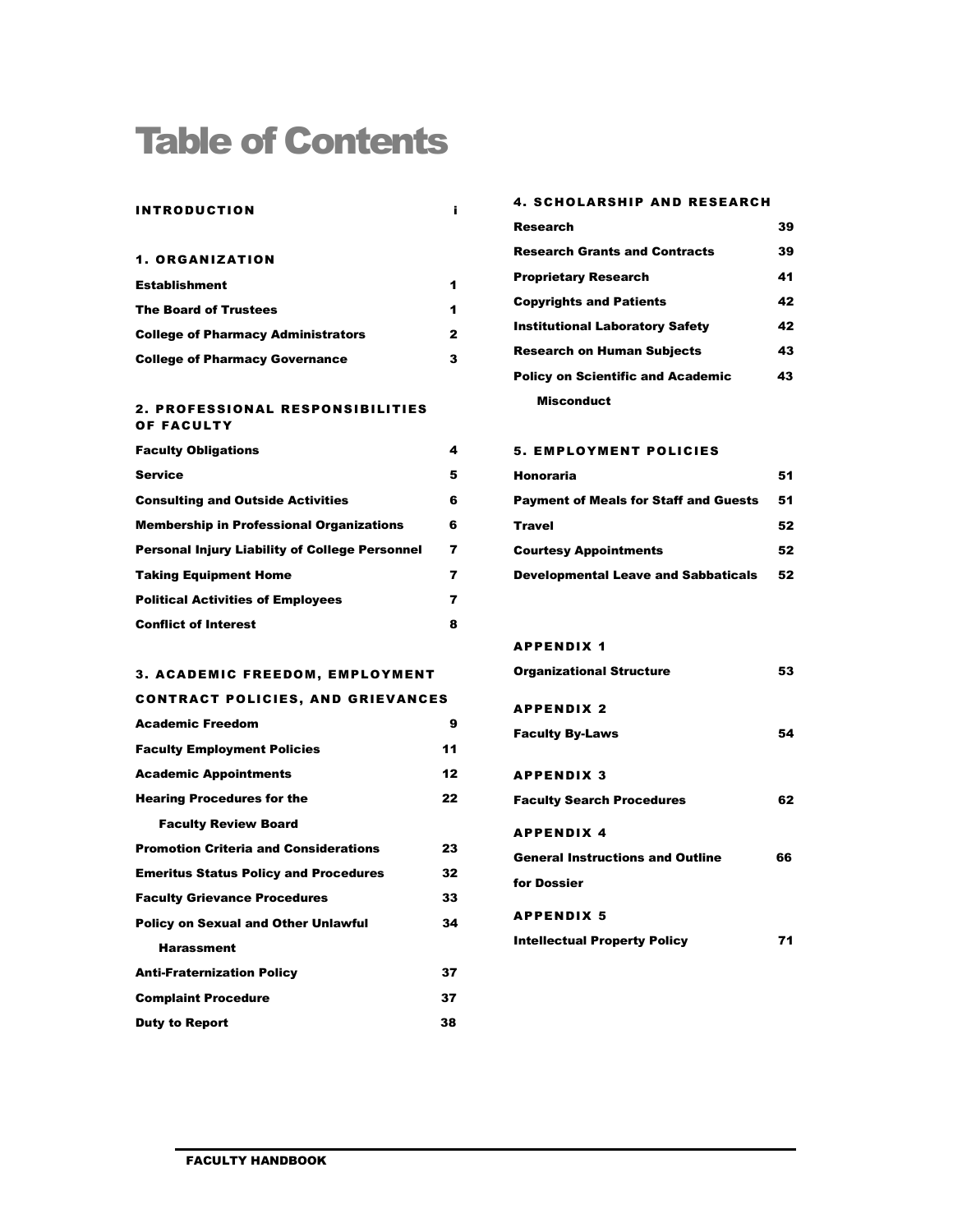# Table of Contents

| INTRODUCTION | i |
| --- | --- |

**1. ORGANIZATION**

| | |
| --- | --- |
| Establishment | 1 |
| The Board of Trustees | 1 |
| College of Pharmacy Administrators | 2 |
| College of Pharmacy Governance | 3 |

**2. PROFESSIONAL RESPONSIBILITIES OF FACULTY**

| | |
| --- | --- |
| Faculty Obligations | 4 |
| Service | 5 |
| Consulting and Outside Activities | 6 |
| Membership in Professional Organizations | 6 |
| Personal Injury Liability of College Personnel | 7 |
| Taking Equipment Home | 7 |
| Political Activities of Employees | 7 |
| Conflict of Interest | 8 |

**3. ACADEMIC FREEDOM, EMPLOYMENT CONTRACT POLICIES, AND GRIEVANCES**

| | |
| --- | --- |
| Academic Freedom | 9 |
| Faculty Employment Policies | 11 |
| Academic Appointments | 12 |
| Hearing Procedures for the Faculty Review Board | 22 |
| Promotion Criteria and Considerations | 23 |
| Emeritus Status Policy and Procedures | 32 |
| Faculty Grievance Procedures | 33 |
| Policy on Sexual and Other Unlawful Harassment | 34 |
| Anti-Fraternization Policy | 37 |
| Complaint Procedure | 37 |
| Duty to Report | 38 |

**4. SCHOLARSHIP AND RESEARCH**

| | |
| --- | --- |
| Research | 39 |
| Research Grants and Contracts | 39 |
| Proprietary Research | 41 |
| Copyrights and Patients | 42 |
| Institutional Laboratory Safety | 42 |
| Research on Human Subjects | 43 |
| Policy on Scientific and Academic Misconduct | 43 |

**5. EMPLOYMENT POLICIES**

| | |
| --- | --- |
| Honoraria | 51 |
| Payment of Meals for Staff and Guests | 51 |
| Travel | 52 |
| Courtesy Appointments | 52 |
| Developmental Leave and Sabbaticals | 52 |

**APPENDIX 1**

| | |
| --- | --- |
| Organizational Structure | 53 |

**APPENDIX 2**

| | |
| --- | --- |
| Faculty By-Laws | 54 |

**APPENDIX 3**

| | |
| --- | --- |
| Faculty Search Procedures | 62 |

**APPENDIX 4**

| | |
| --- | --- |
| General Instructions and Outline for Dossier | 66 |

**APPENDIX 5**

| | |
| --- | --- |
| Intellectual Property Policy | 71 |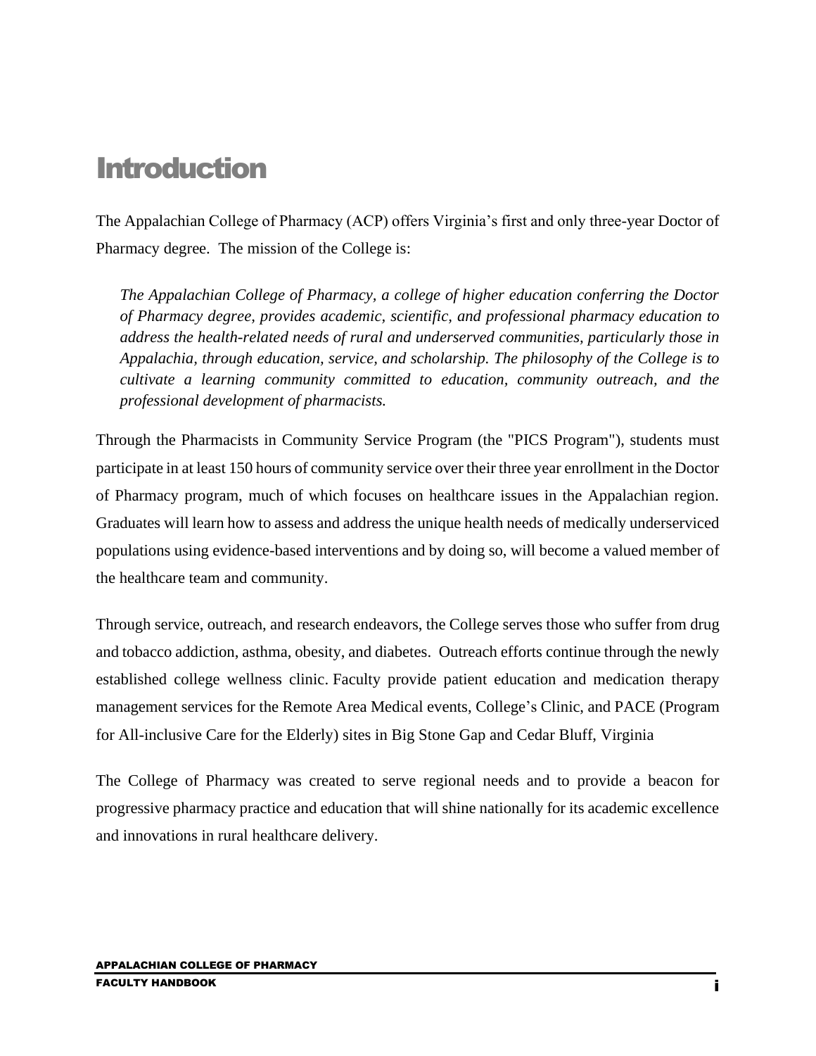# Introduction

The Appalachian College of Pharmacy (ACP) offers Virginia's first and only three-year Doctor of Pharmacy degree. The mission of the College is:

> *The Appalachian College of Pharmacy, a college of higher education conferring the Doctor of Pharmacy degree, provides academic, scientific, and professional pharmacy education to address the health-related needs of rural and underserved communities, particularly those in Appalachia, through education, service, and scholarship. The philosophy of the College is to cultivate a learning community committed to education, community outreach, and the professional development of pharmacists.*

Through the Pharmacists in Community Service Program (the "PICS Program"), students must participate in at least 150 hours of community service over their three year enrollment in the Doctor of Pharmacy program, much of which focuses on healthcare issues in the Appalachian region. Graduates will learn how to assess and address the unique health needs of medically underserviced populations using evidence-based interventions and by doing so, will become a valued member of the healthcare team and community.

Through service, outreach, and research endeavors, the College serves those who suffer from drug and tobacco addiction, asthma, obesity, and diabetes. Outreach efforts continue through the newly established college wellness clinic. Faculty provide patient education and medication therapy management services for the Remote Area Medical events, College's Clinic, and PACE (Program for All-inclusive Care for the Elderly) sites in Big Stone Gap and Cedar Bluff, Virginia

The College of Pharmacy was created to serve regional needs and to provide a beacon for progressive pharmacy practice and education that will shine nationally for its academic excellence and innovations in rural healthcare delivery.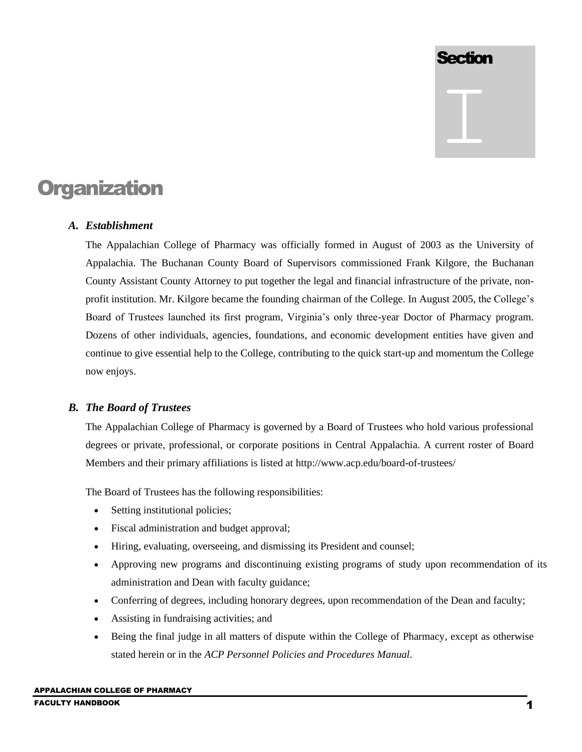# Section I

# Organization

### *A. Establishment*

The Appalachian College of Pharmacy was officially formed in August of 2003 as the University of Appalachia. The Buchanan County Board of Supervisors commissioned Frank Kilgore, the Buchanan County Assistant County Attorney to put together the legal and financial infrastructure of the private, non-profit institution. Mr. Kilgore became the founding chairman of the College. In August 2005, the College's Board of Trustees launched its first program, Virginia's only three-year Doctor of Pharmacy program. Dozens of other individuals, agencies, foundations, and economic development entities have given and continue to give essential help to the College, contributing to the quick start-up and momentum the College now enjoys.

### *B. The Board of Trustees*

The Appalachian College of Pharmacy is governed by a Board of Trustees who hold various professional degrees or private, professional, or corporate positions in Central Appalachia. A current roster of Board Members and their primary affiliations is listed at http://www.acp.edu/board-of-trustees/

The Board of Trustees has the following responsibilities:

- Setting institutional policies;
- Fiscal administration and budget approval;
- Hiring, evaluating, overseeing, and dismissing its President and counsel;
- Approving new programs and discontinuing existing programs of study upon recommendation of its administration and Dean with faculty guidance;
- Conferring of degrees, including honorary degrees, upon recommendation of the Dean and faculty;
- Assisting in fundraising activities; and
- Being the final judge in all matters of dispute within the College of Pharmacy, except as otherwise stated herein or in the *ACP Personnel Policies and Procedures Manual*.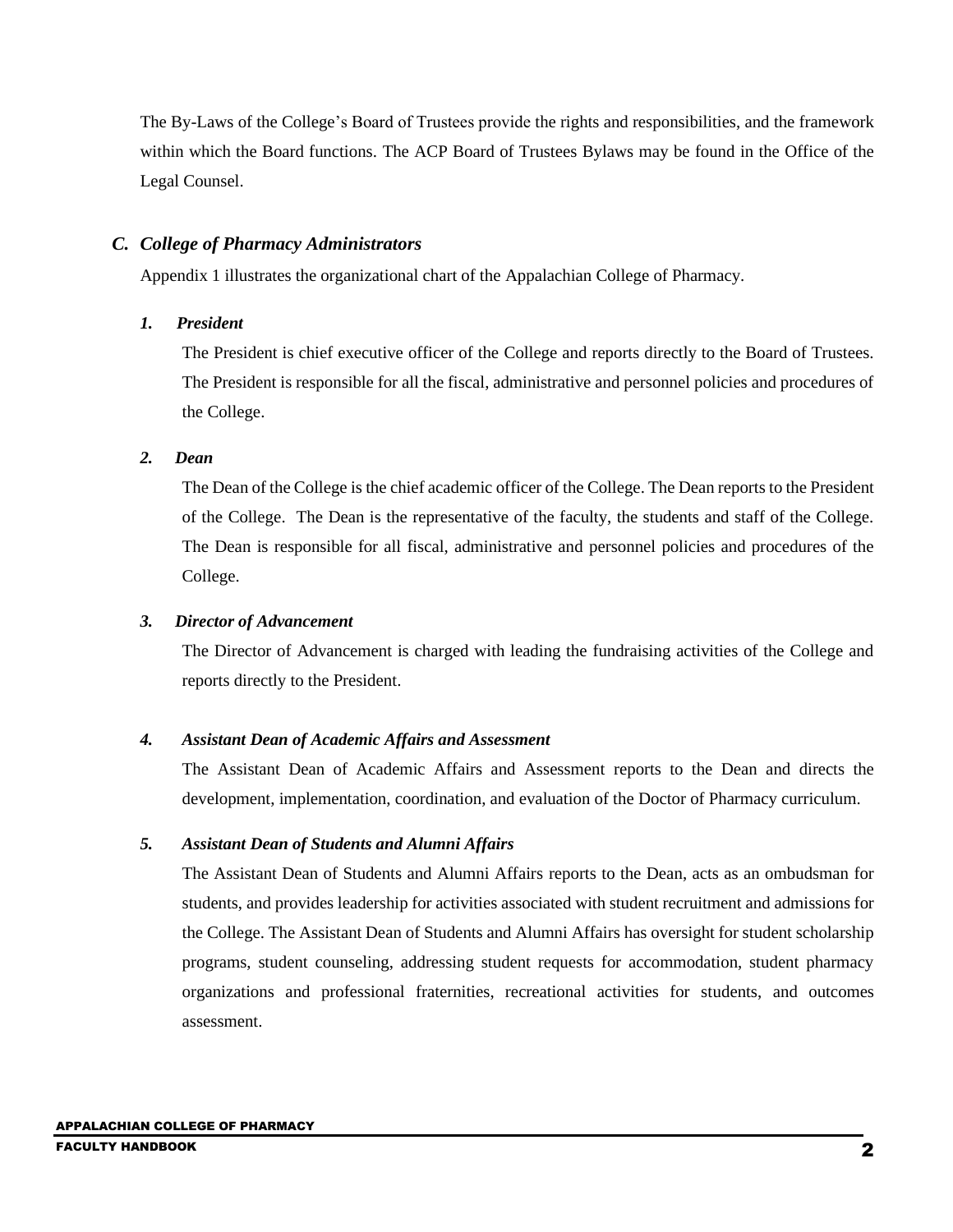The By-Laws of the College's Board of Trustees provide the rights and responsibilities, and the framework within which the Board functions. The ACP Board of Trustees Bylaws may be found in the Office of the Legal Counsel.

### *C. College of Pharmacy Administrators*

Appendix 1 illustrates the organizational chart of the Appalachian College of Pharmacy.

#### *1. President*

The President is chief executive officer of the College and reports directly to the Board of Trustees. The President is responsible for all the fiscal, administrative and personnel policies and procedures of the College.

#### *2. Dean*

The Dean of the College is the chief academic officer of the College. The Dean reports to the President of the College. The Dean is the representative of the faculty, the students and staff of the College. The Dean is responsible for all fiscal, administrative and personnel policies and procedures of the College.

#### *3. Director of Advancement*

The Director of Advancement is charged with leading the fundraising activities of the College and reports directly to the President.

#### *4. Assistant Dean of Academic Affairs and Assessment*

The Assistant Dean of Academic Affairs and Assessment reports to the Dean and directs the development, implementation, coordination, and evaluation of the Doctor of Pharmacy curriculum.

#### *5. Assistant Dean of Students and Alumni Affairs*

The Assistant Dean of Students and Alumni Affairs reports to the Dean, acts as an ombudsman for students, and provides leadership for activities associated with student recruitment and admissions for the College. The Assistant Dean of Students and Alumni Affairs has oversight for student scholarship programs, student counseling, addressing student requests for accommodation, student pharmacy organizations and professional fraternities, recreational activities for students, and outcomes assessment.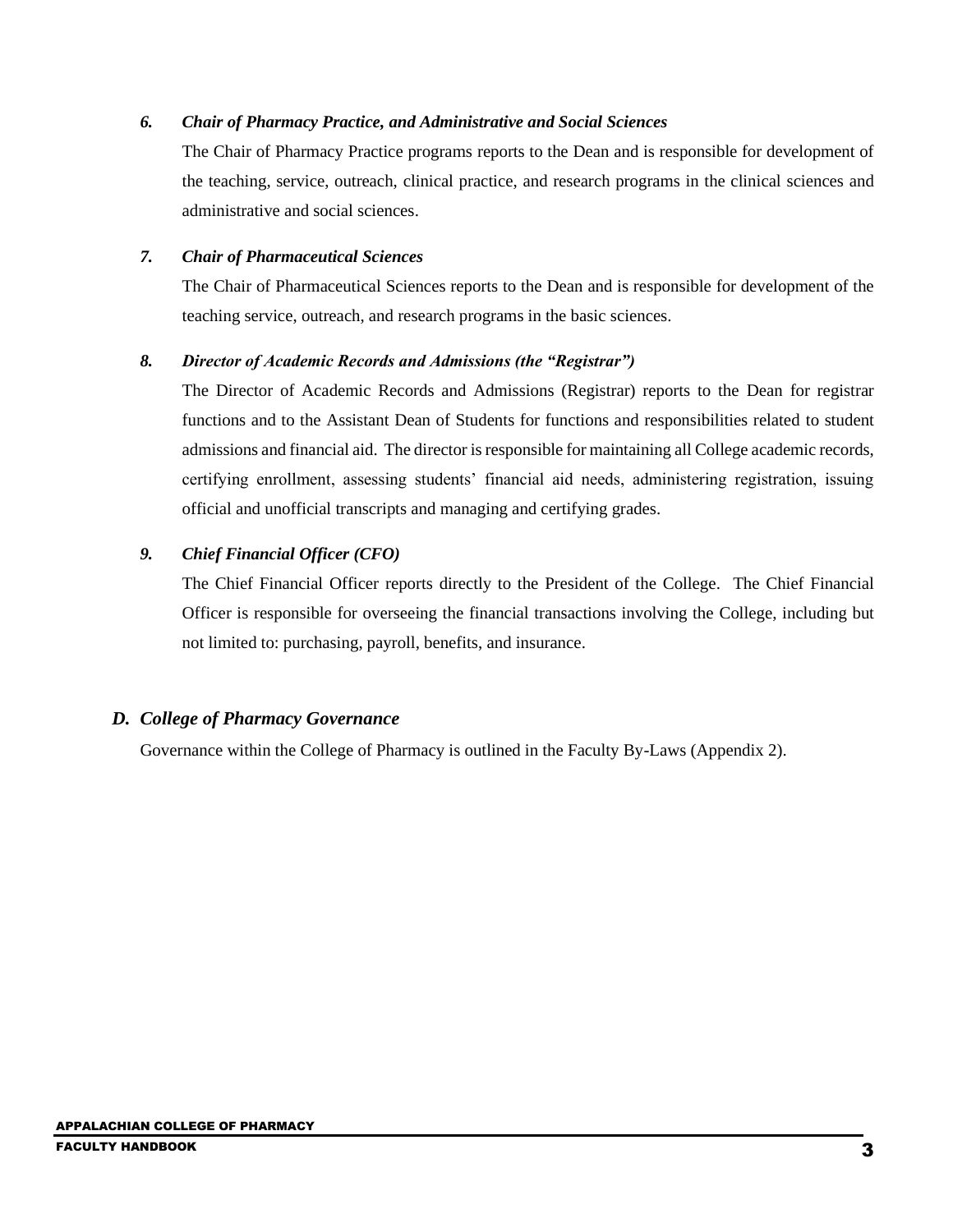### 6. *Chair of Pharmacy Practice, and Administrative and Social Sciences*

The Chair of Pharmacy Practice programs reports to the Dean and is responsible for development of the teaching, service, outreach, clinical practice, and research programs in the clinical sciences and administrative and social sciences.

### 7. *Chair of Pharmaceutical Sciences*

The Chair of Pharmaceutical Sciences reports to the Dean and is responsible for development of the teaching service, outreach, and research programs in the basic sciences.

### 8. *Director of Academic Records and Admissions (the "Registrar")*

The Director of Academic Records and Admissions (Registrar) reports to the Dean for registrar functions and to the Assistant Dean of Students for functions and responsibilities related to student admissions and financial aid. The director is responsible for maintaining all College academic records, certifying enrollment, assessing students' financial aid needs, administering registration, issuing official and unofficial transcripts and managing and certifying grades.

### 9. *Chief Financial Officer (CFO)*

The Chief Financial Officer reports directly to the President of the College. The Chief Financial Officer is responsible for overseeing the financial transactions involving the College, including but not limited to: purchasing, payroll, benefits, and insurance.

## *D. College of Pharmacy Governance*

Governance within the College of Pharmacy is outlined in the Faculty By-Laws (Appendix 2).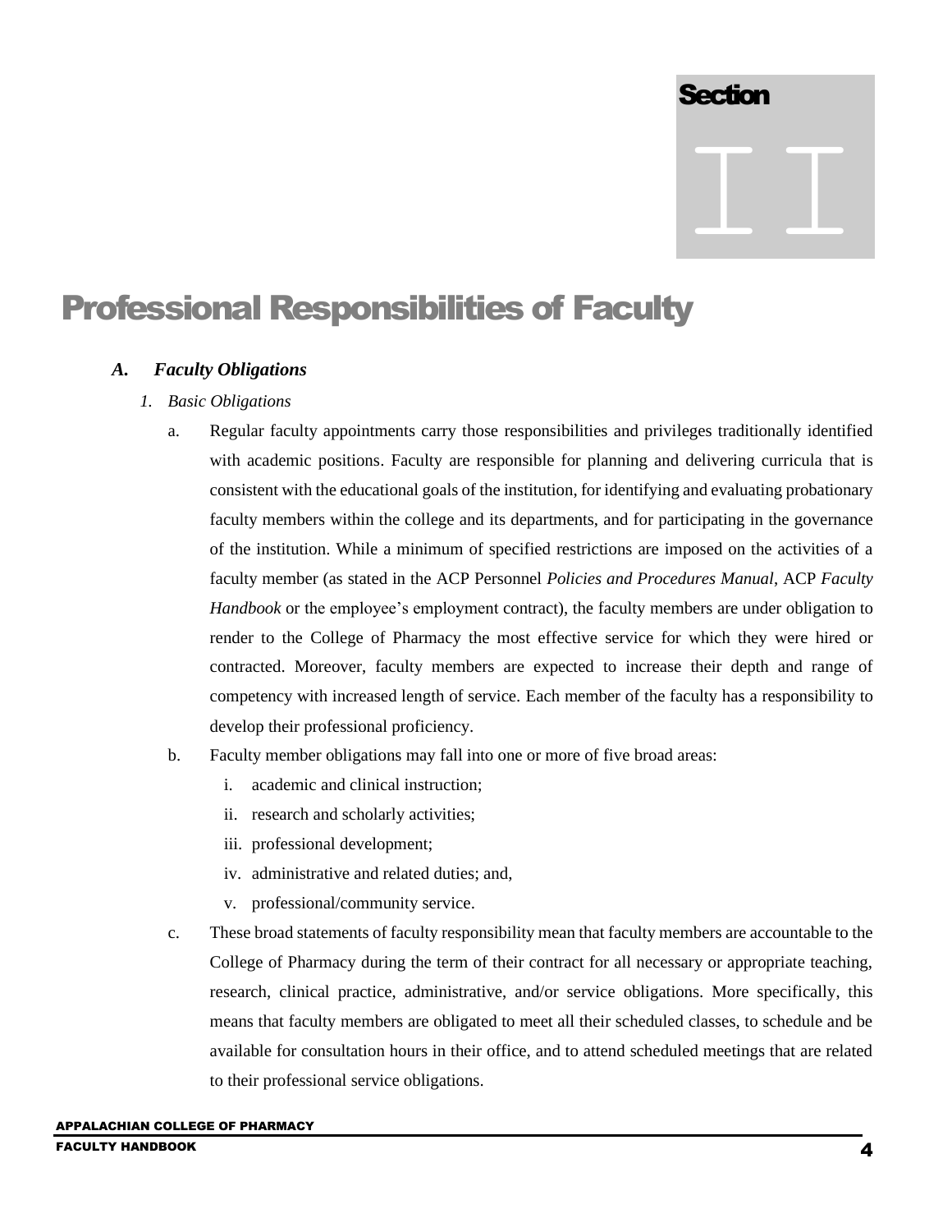Section II

# Professional Responsibilities of Faculty

## *A. Faculty Obligations*

### *1. Basic Obligations*

a. Regular faculty appointments carry those responsibilities and privileges traditionally identified with academic positions. Faculty are responsible for planning and delivering curricula that is consistent with the educational goals of the institution, for identifying and evaluating probationary faculty members within the college and its departments, and for participating in the governance of the institution. While a minimum of specified restrictions are imposed on the activities of a faculty member (as stated in the ACP Personnel *Policies and Procedures Manual*, ACP *Faculty Handbook* or the employee's employment contract), the faculty members are under obligation to render to the College of Pharmacy the most effective service for which they were hired or contracted. Moreover, faculty members are expected to increase their depth and range of competency with increased length of service. Each member of the faculty has a responsibility to develop their professional proficiency.

b. Faculty member obligations may fall into one or more of five broad areas:

   i. academic and clinical instruction;
   ii. research and scholarly activities;
   iii. professional development;
   iv. administrative and related duties; and,
   v. professional/community service.

c. These broad statements of faculty responsibility mean that faculty members are accountable to the College of Pharmacy during the term of their contract for all necessary or appropriate teaching, research, clinical practice, administrative, and/or service obligations. More specifically, this means that faculty members are obligated to meet all their scheduled classes, to schedule and be available for consultation hours in their office, and to attend scheduled meetings that are related to their professional service obligations.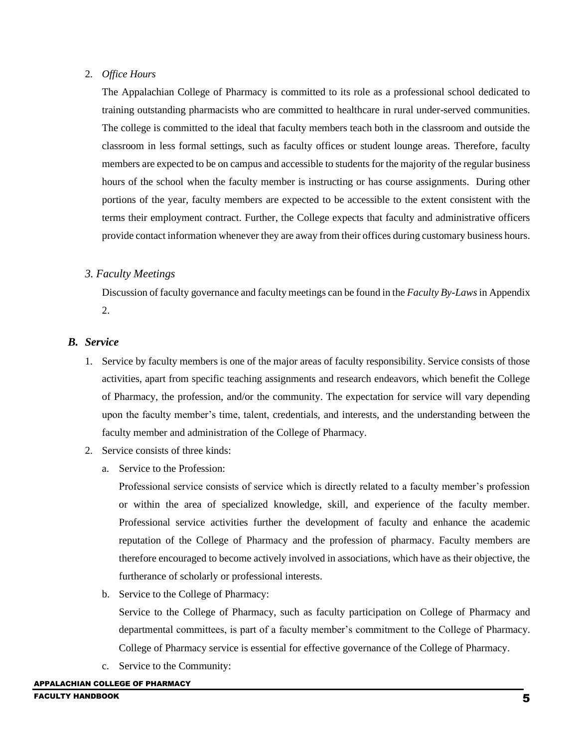2. *Office Hours*

   The Appalachian College of Pharmacy is committed to its role as a professional school dedicated to training outstanding pharmacists who are committed to healthcare in rural under-served communities. The college is committed to the ideal that faculty members teach both in the classroom and outside the classroom in less formal settings, such as faculty offices or student lounge areas. Therefore, faculty members are expected to be on campus and accessible to students for the majority of the regular business hours of the school when the faculty member is instructing or has course assignments. During other portions of the year, faculty members are expected to be accessible to the extent consistent with the terms their employment contract. Further, the College expects that faculty and administrative officers provide contact information whenever they are away from their offices during customary business hours.

3. *Faculty Meetings*

   Discussion of faculty governance and faculty meetings can be found in the *Faculty By-Laws* in Appendix 2.

### *B. Service*

1. Service by faculty members is one of the major areas of faculty responsibility. Service consists of those activities, apart from specific teaching assignments and research endeavors, which benefit the College of Pharmacy, the profession, and/or the community. The expectation for service will vary depending upon the faculty member's time, talent, credentials, and interests, and the understanding between the faculty member and administration of the College of Pharmacy.
2. Service consists of three kinds:
   a. Service to the Profession:

      Professional service consists of service which is directly related to a faculty member's profession or within the area of specialized knowledge, skill, and experience of the faculty member. Professional service activities further the development of faculty and enhance the academic reputation of the College of Pharmacy and the profession of pharmacy. Faculty members are therefore encouraged to become actively involved in associations, which have as their objective, the furtherance of scholarly or professional interests.

   b. Service to the College of Pharmacy:

      Service to the College of Pharmacy, such as faculty participation on College of Pharmacy and departmental committees, is part of a faculty member's commitment to the College of Pharmacy. College of Pharmacy service is essential for effective governance of the College of Pharmacy.

   c. Service to the Community: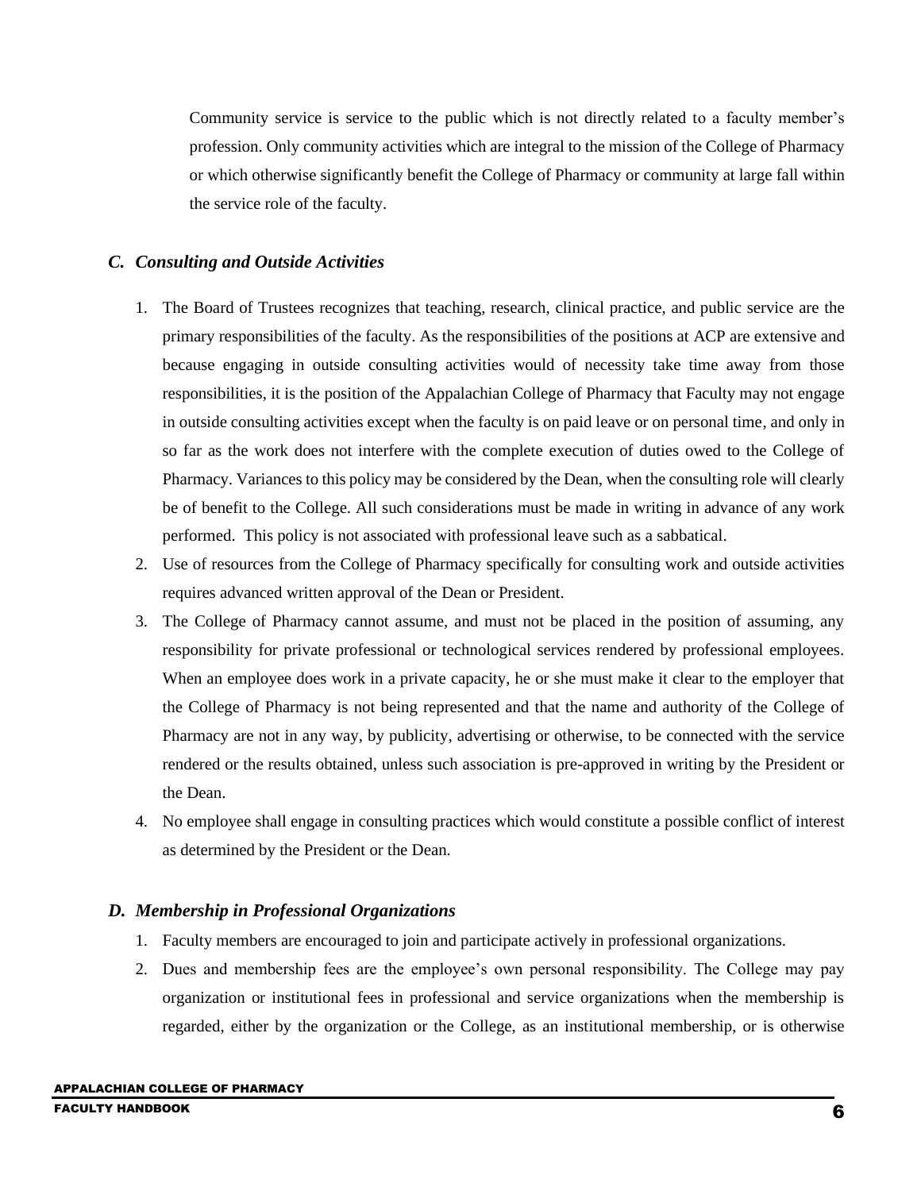Community service is service to the public which is not directly related to a faculty member's profession. Only community activities which are integral to the mission of the College of Pharmacy or which otherwise significantly benefit the College of Pharmacy or community at large fall within the service role of the faculty.

### *C. Consulting and Outside Activities*

1. The Board of Trustees recognizes that teaching, research, clinical practice, and public service are the primary responsibilities of the faculty. As the responsibilities of the positions at ACP are extensive and because engaging in outside consulting activities would of necessity take time away from those responsibilities, it is the position of the Appalachian College of Pharmacy that Faculty may not engage in outside consulting activities except when the faculty is on paid leave or on personal time, and only in so far as the work does not interfere with the complete execution of duties owed to the College of Pharmacy. Variances to this policy may be considered by the Dean, when the consulting role will clearly be of benefit to the College. All such considerations must be made in writing in advance of any work performed. This policy is not associated with professional leave such as a sabbatical.
2. Use of resources from the College of Pharmacy specifically for consulting work and outside activities requires advanced written approval of the Dean or President.
3. The College of Pharmacy cannot assume, and must not be placed in the position of assuming, any responsibility for private professional or technological services rendered by professional employees. When an employee does work in a private capacity, he or she must make it clear to the employer that the College of Pharmacy is not being represented and that the name and authority of the College of Pharmacy are not in any way, by publicity, advertising or otherwise, to be connected with the service rendered or the results obtained, unless such association is pre-approved in writing by the President or the Dean.
4. No employee shall engage in consulting practices which would constitute a possible conflict of interest as determined by the President or the Dean.

### *D. Membership in Professional Organizations*

1. Faculty members are encouraged to join and participate actively in professional organizations.
2. Dues and membership fees are the employee's own personal responsibility. The College may pay organization or institutional fees in professional and service organizations when the membership is regarded, either by the organization or the College, as an institutional membership, or is otherwise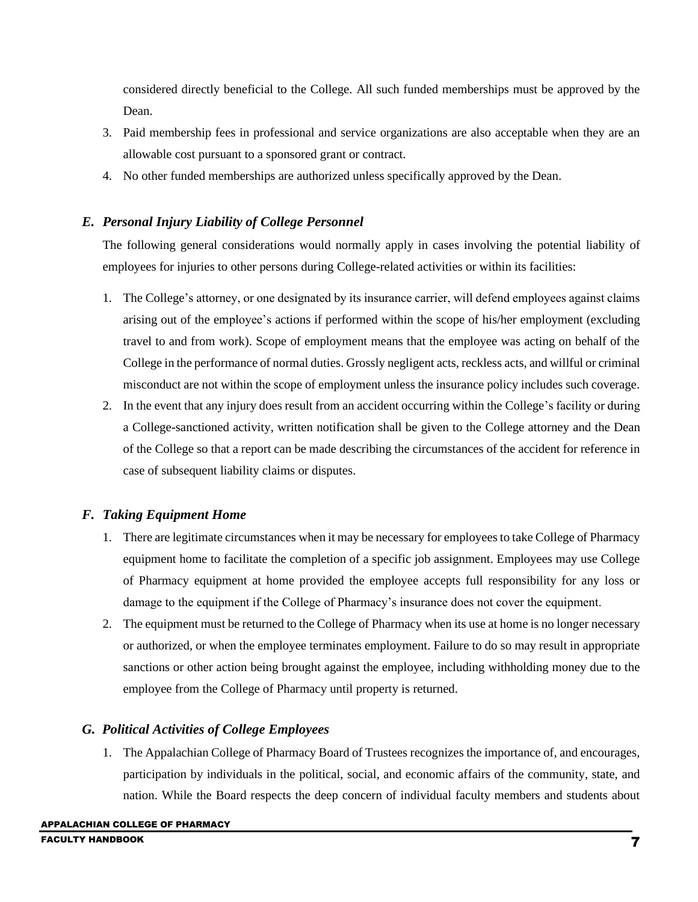considered directly beneficial to the College. All such funded memberships must be approved by the Dean.

3. Paid membership fees in professional and service organizations are also acceptable when they are an allowable cost pursuant to a sponsored grant or contract.
4. No other funded memberships are authorized unless specifically approved by the Dean.

### *E. Personal Injury Liability of College Personnel*

The following general considerations would normally apply in cases involving the potential liability of employees for injuries to other persons during College-related activities or within its facilities:

1. The College's attorney, or one designated by its insurance carrier, will defend employees against claims arising out of the employee's actions if performed within the scope of his/her employment (excluding travel to and from work). Scope of employment means that the employee was acting on behalf of the College in the performance of normal duties. Grossly negligent acts, reckless acts, and willful or criminal misconduct are not within the scope of employment unless the insurance policy includes such coverage.
2. In the event that any injury does result from an accident occurring within the College's facility or during a College-sanctioned activity, written notification shall be given to the College attorney and the Dean of the College so that a report can be made describing the circumstances of the accident for reference in case of subsequent liability claims or disputes.

### *F. Taking Equipment Home*

1. There are legitimate circumstances when it may be necessary for employees to take College of Pharmacy equipment home to facilitate the completion of a specific job assignment. Employees may use College of Pharmacy equipment at home provided the employee accepts full responsibility for any loss or damage to the equipment if the College of Pharmacy's insurance does not cover the equipment.
2. The equipment must be returned to the College of Pharmacy when its use at home is no longer necessary or authorized, or when the employee terminates employment. Failure to do so may result in appropriate sanctions or other action being brought against the employee, including withholding money due to the employee from the College of Pharmacy until property is returned.

### *G. Political Activities of College Employees*

1. The Appalachian College of Pharmacy Board of Trustees recognizes the importance of, and encourages, participation by individuals in the political, social, and economic affairs of the community, state, and nation. While the Board respects the deep concern of individual faculty members and students about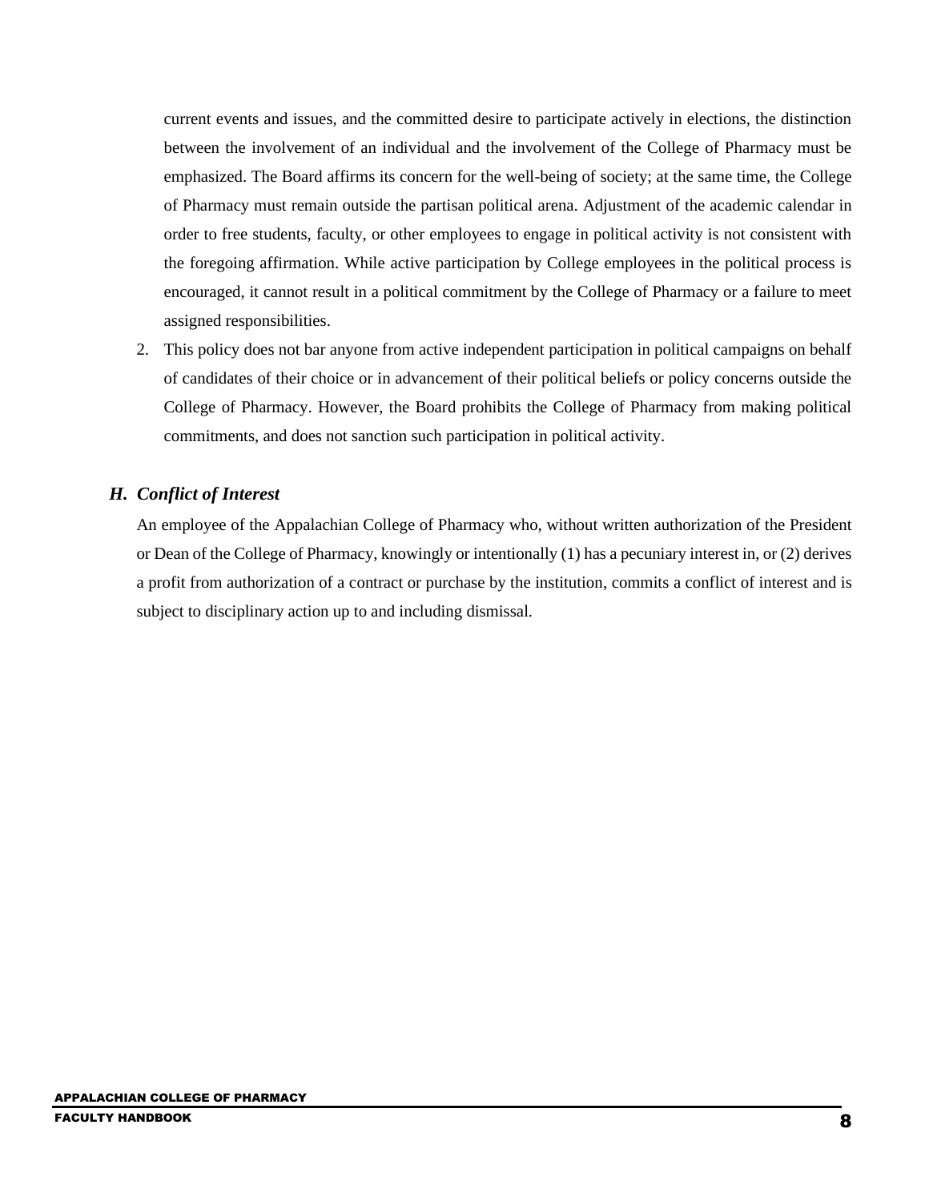current events and issues, and the committed desire to participate actively in elections, the distinction between the involvement of an individual and the involvement of the College of Pharmacy must be emphasized. The Board affirms its concern for the well-being of society; at the same time, the College of Pharmacy must remain outside the partisan political arena. Adjustment of the academic calendar in order to free students, faculty, or other employees to engage in political activity is not consistent with the foregoing affirmation. While active participation by College employees in the political process is encouraged, it cannot result in a political commitment by the College of Pharmacy or a failure to meet assigned responsibilities.

2. This policy does not bar anyone from active independent participation in political campaigns on behalf of candidates of their choice or in advancement of their political beliefs or policy concerns outside the College of Pharmacy. However, the Board prohibits the College of Pharmacy from making political commitments, and does not sanction such participation in political activity.

### *H. Conflict of Interest*

An employee of the Appalachian College of Pharmacy who, without written authorization of the President or Dean of the College of Pharmacy, knowingly or intentionally (1) has a pecuniary interest in, or (2) derives a profit from authorization of a contract or purchase by the institution, commits a conflict of interest and is subject to disciplinary action up to and including dismissal.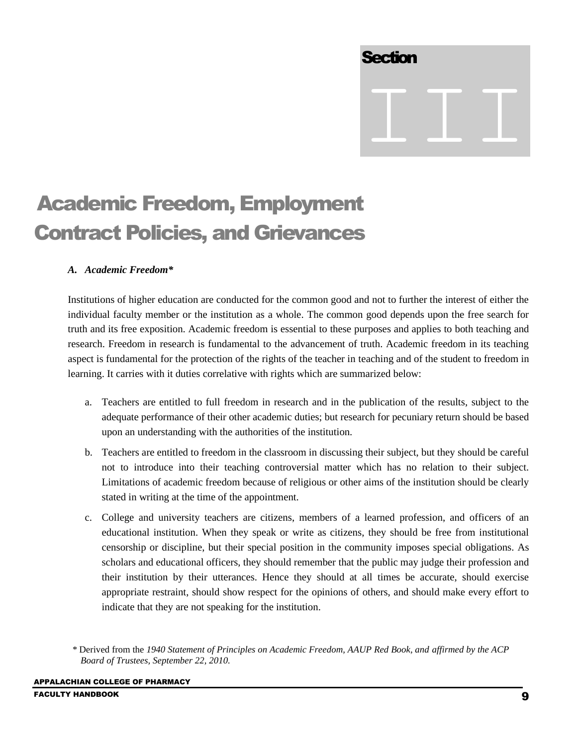Section

III

# Academic Freedom, Employment Contract Policies, and Grievances

### *A. Academic Freedom**

Institutions of higher education are conducted for the common good and not to further the interest of either the individual faculty member or the institution as a whole. The common good depends upon the free search for truth and its free exposition. Academic freedom is essential to these purposes and applies to both teaching and research. Freedom in research is fundamental to the advancement of truth. Academic freedom in its teaching aspect is fundamental for the protection of the rights of the teacher in teaching and of the student to freedom in learning. It carries with it duties correlative with rights which are summarized below:

a. Teachers are entitled to full freedom in research and in the publication of the results, subject to the adequate performance of their other academic duties; but research for pecuniary return should be based upon an understanding with the authorities of the institution.

b. Teachers are entitled to freedom in the classroom in discussing their subject, but they should be careful not to introduce into their teaching controversial matter which has no relation to their subject. Limitations of academic freedom because of religious or other aims of the institution should be clearly stated in writing at the time of the appointment.

c. College and university teachers are citizens, members of a learned profession, and officers of an educational institution. When they speak or write as citizens, they should be free from institutional censorship or discipline, but their special position in the community imposes special obligations. As scholars and educational officers, they should remember that the public may judge their profession and their institution by their utterances. Hence they should at all times be accurate, should exercise appropriate restraint, should show respect for the opinions of others, and should make every effort to indicate that they are not speaking for the institution.

* Derived from the *1940 Statement of Principles on Academic Freedom, AAUP Red Book, and affirmed by the ACP Board of Trustees, September 22, 2010.*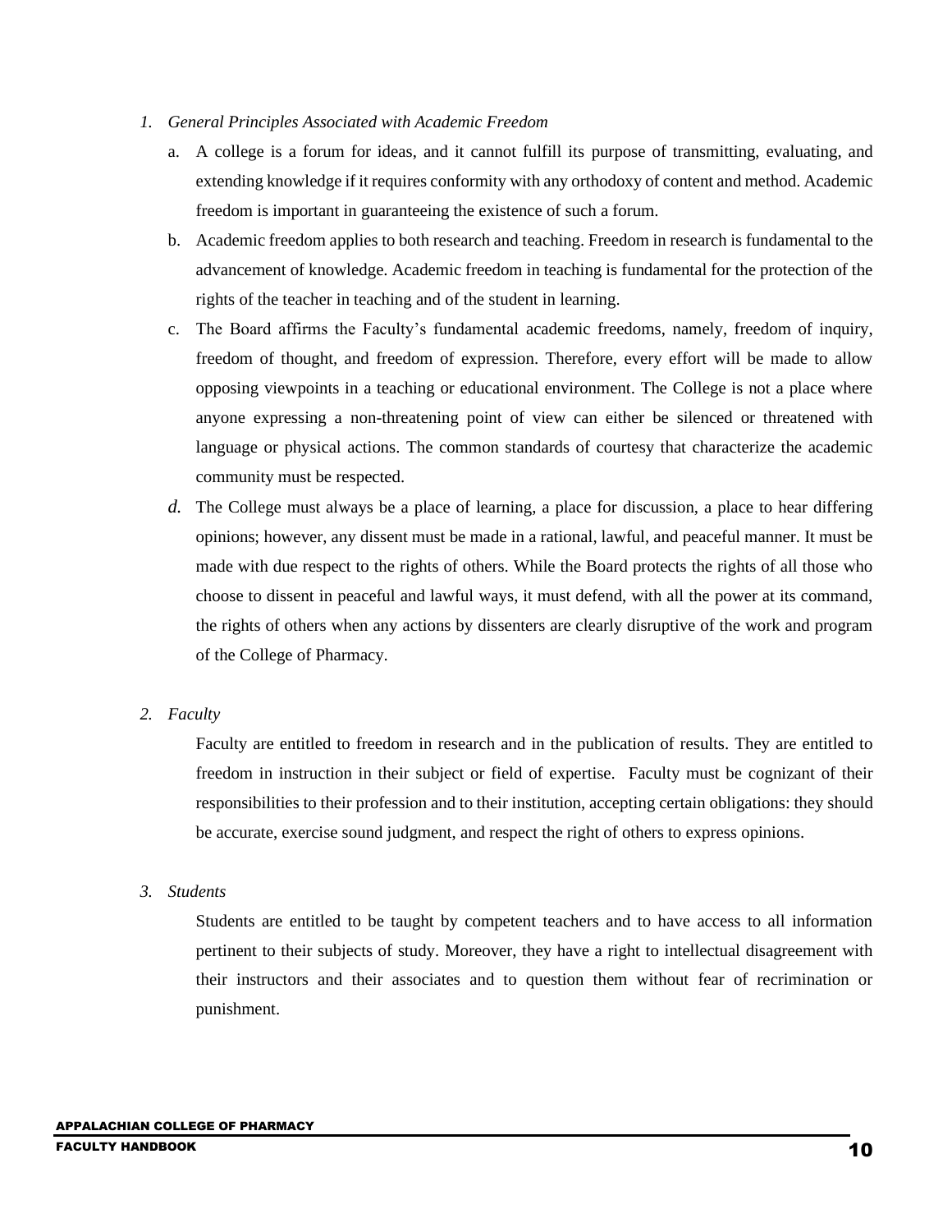1. *General Principles Associated with Academic Freedom*

    a. A college is a forum for ideas, and it cannot fulfill its purpose of transmitting, evaluating, and extending knowledge if it requires conformity with any orthodoxy of content and method. Academic freedom is important in guaranteeing the existence of such a forum.

    b. Academic freedom applies to both research and teaching. Freedom in research is fundamental to the advancement of knowledge. Academic freedom in teaching is fundamental for the protection of the rights of the teacher in teaching and of the student in learning.

    c. The Board affirms the Faculty's fundamental academic freedoms, namely, freedom of inquiry, freedom of thought, and freedom of expression. Therefore, every effort will be made to allow opposing viewpoints in a teaching or educational environment. The College is not a place where anyone expressing a non-threatening point of view can either be silenced or threatened with language or physical actions. The common standards of courtesy that characterize the academic community must be respected.

    d. The College must always be a place of learning, a place for discussion, a place to hear differing opinions; however, any dissent must be made in a rational, lawful, and peaceful manner. It must be made with due respect to the rights of others. While the Board protects the rights of all those who choose to dissent in peaceful and lawful ways, it must defend, with all the power at its command, the rights of others when any actions by dissenters are clearly disruptive of the work and program of the College of Pharmacy.

2. *Faculty*

    Faculty are entitled to freedom in research and in the publication of results. They are entitled to freedom in instruction in their subject or field of expertise. Faculty must be cognizant of their responsibilities to their profession and to their institution, accepting certain obligations: they should be accurate, exercise sound judgment, and respect the right of others to express opinions.

3. *Students*

    Students are entitled to be taught by competent teachers and to have access to all information pertinent to their subjects of study. Moreover, they have a right to intellectual disagreement with their instructors and their associates and to question them without fear of recrimination or punishment.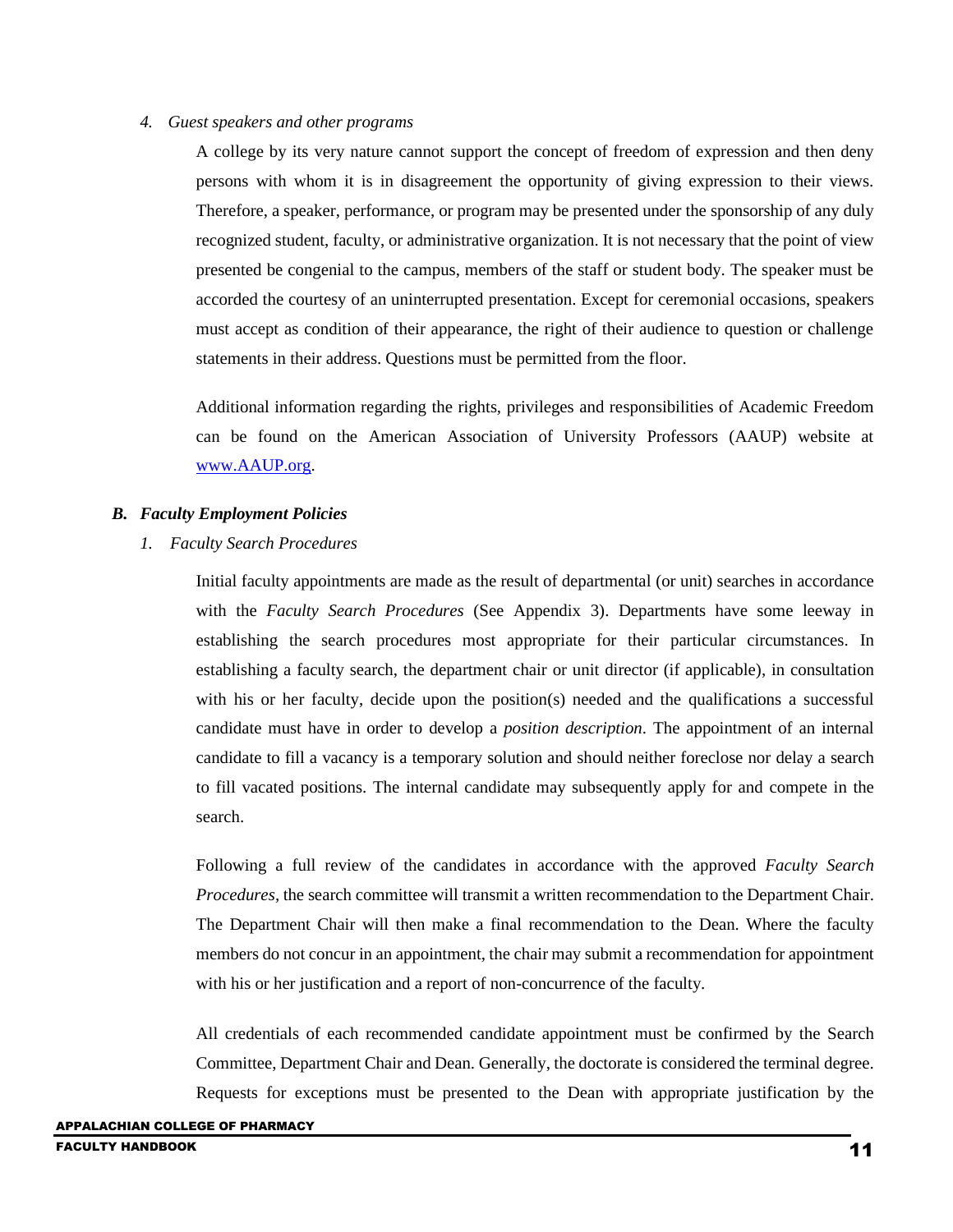*4. Guest speakers and other programs*

A college by its very nature cannot support the concept of freedom of expression and then deny persons with whom it is in disagreement the opportunity of giving expression to their views. Therefore, a speaker, performance, or program may be presented under the sponsorship of any duly recognized student, faculty, or administrative organization. It is not necessary that the point of view presented be congenial to the campus, members of the staff or student body. The speaker must be accorded the courtesy of an uninterrupted presentation. Except for ceremonial occasions, speakers must accept as condition of their appearance, the right of their audience to question or challenge statements in their address. Questions must be permitted from the floor.

Additional information regarding the rights, privileges and responsibilities of Academic Freedom can be found on the American Association of University Professors (AAUP) website at [www.AAUP.org](http://www.AAUP.org).

***B. Faculty Employment Policies***

*1. Faculty Search Procedures*

Initial faculty appointments are made as the result of departmental (or unit) searches in accordance with the *Faculty Search Procedures* (See Appendix 3). Departments have some leeway in establishing the search procedures most appropriate for their particular circumstances. In establishing a faculty search, the department chair or unit director (if applicable), in consultation with his or her faculty, decide upon the position(s) needed and the qualifications a successful candidate must have in order to develop a *position description*. The appointment of an internal candidate to fill a vacancy is a temporary solution and should neither foreclose nor delay a search to fill vacated positions. The internal candidate may subsequently apply for and compete in the search.

Following a full review of the candidates in accordance with the approved *Faculty Search Procedures*, the search committee will transmit a written recommendation to the Department Chair. The Department Chair will then make a final recommendation to the Dean. Where the faculty members do not concur in an appointment, the chair may submit a recommendation for appointment with his or her justification and a report of non-concurrence of the faculty.

All credentials of each recommended candidate appointment must be confirmed by the Search Committee, Department Chair and Dean. Generally, the doctorate is considered the terminal degree. Requests for exceptions must be presented to the Dean with appropriate justification by the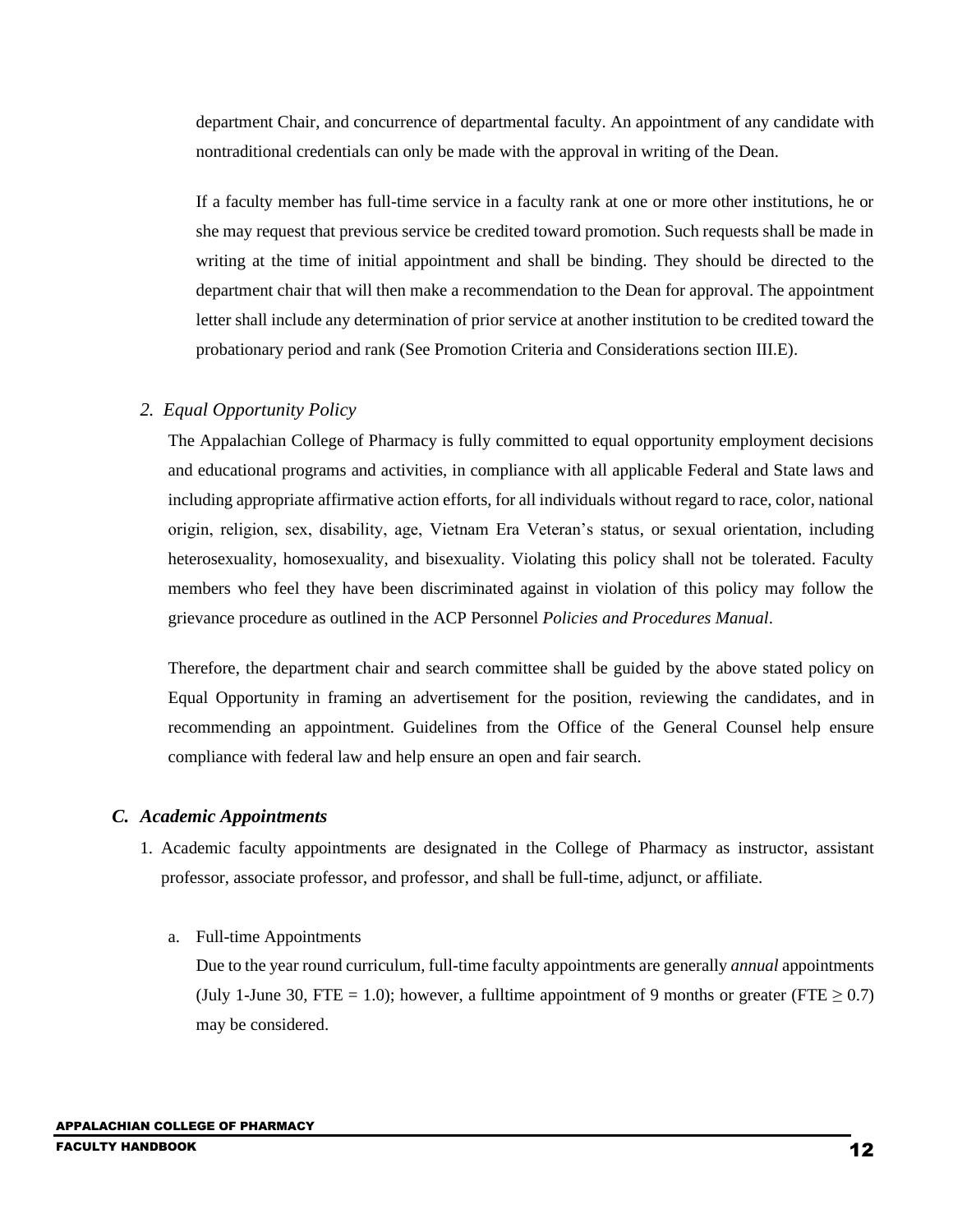department Chair, and concurrence of departmental faculty. An appointment of any candidate with nontraditional credentials can only be made with the approval in writing of the Dean.

If a faculty member has full-time service in a faculty rank at one or more other institutions, he or she may request that previous service be credited toward promotion. Such requests shall be made in writing at the time of initial appointment and shall be binding. They should be directed to the department chair that will then make a recommendation to the Dean for approval. The appointment letter shall include any determination of prior service at another institution to be credited toward the probationary period and rank (See Promotion Criteria and Considerations section III.E).

### *2. Equal Opportunity Policy*

The Appalachian College of Pharmacy is fully committed to equal opportunity employment decisions and educational programs and activities, in compliance with all applicable Federal and State laws and including appropriate affirmative action efforts, for all individuals without regard to race, color, national origin, religion, sex, disability, age, Vietnam Era Veteran's status, or sexual orientation, including heterosexuality, homosexuality, and bisexuality. Violating this policy shall not be tolerated. Faculty members who feel they have been discriminated against in violation of this policy may follow the grievance procedure as outlined in the ACP Personnel *Policies and Procedures Manual*.

Therefore, the department chair and search committee shall be guided by the above stated policy on Equal Opportunity in framing an advertisement for the position, reviewing the candidates, and in recommending an appointment. Guidelines from the Office of the General Counsel help ensure compliance with federal law and help ensure an open and fair search.

## ***C. Academic Appointments***

1. Academic faculty appointments are designated in the College of Pharmacy as instructor, assistant professor, associate professor, and professor, and shall be full-time, adjunct, or affiliate.

   a. Full-time Appointments

      Due to the year round curriculum, full-time faculty appointments are generally *annual* appointments (July 1-June 30, FTE = 1.0); however, a fulltime appointment of 9 months or greater (FTE $\geq$ 0.7) may be considered.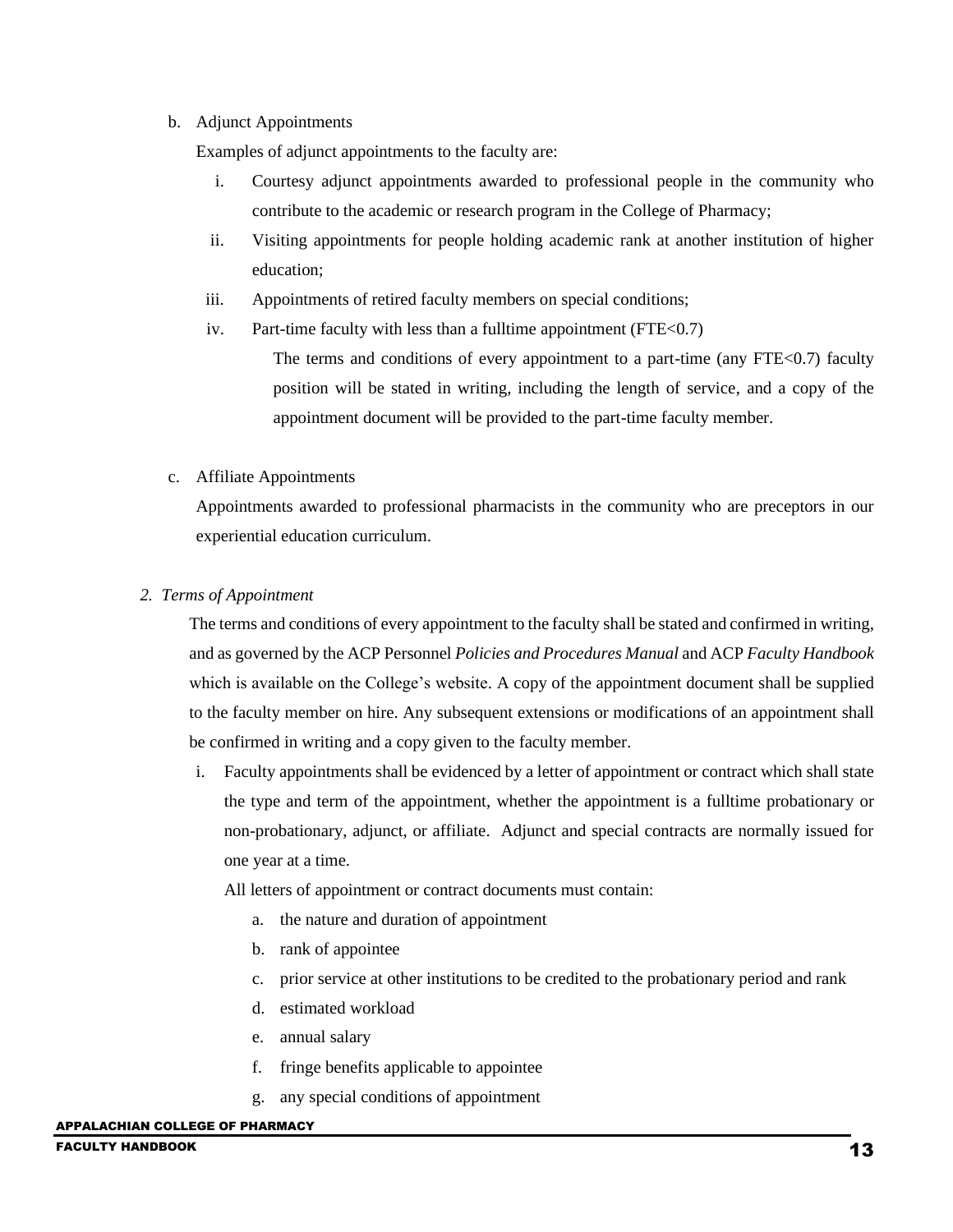b. Adjunct Appointments

Examples of adjunct appointments to the faculty are:

i. Courtesy adjunct appointments awarded to professional people in the community who contribute to the academic or research program in the College of Pharmacy;

ii. Visiting appointments for people holding academic rank at another institution of higher education;

iii. Appointments of retired faculty members on special conditions;

iv. Part-time faculty with less than a fulltime appointment (FTE<0.7)

The terms and conditions of every appointment to a part-time (any FTE<0.7) faculty position will be stated in writing, including the length of service, and a copy of the appointment document will be provided to the part-time faculty member.

c. Affiliate Appointments

Appointments awarded to professional pharmacists in the community who are preceptors in our experiential education curriculum.

*2. Terms of Appointment*

The terms and conditions of every appointment to the faculty shall be stated and confirmed in writing, and as governed by the ACP Personnel *Policies and Procedures Manual* and ACP *Faculty Handbook* which is available on the College's website. A copy of the appointment document shall be supplied to the faculty member on hire. Any subsequent extensions or modifications of an appointment shall be confirmed in writing and a copy given to the faculty member.

i. Faculty appointments shall be evidenced by a letter of appointment or contract which shall state the type and term of the appointment, whether the appointment is a fulltime probationary or non-probationary, adjunct, or affiliate. Adjunct and special contracts are normally issued for one year at a time.

All letters of appointment or contract documents must contain:

a. the nature and duration of appointment
b. rank of appointee
c. prior service at other institutions to be credited to the probationary period and rank
d. estimated workload
e. annual salary
f. fringe benefits applicable to appointee
g. any special conditions of appointment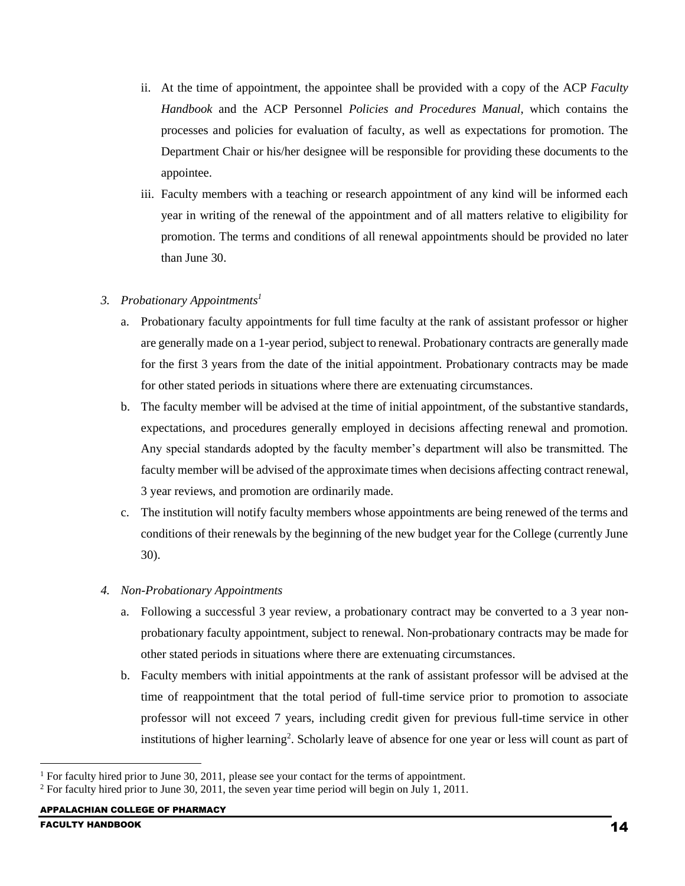ii. At the time of appointment, the appointee shall be provided with a copy of the ACP *Faculty Handbook* and the ACP Personnel *Policies and Procedures Manual*, which contains the processes and policies for evaluation of faculty, as well as expectations for promotion. The Department Chair or his/her designee will be responsible for providing these documents to the appointee.

iii. Faculty members with a teaching or research appointment of any kind will be informed each year in writing of the renewal of the appointment and of all matters relative to eligibility for promotion. The terms and conditions of all renewal appointments should be provided no later than June 30.

3. *Probationary Appointments*[1]

   a. Probationary faculty appointments for full time faculty at the rank of assistant professor or higher are generally made on a 1-year period, subject to renewal. Probationary contracts are generally made for the first 3 years from the date of the initial appointment. Probationary contracts may be made for other stated periods in situations where there are extenuating circumstances.

   b. The faculty member will be advised at the time of initial appointment, of the substantive standards, expectations, and procedures generally employed in decisions affecting renewal and promotion. Any special standards adopted by the faculty member's department will also be transmitted. The faculty member will be advised of the approximate times when decisions affecting contract renewal, 3 year reviews, and promotion are ordinarily made.

   c. The institution will notify faculty members whose appointments are being renewed of the terms and conditions of their renewals by the beginning of the new budget year for the College (currently June 30).

4. *Non-Probationary Appointments*

   a. Following a successful 3 year review, a probationary contract may be converted to a 3 year non-probationary faculty appointment, subject to renewal. Non-probationary contracts may be made for other stated periods in situations where there are extenuating circumstances.

   b. Faculty members with initial appointments at the rank of assistant professor will be advised at the time of reappointment that the total period of full-time service prior to promotion to associate professor will not exceed 7 years, including credit given for previous full-time service in other institutions of higher learning[2]. Scholarly leave of absence for one year or less will count as part of

---

[1] For faculty hired prior to June 30, 2011, please see your contact for the terms of appointment.

[2] For faculty hired prior to June 30, 2011, the seven year time period will begin on July 1, 2011.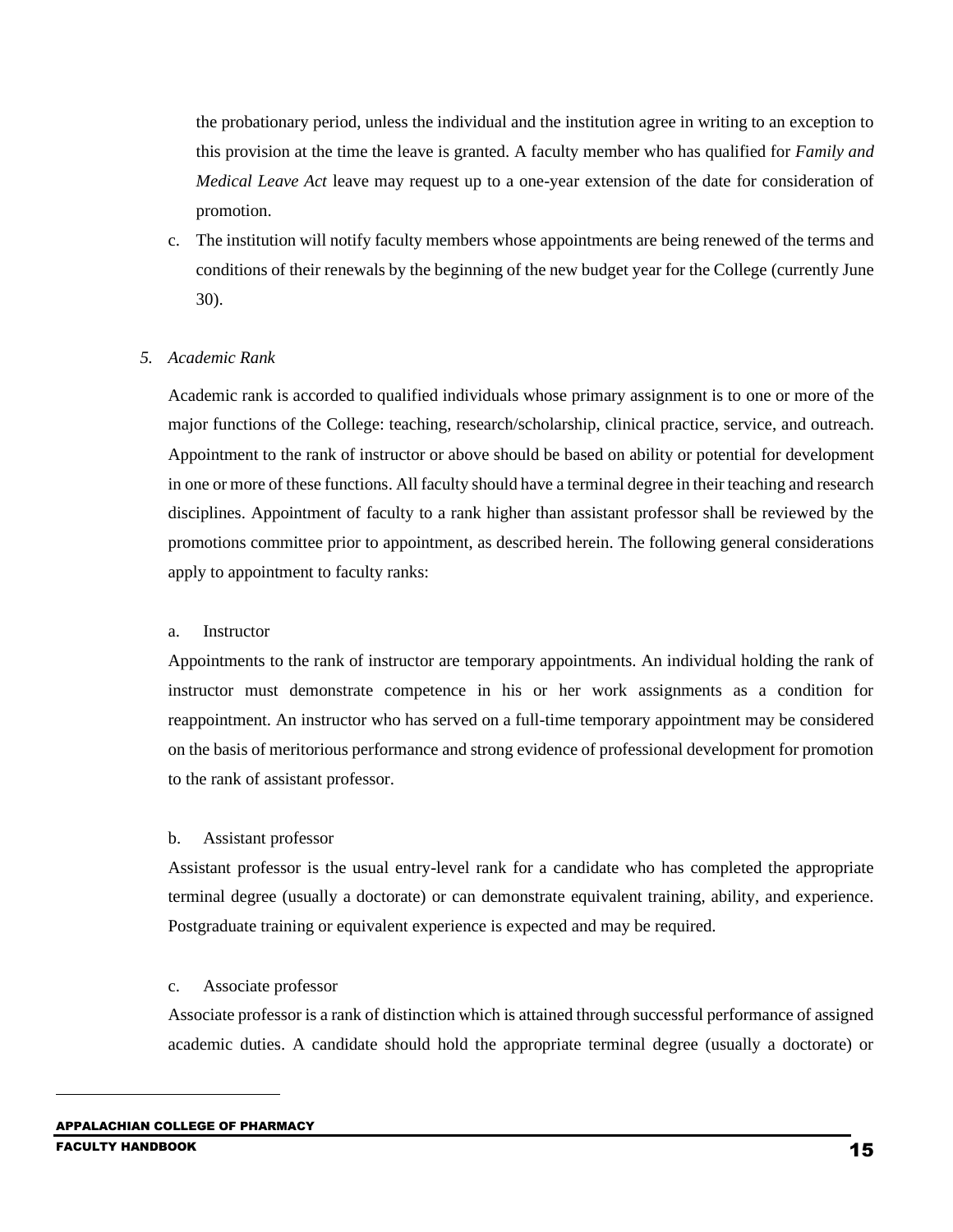the probationary period, unless the individual and the institution agree in writing to an exception to this provision at the time the leave is granted. A faculty member who has qualified for *Family and Medical Leave Act* leave may request up to a one-year extension of the date for consideration of promotion.

c. The institution will notify faculty members whose appointments are being renewed of the terms and conditions of their renewals by the beginning of the new budget year for the College (currently June 30).

### 5. *Academic Rank*

Academic rank is accorded to qualified individuals whose primary assignment is to one or more of the major functions of the College: teaching, research/scholarship, clinical practice, service, and outreach. Appointment to the rank of instructor or above should be based on ability or potential for development in one or more of these functions. All faculty should have a terminal degree in their teaching and research disciplines. Appointment of faculty to a rank higher than assistant professor shall be reviewed by the promotions committee prior to appointment, as described herein. The following general considerations apply to appointment to faculty ranks:

a. Instructor

Appointments to the rank of instructor are temporary appointments. An individual holding the rank of instructor must demonstrate competence in his or her work assignments as a condition for reappointment. An instructor who has served on a full-time temporary appointment may be considered on the basis of meritorious performance and strong evidence of professional development for promotion to the rank of assistant professor.

b. Assistant professor

Assistant professor is the usual entry-level rank for a candidate who has completed the appropriate terminal degree (usually a doctorate) or can demonstrate equivalent training, ability, and experience. Postgraduate training or equivalent experience is expected and may be required.

c. Associate professor

Associate professor is a rank of distinction which is attained through successful performance of assigned academic duties. A candidate should hold the appropriate terminal degree (usually a doctorate) or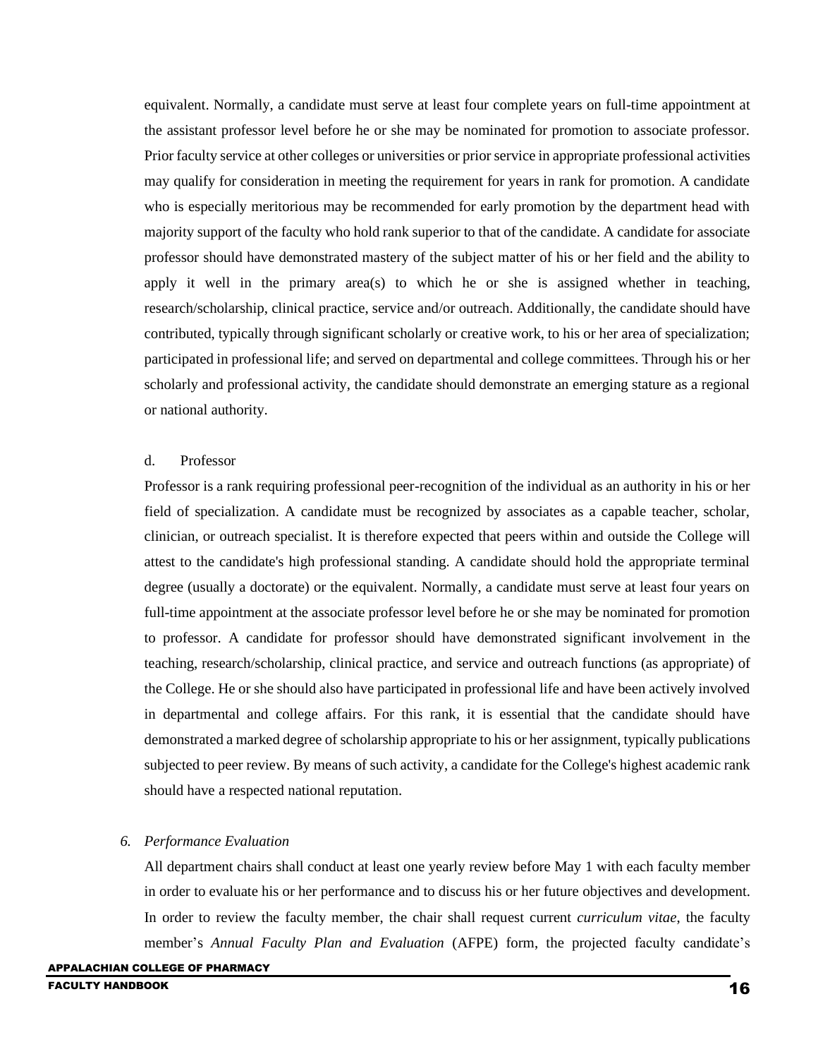equivalent. Normally, a candidate must serve at least four complete years on full-time appointment at the assistant professor level before he or she may be nominated for promotion to associate professor. Prior faculty service at other colleges or universities or prior service in appropriate professional activities may qualify for consideration in meeting the requirement for years in rank for promotion. A candidate who is especially meritorious may be recommended for early promotion by the department head with majority support of the faculty who hold rank superior to that of the candidate. A candidate for associate professor should have demonstrated mastery of the subject matter of his or her field and the ability to apply it well in the primary area(s) to which he or she is assigned whether in teaching, research/scholarship, clinical practice, service and/or outreach. Additionally, the candidate should have contributed, typically through significant scholarly or creative work, to his or her area of specialization; participated in professional life; and served on departmental and college committees. Through his or her scholarly and professional activity, the candidate should demonstrate an emerging stature as a regional or national authority.

d. Professor

Professor is a rank requiring professional peer-recognition of the individual as an authority in his or her field of specialization. A candidate must be recognized by associates as a capable teacher, scholar, clinician, or outreach specialist. It is therefore expected that peers within and outside the College will attest to the candidate's high professional standing. A candidate should hold the appropriate terminal degree (usually a doctorate) or the equivalent. Normally, a candidate must serve at least four years on full-time appointment at the associate professor level before he or she may be nominated for promotion to professor. A candidate for professor should have demonstrated significant involvement in the teaching, research/scholarship, clinical practice, and service and outreach functions (as appropriate) of the College. He or she should also have participated in professional life and have been actively involved in departmental and college affairs. For this rank, it is essential that the candidate should have demonstrated a marked degree of scholarship appropriate to his or her assignment, typically publications subjected to peer review. By means of such activity, a candidate for the College's highest academic rank should have a respected national reputation.

*6. Performance Evaluation*

All department chairs shall conduct at least one yearly review before May 1 with each faculty member in order to evaluate his or her performance and to discuss his or her future objectives and development. In order to review the faculty member, the chair shall request current *curriculum vitae*, the faculty member's *Annual Faculty Plan and Evaluation* (AFPE) form, the projected faculty candidate's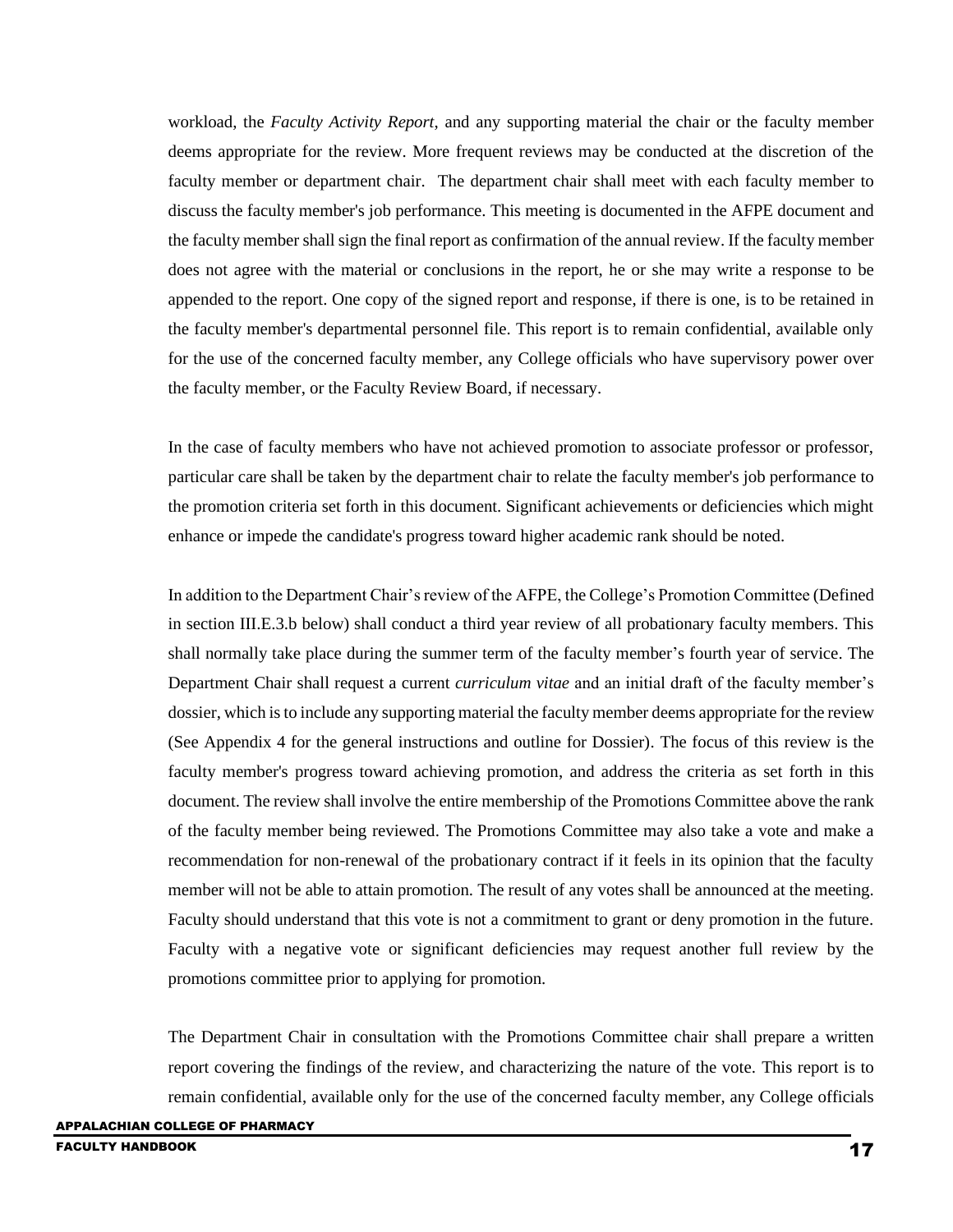workload, the *Faculty Activity Report*, and any supporting material the chair or the faculty member deems appropriate for the review. More frequent reviews may be conducted at the discretion of the faculty member or department chair. The department chair shall meet with each faculty member to discuss the faculty member's job performance. This meeting is documented in the AFPE document and the faculty member shall sign the final report as confirmation of the annual review. If the faculty member does not agree with the material or conclusions in the report, he or she may write a response to be appended to the report. One copy of the signed report and response, if there is one, is to be retained in the faculty member's departmental personnel file. This report is to remain confidential, available only for the use of the concerned faculty member, any College officials who have supervisory power over the faculty member, or the Faculty Review Board, if necessary.

In the case of faculty members who have not achieved promotion to associate professor or professor, particular care shall be taken by the department chair to relate the faculty member's job performance to the promotion criteria set forth in this document. Significant achievements or deficiencies which might enhance or impede the candidate's progress toward higher academic rank should be noted.

In addition to the Department Chair's review of the AFPE, the College's Promotion Committee (Defined in section III.E.3.b below) shall conduct a third year review of all probationary faculty members. This shall normally take place during the summer term of the faculty member's fourth year of service. The Department Chair shall request a current *curriculum vitae* and an initial draft of the faculty member's dossier, which is to include any supporting material the faculty member deems appropriate for the review (See Appendix 4 for the general instructions and outline for Dossier). The focus of this review is the faculty member's progress toward achieving promotion, and address the criteria as set forth in this document. The review shall involve the entire membership of the Promotions Committee above the rank of the faculty member being reviewed. The Promotions Committee may also take a vote and make a recommendation for non-renewal of the probationary contract if it feels in its opinion that the faculty member will not be able to attain promotion. The result of any votes shall be announced at the meeting. Faculty should understand that this vote is not a commitment to grant or deny promotion in the future. Faculty with a negative vote or significant deficiencies may request another full review by the promotions committee prior to applying for promotion.

The Department Chair in consultation with the Promotions Committee chair shall prepare a written report covering the findings of the review, and characterizing the nature of the vote. This report is to remain confidential, available only for the use of the concerned faculty member, any College officials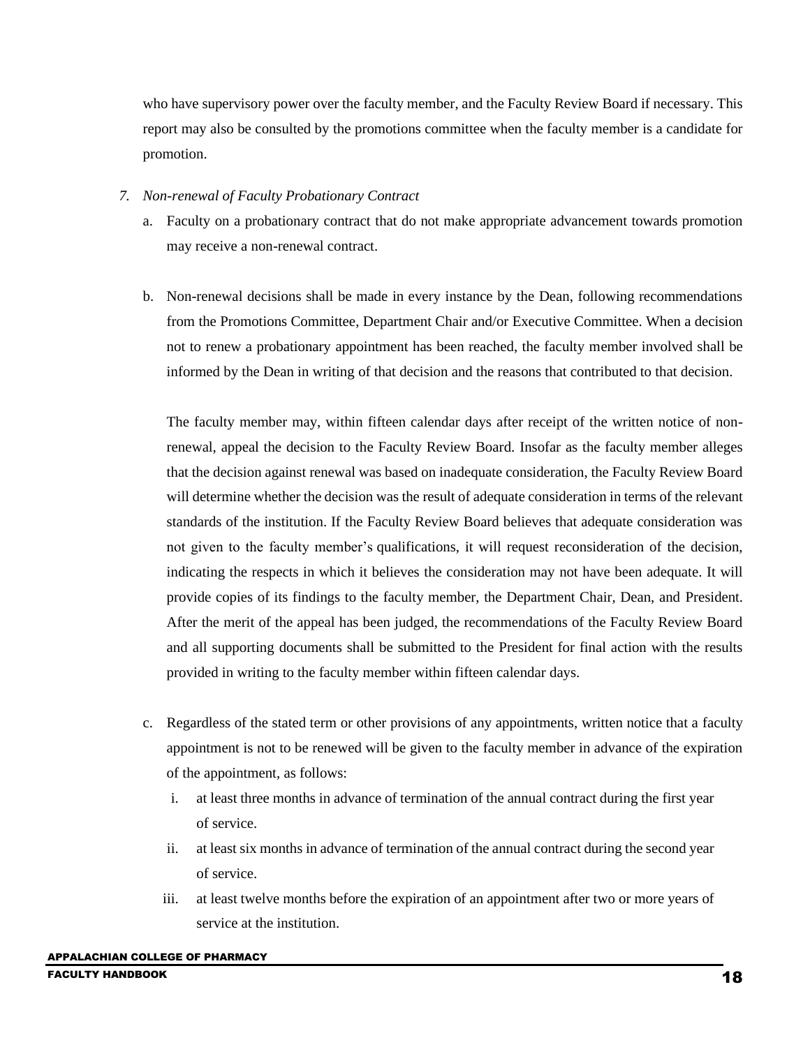who have supervisory power over the faculty member, and the Faculty Review Board if necessary. This report may also be consulted by the promotions committee when the faculty member is a candidate for promotion.

7. *Non-renewal of Faculty Probationary Contract*

   a. Faculty on a probationary contract that do not make appropriate advancement towards promotion may receive a non-renewal contract.

   b. Non-renewal decisions shall be made in every instance by the Dean, following recommendations from the Promotions Committee, Department Chair and/or Executive Committee. When a decision not to renew a probationary appointment has been reached, the faculty member involved shall be informed by the Dean in writing of that decision and the reasons that contributed to that decision.

      The faculty member may, within fifteen calendar days after receipt of the written notice of non-renewal, appeal the decision to the Faculty Review Board. Insofar as the faculty member alleges that the decision against renewal was based on inadequate consideration, the Faculty Review Board will determine whether the decision was the result of adequate consideration in terms of the relevant standards of the institution. If the Faculty Review Board believes that adequate consideration was not given to the faculty member's qualifications, it will request reconsideration of the decision, indicating the respects in which it believes the consideration may not have been adequate. It will provide copies of its findings to the faculty member, the Department Chair, Dean, and President. After the merit of the appeal has been judged, the recommendations of the Faculty Review Board and all supporting documents shall be submitted to the President for final action with the results provided in writing to the faculty member within fifteen calendar days.

   c. Regardless of the stated term or other provisions of any appointments, written notice that a faculty appointment is not to be renewed will be given to the faculty member in advance of the expiration of the appointment, as follows:

      i. at least three months in advance of termination of the annual contract during the first year of service.
      ii. at least six months in advance of termination of the annual contract during the second year of service.
      iii. at least twelve months before the expiration of an appointment after two or more years of service at the institution.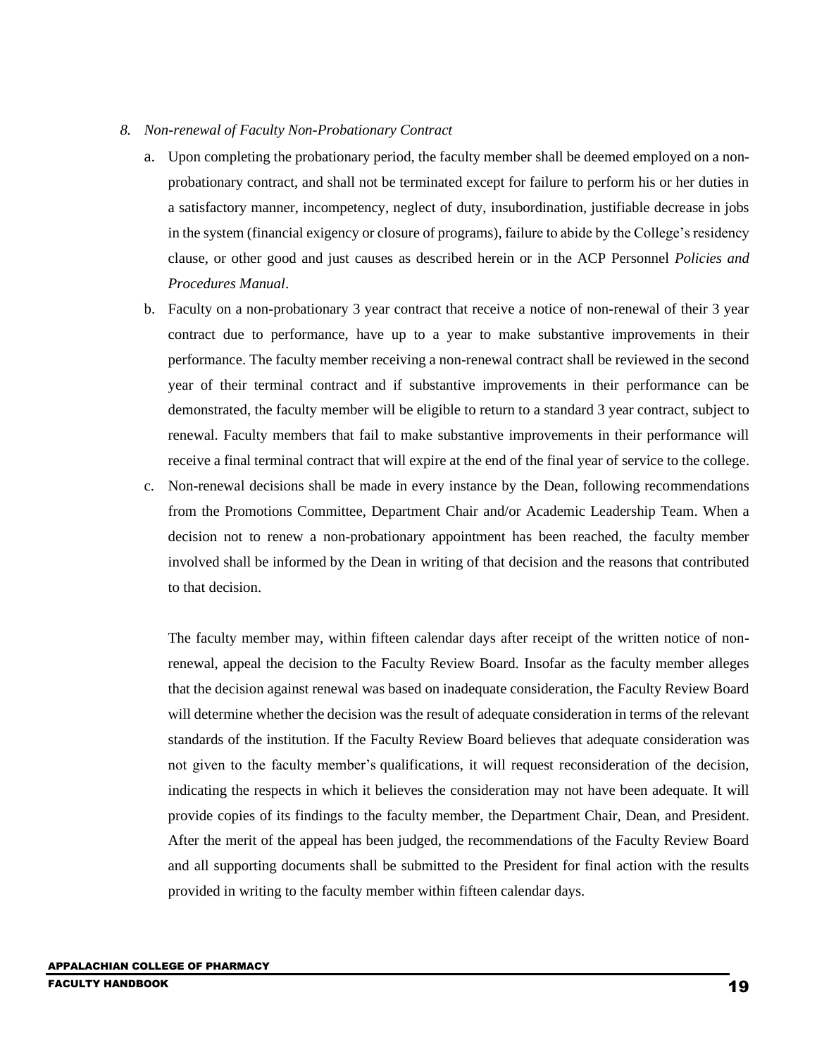*8. Non-renewal of Faculty Non-Probationary Contract*

a. Upon completing the probationary period, the faculty member shall be deemed employed on a non-probationary contract, and shall not be terminated except for failure to perform his or her duties in a satisfactory manner, incompetency, neglect of duty, insubordination, justifiable decrease in jobs in the system (financial exigency or closure of programs), failure to abide by the College's residency clause, or other good and just causes as described herein or in the ACP Personnel *Policies and Procedures Manual*.

b. Faculty on a non-probationary 3 year contract that receive a notice of non-renewal of their 3 year contract due to performance, have up to a year to make substantive improvements in their performance. The faculty member receiving a non-renewal contract shall be reviewed in the second year of their terminal contract and if substantive improvements in their performance can be demonstrated, the faculty member will be eligible to return to a standard 3 year contract, subject to renewal. Faculty members that fail to make substantive improvements in their performance will receive a final terminal contract that will expire at the end of the final year of service to the college.

c. Non-renewal decisions shall be made in every instance by the Dean, following recommendations from the Promotions Committee, Department Chair and/or Academic Leadership Team. When a decision not to renew a non-probationary appointment has been reached, the faculty member involved shall be informed by the Dean in writing of that decision and the reasons that contributed to that decision.

   The faculty member may, within fifteen calendar days after receipt of the written notice of non-renewal, appeal the decision to the Faculty Review Board. Insofar as the faculty member alleges that the decision against renewal was based on inadequate consideration, the Faculty Review Board will determine whether the decision was the result of adequate consideration in terms of the relevant standards of the institution. If the Faculty Review Board believes that adequate consideration was not given to the faculty member's qualifications, it will request reconsideration of the decision, indicating the respects in which it believes the consideration may not have been adequate. It will provide copies of its findings to the faculty member, the Department Chair, Dean, and President. After the merit of the appeal has been judged, the recommendations of the Faculty Review Board and all supporting documents shall be submitted to the President for final action with the results provided in writing to the faculty member within fifteen calendar days.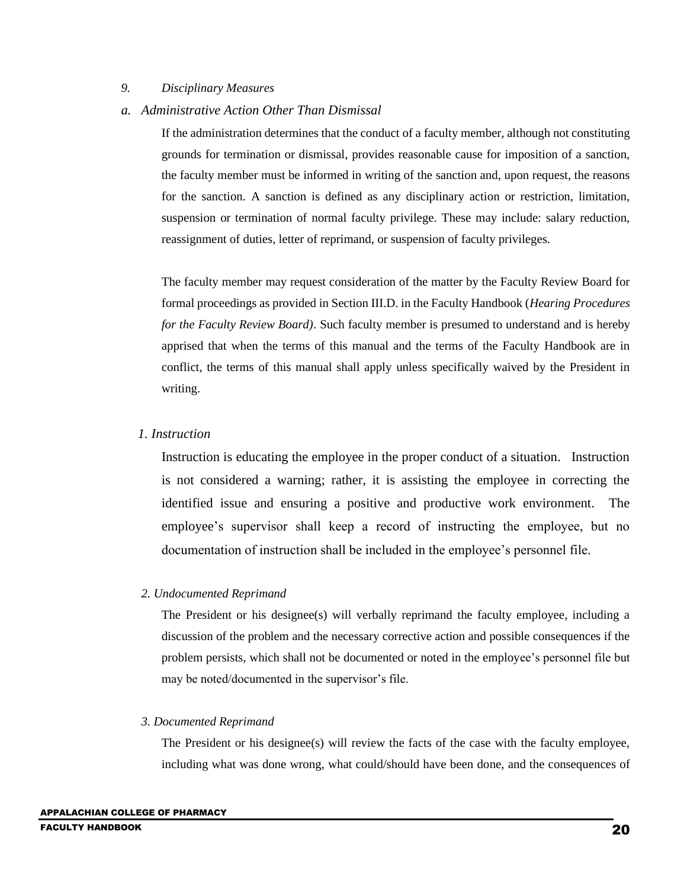*9. Disciplinary Measures*

*a. Administrative Action Other Than Dismissal*

If the administration determines that the conduct of a faculty member, although not constituting grounds for termination or dismissal, provides reasonable cause for imposition of a sanction, the faculty member must be informed in writing of the sanction and, upon request, the reasons for the sanction. A sanction is defined as any disciplinary action or restriction, limitation, suspension or termination of normal faculty privilege. These may include: salary reduction, reassignment of duties, letter of reprimand, or suspension of faculty privileges.

The faculty member may request consideration of the matter by the Faculty Review Board for formal proceedings as provided in Section III.D. in the Faculty Handbook (*Hearing Procedures for the Faculty Review Board)*. Such faculty member is presumed to understand and is hereby apprised that when the terms of this manual and the terms of the Faculty Handbook are in conflict, the terms of this manual shall apply unless specifically waived by the President in writing.

*1. Instruction*

Instruction is educating the employee in the proper conduct of a situation. Instruction is not considered a warning; rather, it is assisting the employee in correcting the identified issue and ensuring a positive and productive work environment. The employee's supervisor shall keep a record of instructing the employee, but no documentation of instruction shall be included in the employee's personnel file.

*2. Undocumented Reprimand*

The President or his designee(s) will verbally reprimand the faculty employee, including a discussion of the problem and the necessary corrective action and possible consequences if the problem persists, which shall not be documented or noted in the employee's personnel file but may be noted/documented in the supervisor's file.

*3. Documented Reprimand*

The President or his designee(s) will review the facts of the case with the faculty employee, including what was done wrong, what could/should have been done, and the consequences of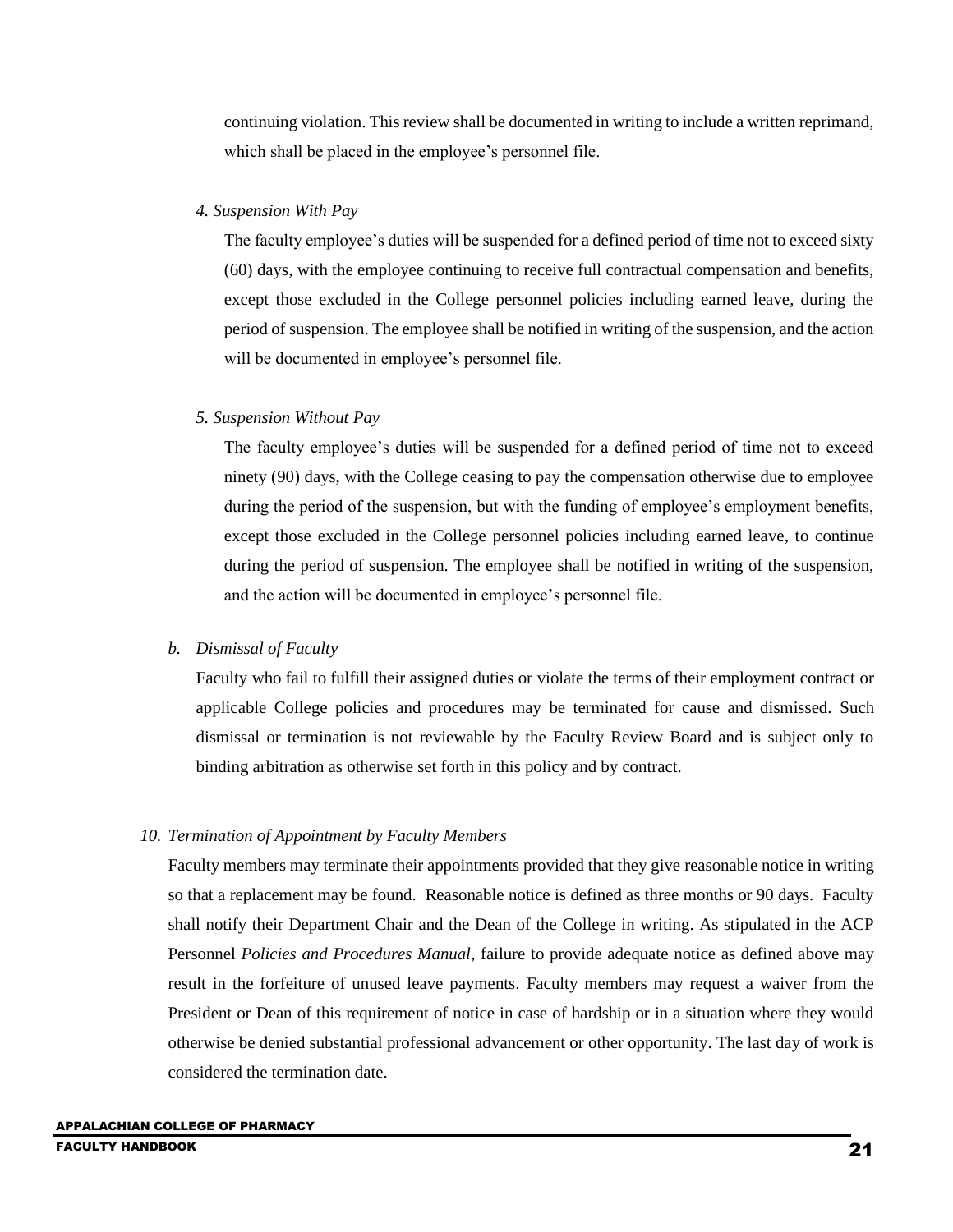continuing violation. This review shall be documented in writing to include a written reprimand, which shall be placed in the employee's personnel file.

*4. Suspension With Pay*

The faculty employee's duties will be suspended for a defined period of time not to exceed sixty (60) days, with the employee continuing to receive full contractual compensation and benefits, except those excluded in the College personnel policies including earned leave, during the period of suspension. The employee shall be notified in writing of the suspension, and the action will be documented in employee's personnel file.

*5. Suspension Without Pay*

The faculty employee's duties will be suspended for a defined period of time not to exceed ninety (90) days, with the College ceasing to pay the compensation otherwise due to employee during the period of the suspension, but with the funding of employee's employment benefits, except those excluded in the College personnel policies including earned leave, to continue during the period of suspension. The employee shall be notified in writing of the suspension, and the action will be documented in employee's personnel file.

*b. Dismissal of Faculty*

Faculty who fail to fulfill their assigned duties or violate the terms of their employment contract or applicable College policies and procedures may be terminated for cause and dismissed. Such dismissal or termination is not reviewable by the Faculty Review Board and is subject only to binding arbitration as otherwise set forth in this policy and by contract.

*10. Termination of Appointment by Faculty Members*

Faculty members may terminate their appointments provided that they give reasonable notice in writing so that a replacement may be found. Reasonable notice is defined as three months or 90 days. Faculty shall notify their Department Chair and the Dean of the College in writing. As stipulated in the ACP Personnel *Policies and Procedures Manual*, failure to provide adequate notice as defined above may result in the forfeiture of unused leave payments. Faculty members may request a waiver from the President or Dean of this requirement of notice in case of hardship or in a situation where they would otherwise be denied substantial professional advancement or other opportunity. The last day of work is considered the termination date.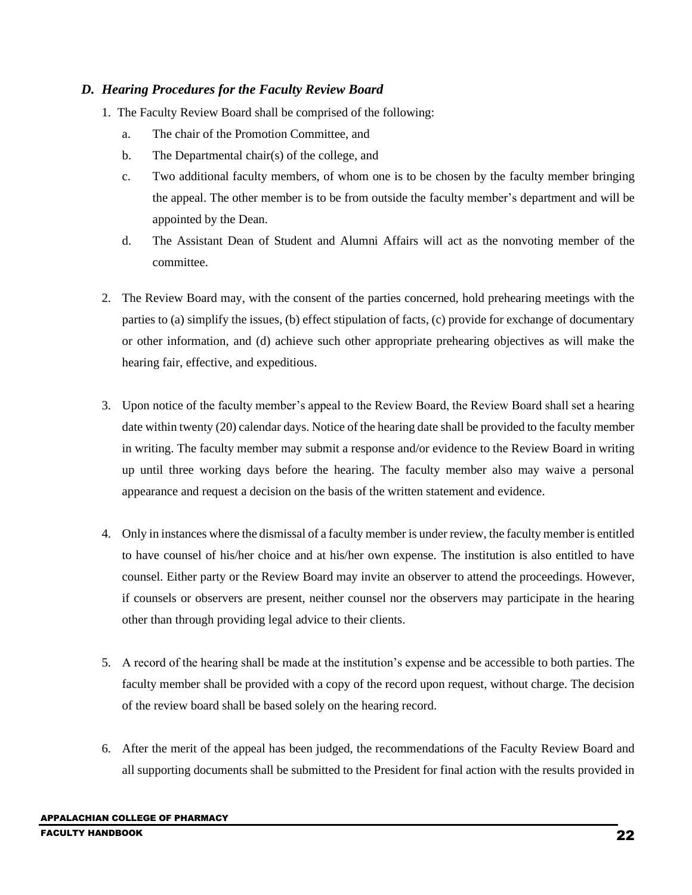### *D. Hearing Procedures for the Faculty Review Board*

1. The Faculty Review Board shall be comprised of the following:
    a. The chair of the Promotion Committee, and
    b. The Departmental chair(s) of the college, and
    c. Two additional faculty members, of whom one is to be chosen by the faculty member bringing the appeal. The other member is to be from outside the faculty member's department and will be appointed by the Dean.
    d. The Assistant Dean of Student and Alumni Affairs will act as the nonvoting member of the committee.

2. The Review Board may, with the consent of the parties concerned, hold prehearing meetings with the parties to (a) simplify the issues, (b) effect stipulation of facts, (c) provide for exchange of documentary or other information, and (d) achieve such other appropriate prehearing objectives as will make the hearing fair, effective, and expeditious.

3. Upon notice of the faculty member's appeal to the Review Board, the Review Board shall set a hearing date within twenty (20) calendar days. Notice of the hearing date shall be provided to the faculty member in writing. The faculty member may submit a response and/or evidence to the Review Board in writing up until three working days before the hearing. The faculty member also may waive a personal appearance and request a decision on the basis of the written statement and evidence.

4. Only in instances where the dismissal of a faculty member is under review, the faculty member is entitled to have counsel of his/her choice and at his/her own expense. The institution is also entitled to have counsel. Either party or the Review Board may invite an observer to attend the proceedings. However, if counsels or observers are present, neither counsel nor the observers may participate in the hearing other than through providing legal advice to their clients.

5. A record of the hearing shall be made at the institution's expense and be accessible to both parties. The faculty member shall be provided with a copy of the record upon request, without charge. The decision of the review board shall be based solely on the hearing record.

6. After the merit of the appeal has been judged, the recommendations of the Faculty Review Board and all supporting documents shall be submitted to the President for final action with the results provided in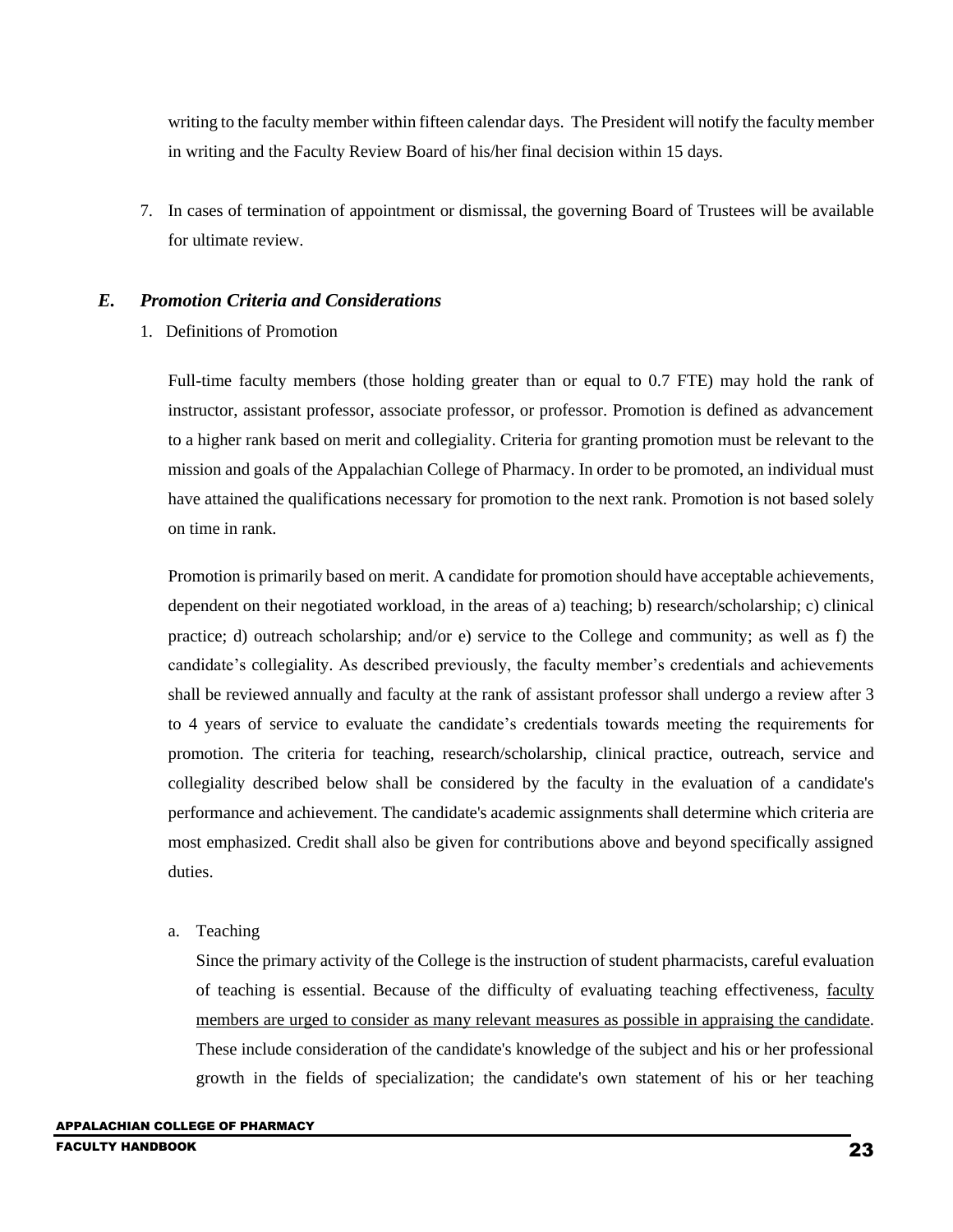writing to the faculty member within fifteen calendar days. The President will notify the faculty member in writing and the Faculty Review Board of his/her final decision within 15 days.

7. In cases of termination of appointment or dismissal, the governing Board of Trustees will be available for ultimate review.

### *E. Promotion Criteria and Considerations*

1. Definitions of Promotion

Full-time faculty members (those holding greater than or equal to 0.7 FTE) may hold the rank of instructor, assistant professor, associate professor, or professor. Promotion is defined as advancement to a higher rank based on merit and collegiality. Criteria for granting promotion must be relevant to the mission and goals of the Appalachian College of Pharmacy. In order to be promoted, an individual must have attained the qualifications necessary for promotion to the next rank. Promotion is not based solely on time in rank.

Promotion is primarily based on merit. A candidate for promotion should have acceptable achievements, dependent on their negotiated workload, in the areas of a) teaching; b) research/scholarship; c) clinical practice; d) outreach scholarship; and/or e) service to the College and community; as well as f) the candidate's collegiality. As described previously, the faculty member's credentials and achievements shall be reviewed annually and faculty at the rank of assistant professor shall undergo a review after 3 to 4 years of service to evaluate the candidate's credentials towards meeting the requirements for promotion. The criteria for teaching, research/scholarship, clinical practice, outreach, service and collegiality described below shall be considered by the faculty in the evaluation of a candidate's performance and achievement. The candidate's academic assignments shall determine which criteria are most emphasized. Credit shall also be given for contributions above and beyond specifically assigned duties.

a. Teaching

Since the primary activity of the College is the instruction of student pharmacists, careful evaluation of teaching is essential. Because of the difficulty of evaluating teaching effectiveness, faculty members are urged to consider as many relevant measures as possible in appraising the candidate. These include consideration of the candidate's knowledge of the subject and his or her professional growth in the fields of specialization; the candidate's own statement of his or her teaching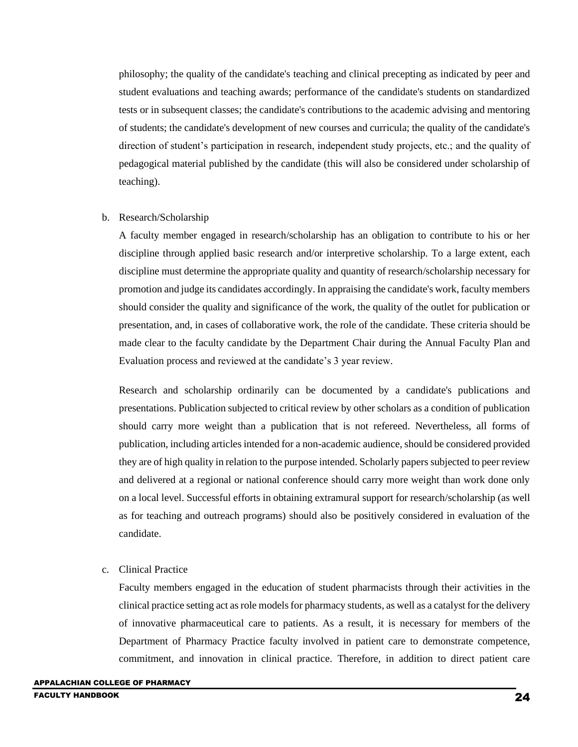philosophy; the quality of the candidate's teaching and clinical precepting as indicated by peer and student evaluations and teaching awards; performance of the candidate's students on standardized tests or in subsequent classes; the candidate's contributions to the academic advising and mentoring of students; the candidate's development of new courses and curricula; the quality of the candidate's direction of student's participation in research, independent study projects, etc.; and the quality of pedagogical material published by the candidate (this will also be considered under scholarship of teaching).

b. Research/Scholarship

A faculty member engaged in research/scholarship has an obligation to contribute to his or her discipline through applied basic research and/or interpretive scholarship. To a large extent, each discipline must determine the appropriate quality and quantity of research/scholarship necessary for promotion and judge its candidates accordingly. In appraising the candidate's work, faculty members should consider the quality and significance of the work, the quality of the outlet for publication or presentation, and, in cases of collaborative work, the role of the candidate. These criteria should be made clear to the faculty candidate by the Department Chair during the Annual Faculty Plan and Evaluation process and reviewed at the candidate's 3 year review.

Research and scholarship ordinarily can be documented by a candidate's publications and presentations. Publication subjected to critical review by other scholars as a condition of publication should carry more weight than a publication that is not refereed. Nevertheless, all forms of publication, including articles intended for a non-academic audience, should be considered provided they are of high quality in relation to the purpose intended. Scholarly papers subjected to peer review and delivered at a regional or national conference should carry more weight than work done only on a local level. Successful efforts in obtaining extramural support for research/scholarship (as well as for teaching and outreach programs) should also be positively considered in evaluation of the candidate.

c. Clinical Practice

Faculty members engaged in the education of student pharmacists through their activities in the clinical practice setting act as role models for pharmacy students, as well as a catalyst for the delivery of innovative pharmaceutical care to patients. As a result, it is necessary for members of the Department of Pharmacy Practice faculty involved in patient care to demonstrate competence, commitment, and innovation in clinical practice. Therefore, in addition to direct patient care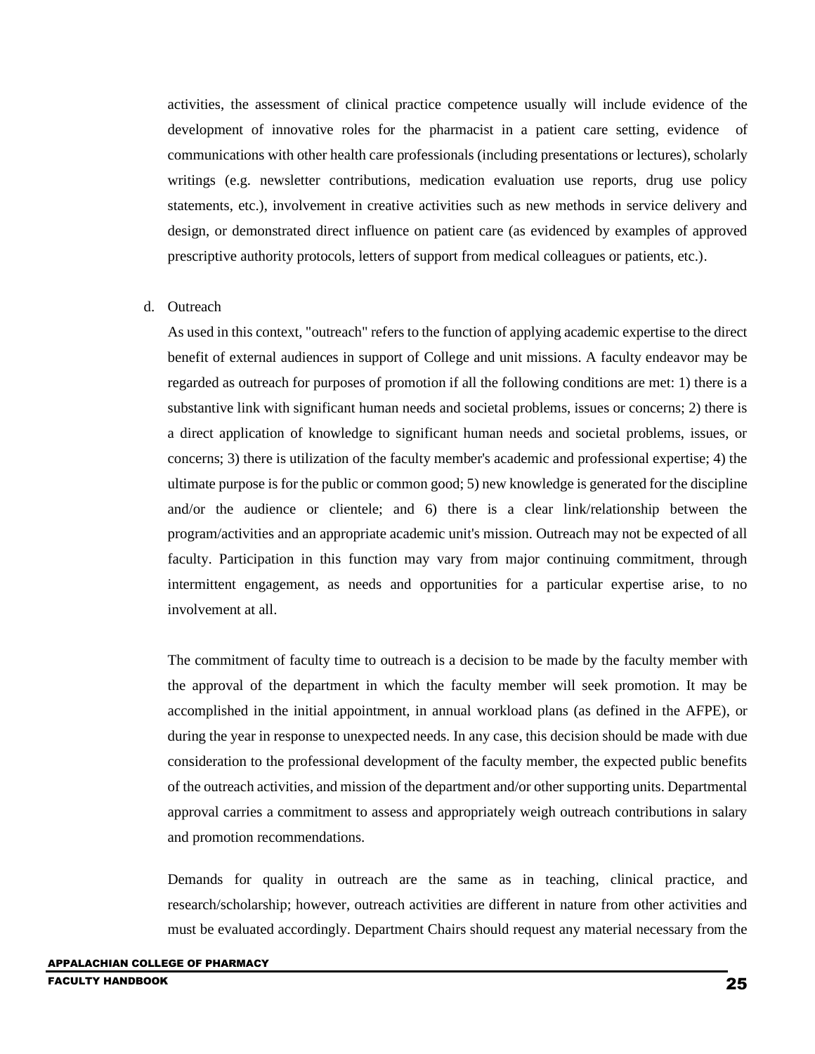activities, the assessment of clinical practice competence usually will include evidence of the development of innovative roles for the pharmacist in a patient care setting, evidence of communications with other health care professionals (including presentations or lectures), scholarly writings (e.g. newsletter contributions, medication evaluation use reports, drug use policy statements, etc.), involvement in creative activities such as new methods in service delivery and design, or demonstrated direct influence on patient care (as evidenced by examples of approved prescriptive authority protocols, letters of support from medical colleagues or patients, etc.).

d. Outreach

As used in this context, "outreach" refers to the function of applying academic expertise to the direct benefit of external audiences in support of College and unit missions. A faculty endeavor may be regarded as outreach for purposes of promotion if all the following conditions are met: 1) there is a substantive link with significant human needs and societal problems, issues or concerns; 2) there is a direct application of knowledge to significant human needs and societal problems, issues, or concerns; 3) there is utilization of the faculty member's academic and professional expertise; 4) the ultimate purpose is for the public or common good; 5) new knowledge is generated for the discipline and/or the audience or clientele; and 6) there is a clear link/relationship between the program/activities and an appropriate academic unit's mission. Outreach may not be expected of all faculty. Participation in this function may vary from major continuing commitment, through intermittent engagement, as needs and opportunities for a particular expertise arise, to no involvement at all.

The commitment of faculty time to outreach is a decision to be made by the faculty member with the approval of the department in which the faculty member will seek promotion. It may be accomplished in the initial appointment, in annual workload plans (as defined in the AFPE), or during the year in response to unexpected needs. In any case, this decision should be made with due consideration to the professional development of the faculty member, the expected public benefits of the outreach activities, and mission of the department and/or other supporting units. Departmental approval carries a commitment to assess and appropriately weigh outreach contributions in salary and promotion recommendations.

Demands for quality in outreach are the same as in teaching, clinical practice, and research/scholarship; however, outreach activities are different in nature from other activities and must be evaluated accordingly. Department Chairs should request any material necessary from the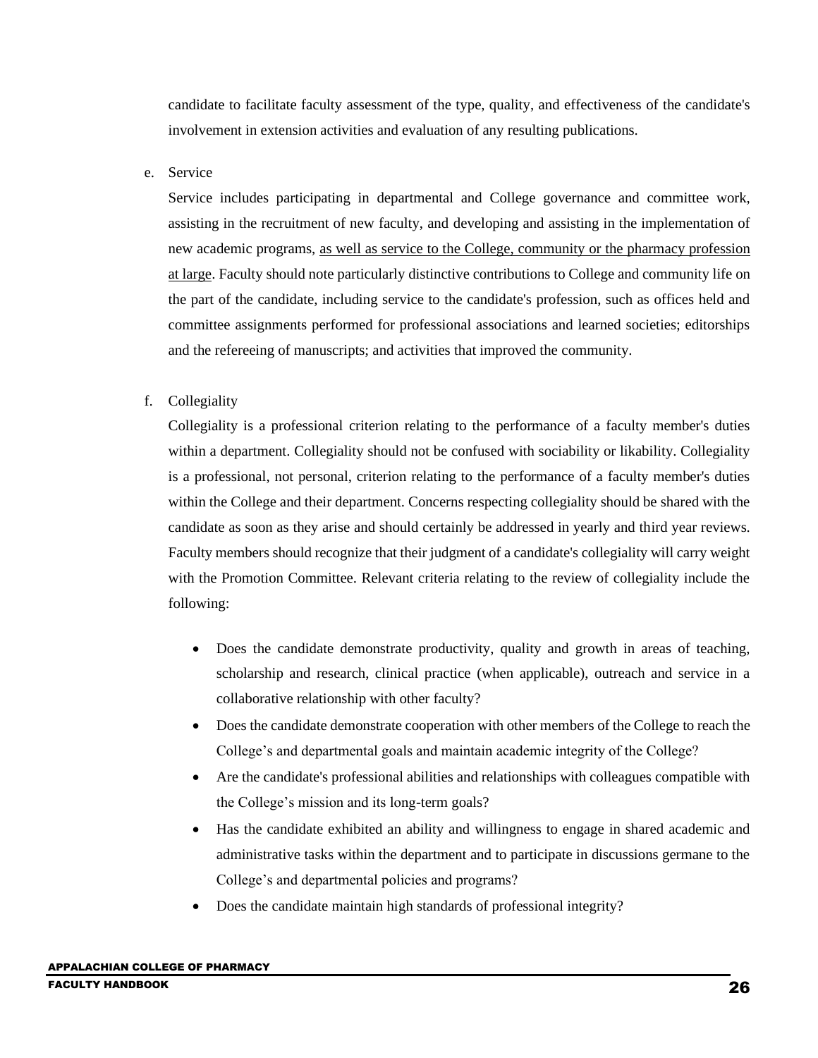candidate to facilitate faculty assessment of the type, quality, and effectiveness of the candidate's involvement in extension activities and evaluation of any resulting publications.

e. Service

Service includes participating in departmental and College governance and committee work, assisting in the recruitment of new faculty, and developing and assisting in the implementation of new academic programs, <u>as well as service to the College, community or the pharmacy profession at large</u>. Faculty should note particularly distinctive contributions to College and community life on the part of the candidate, including service to the candidate's profession, such as offices held and committee assignments performed for professional associations and learned societies; editorships and the refereeing of manuscripts; and activities that improved the community.

f. Collegiality

Collegiality is a professional criterion relating to the performance of a faculty member's duties within a department. Collegiality should not be confused with sociability or likability. Collegiality is a professional, not personal, criterion relating to the performance of a faculty member's duties within the College and their department. Concerns respecting collegiality should be shared with the candidate as soon as they arise and should certainly be addressed in yearly and third year reviews. Faculty members should recognize that their judgment of a candidate's collegiality will carry weight with the Promotion Committee. Relevant criteria relating to the review of collegiality include the following:

- Does the candidate demonstrate productivity, quality and growth in areas of teaching, scholarship and research, clinical practice (when applicable), outreach and service in a collaborative relationship with other faculty?
- Does the candidate demonstrate cooperation with other members of the College to reach the College's and departmental goals and maintain academic integrity of the College?
- Are the candidate's professional abilities and relationships with colleagues compatible with the College's mission and its long-term goals?
- Has the candidate exhibited an ability and willingness to engage in shared academic and administrative tasks within the department and to participate in discussions germane to the College's and departmental policies and programs?
- Does the candidate maintain high standards of professional integrity?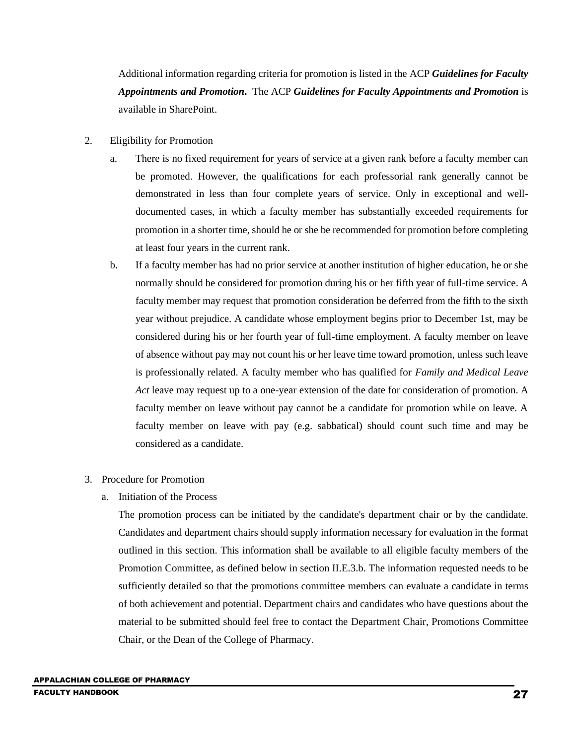Additional information regarding criteria for promotion is listed in the ACP ***Guidelines for Faculty Appointments and Promotion***. The ACP ***Guidelines for Faculty Appointments and Promotion*** is available in SharePoint.

2. Eligibility for Promotion

   a. There is no fixed requirement for years of service at a given rank before a faculty member can be promoted. However, the qualifications for each professorial rank generally cannot be demonstrated in less than four complete years of service. Only in exceptional and well-documented cases, in which a faculty member has substantially exceeded requirements for promotion in a shorter time, should he or she be recommended for promotion before completing at least four years in the current rank.

   b. If a faculty member has had no prior service at another institution of higher education, he or she normally should be considered for promotion during his or her fifth year of full-time service. A faculty member may request that promotion consideration be deferred from the fifth to the sixth year without prejudice. A candidate whose employment begins prior to December 1st, may be considered during his or her fourth year of full-time employment. A faculty member on leave of absence without pay may not count his or her leave time toward promotion, unless such leave is professionally related. A faculty member who has qualified for *Family and Medical Leave Act* leave may request up to a one-year extension of the date for consideration of promotion. A faculty member on leave without pay cannot be a candidate for promotion while on leave. A faculty member on leave with pay (e.g. sabbatical) should count such time and may be considered as a candidate.

3. Procedure for Promotion

   a. Initiation of the Process

   The promotion process can be initiated by the candidate's department chair or by the candidate. Candidates and department chairs should supply information necessary for evaluation in the format outlined in this section. This information shall be available to all eligible faculty members of the Promotion Committee, as defined below in section II.E.3.b. The information requested needs to be sufficiently detailed so that the promotions committee members can evaluate a candidate in terms of both achievement and potential. Department chairs and candidates who have questions about the material to be submitted should feel free to contact the Department Chair, Promotions Committee Chair, or the Dean of the College of Pharmacy.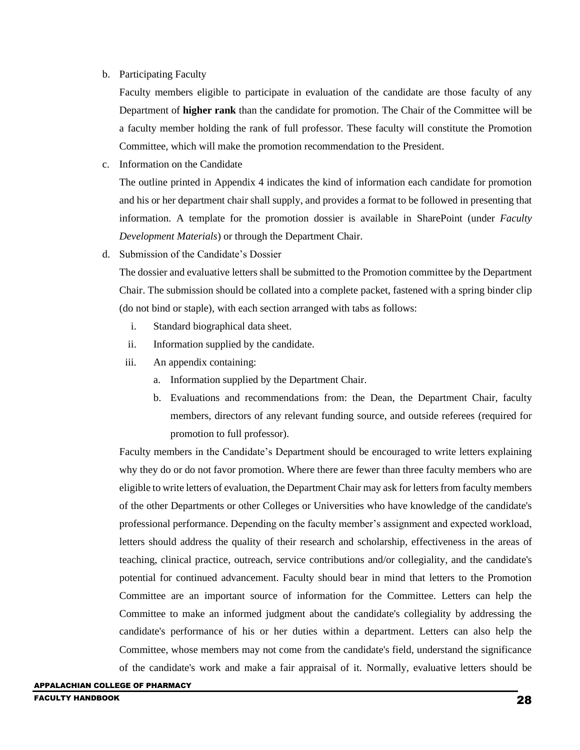b. Participating Faculty

   Faculty members eligible to participate in evaluation of the candidate are those faculty of any Department of **higher rank** than the candidate for promotion. The Chair of the Committee will be a faculty member holding the rank of full professor. These faculty will constitute the Promotion Committee, which will make the promotion recommendation to the President.

c. Information on the Candidate

   The outline printed in Appendix 4 indicates the kind of information each candidate for promotion and his or her department chair shall supply, and provides a format to be followed in presenting that information. A template for the promotion dossier is available in SharePoint (under *Faculty Development Materials*) or through the Department Chair.

d. Submission of the Candidate's Dossier

   The dossier and evaluative letters shall be submitted to the Promotion committee by the Department Chair. The submission should be collated into a complete packet, fastened with a spring binder clip (do not bind or staple), with each section arranged with tabs as follows:

   i. Standard biographical data sheet.
   ii. Information supplied by the candidate.
   iii. An appendix containing:
      a. Information supplied by the Department Chair.
      b. Evaluations and recommendations from: the Dean, the Department Chair, faculty members, directors of any relevant funding source, and outside referees (required for promotion to full professor).

   Faculty members in the Candidate's Department should be encouraged to write letters explaining why they do or do not favor promotion. Where there are fewer than three faculty members who are eligible to write letters of evaluation, the Department Chair may ask for letters from faculty members of the other Departments or other Colleges or Universities who have knowledge of the candidate's professional performance. Depending on the faculty member's assignment and expected workload, letters should address the quality of their research and scholarship, effectiveness in the areas of teaching, clinical practice, outreach, service contributions and/or collegiality, and the candidate's potential for continued advancement. Faculty should bear in mind that letters to the Promotion Committee are an important source of information for the Committee. Letters can help the Committee to make an informed judgment about the candidate's collegiality by addressing the candidate's performance of his or her duties within a department. Letters can also help the Committee, whose members may not come from the candidate's field, understand the significance of the candidate's work and make a fair appraisal of it. Normally, evaluative letters should be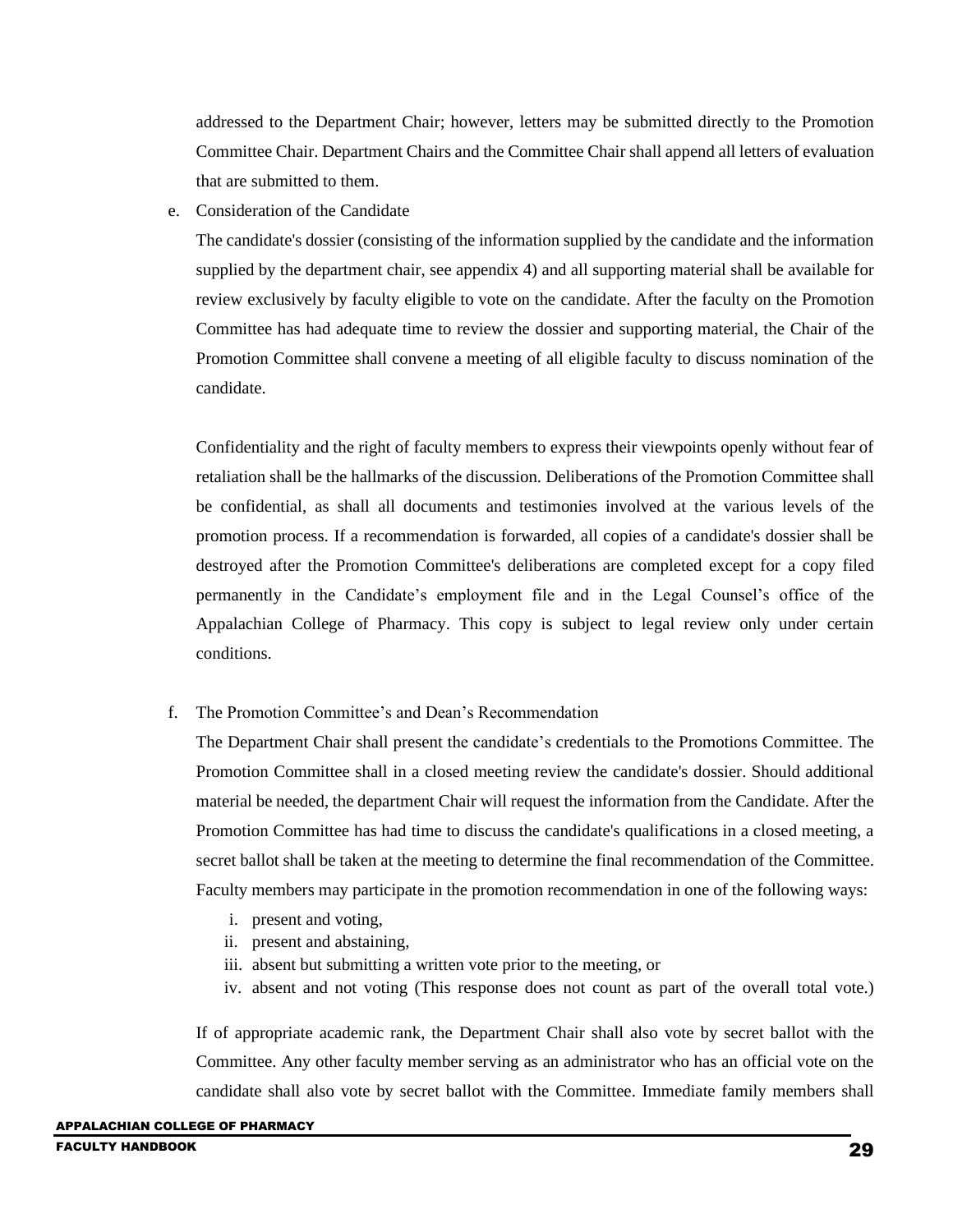addressed to the Department Chair; however, letters may be submitted directly to the Promotion Committee Chair. Department Chairs and the Committee Chair shall append all letters of evaluation that are submitted to them.

e. Consideration of the Candidate

The candidate's dossier (consisting of the information supplied by the candidate and the information supplied by the department chair, see appendix 4) and all supporting material shall be available for review exclusively by faculty eligible to vote on the candidate. After the faculty on the Promotion Committee has had adequate time to review the dossier and supporting material, the Chair of the Promotion Committee shall convene a meeting of all eligible faculty to discuss nomination of the candidate.

Confidentiality and the right of faculty members to express their viewpoints openly without fear of retaliation shall be the hallmarks of the discussion. Deliberations of the Promotion Committee shall be confidential, as shall all documents and testimonies involved at the various levels of the promotion process. If a recommendation is forwarded, all copies of a candidate's dossier shall be destroyed after the Promotion Committee's deliberations are completed except for a copy filed permanently in the Candidate's employment file and in the Legal Counsel's office of the Appalachian College of Pharmacy. This copy is subject to legal review only under certain conditions.

f. The Promotion Committee's and Dean's Recommendation

The Department Chair shall present the candidate's credentials to the Promotions Committee. The Promotion Committee shall in a closed meeting review the candidate's dossier. Should additional material be needed, the department Chair will request the information from the Candidate. After the Promotion Committee has had time to discuss the candidate's qualifications in a closed meeting, a secret ballot shall be taken at the meeting to determine the final recommendation of the Committee. Faculty members may participate in the promotion recommendation in one of the following ways:

i. present and voting,
ii. present and abstaining,
iii. absent but submitting a written vote prior to the meeting, or
iv. absent and not voting (This response does not count as part of the overall total vote.)

If of appropriate academic rank, the Department Chair shall also vote by secret ballot with the Committee. Any other faculty member serving as an administrator who has an official vote on the candidate shall also vote by secret ballot with the Committee. Immediate family members shall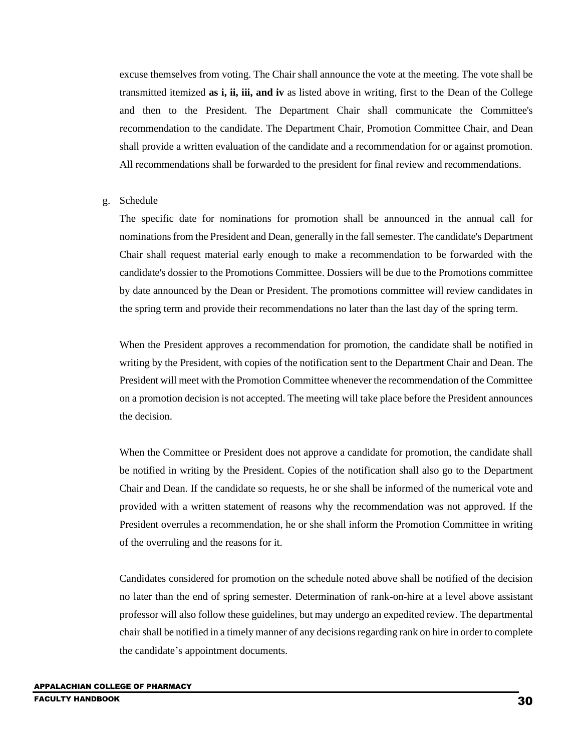excuse themselves from voting. The Chair shall announce the vote at the meeting. The vote shall be transmitted itemized **as i, ii, iii, and iv** as listed above in writing, first to the Dean of the College and then to the President. The Department Chair shall communicate the Committee's recommendation to the candidate. The Department Chair, Promotion Committee Chair, and Dean shall provide a written evaluation of the candidate and a recommendation for or against promotion. All recommendations shall be forwarded to the president for final review and recommendations.

g. Schedule

The specific date for nominations for promotion shall be announced in the annual call for nominations from the President and Dean, generally in the fall semester. The candidate's Department Chair shall request material early enough to make a recommendation to be forwarded with the candidate's dossier to the Promotions Committee. Dossiers will be due to the Promotions committee by date announced by the Dean or President. The promotions committee will review candidates in the spring term and provide their recommendations no later than the last day of the spring term.

When the President approves a recommendation for promotion, the candidate shall be notified in writing by the President, with copies of the notification sent to the Department Chair and Dean. The President will meet with the Promotion Committee whenever the recommendation of the Committee on a promotion decision is not accepted. The meeting will take place before the President announces the decision.

When the Committee or President does not approve a candidate for promotion, the candidate shall be notified in writing by the President. Copies of the notification shall also go to the Department Chair and Dean. If the candidate so requests, he or she shall be informed of the numerical vote and provided with a written statement of reasons why the recommendation was not approved. If the President overrules a recommendation, he or she shall inform the Promotion Committee in writing of the overruling and the reasons for it.

Candidates considered for promotion on the schedule noted above shall be notified of the decision no later than the end of spring semester. Determination of rank-on-hire at a level above assistant professor will also follow these guidelines, but may undergo an expedited review. The departmental chair shall be notified in a timely manner of any decisions regarding rank on hire in order to complete the candidate's appointment documents.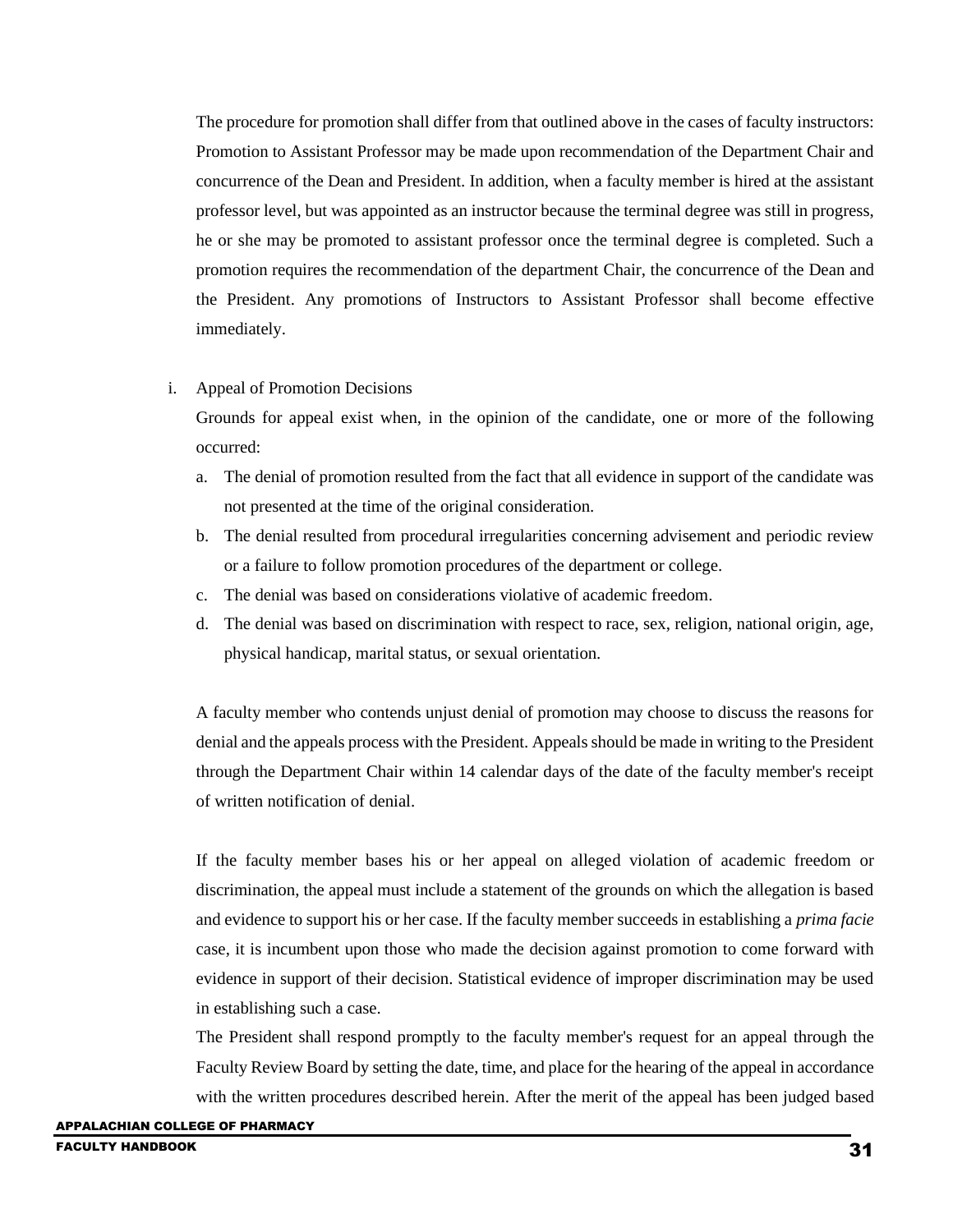The procedure for promotion shall differ from that outlined above in the cases of faculty instructors: Promotion to Assistant Professor may be made upon recommendation of the Department Chair and concurrence of the Dean and President. In addition, when a faculty member is hired at the assistant professor level, but was appointed as an instructor because the terminal degree was still in progress, he or she may be promoted to assistant professor once the terminal degree is completed. Such a promotion requires the recommendation of the department Chair, the concurrence of the Dean and the President. Any promotions of Instructors to Assistant Professor shall become effective immediately.

i. Appeal of Promotion Decisions

Grounds for appeal exist when, in the opinion of the candidate, one or more of the following occurred:

a. The denial of promotion resulted from the fact that all evidence in support of the candidate was not presented at the time of the original consideration.
b. The denial resulted from procedural irregularities concerning advisement and periodic review or a failure to follow promotion procedures of the department or college.
c. The denial was based on considerations violative of academic freedom.
d. The denial was based on discrimination with respect to race, sex, religion, national origin, age, physical handicap, marital status, or sexual orientation.

A faculty member who contends unjust denial of promotion may choose to discuss the reasons for denial and the appeals process with the President. Appeals should be made in writing to the President through the Department Chair within 14 calendar days of the date of the faculty member's receipt of written notification of denial.

If the faculty member bases his or her appeal on alleged violation of academic freedom or discrimination, the appeal must include a statement of the grounds on which the allegation is based and evidence to support his or her case. If the faculty member succeeds in establishing a *prima facie* case, it is incumbent upon those who made the decision against promotion to come forward with evidence in support of their decision. Statistical evidence of improper discrimination may be used in establishing such a case.

The President shall respond promptly to the faculty member's request for an appeal through the Faculty Review Board by setting the date, time, and place for the hearing of the appeal in accordance with the written procedures described herein. After the merit of the appeal has been judged based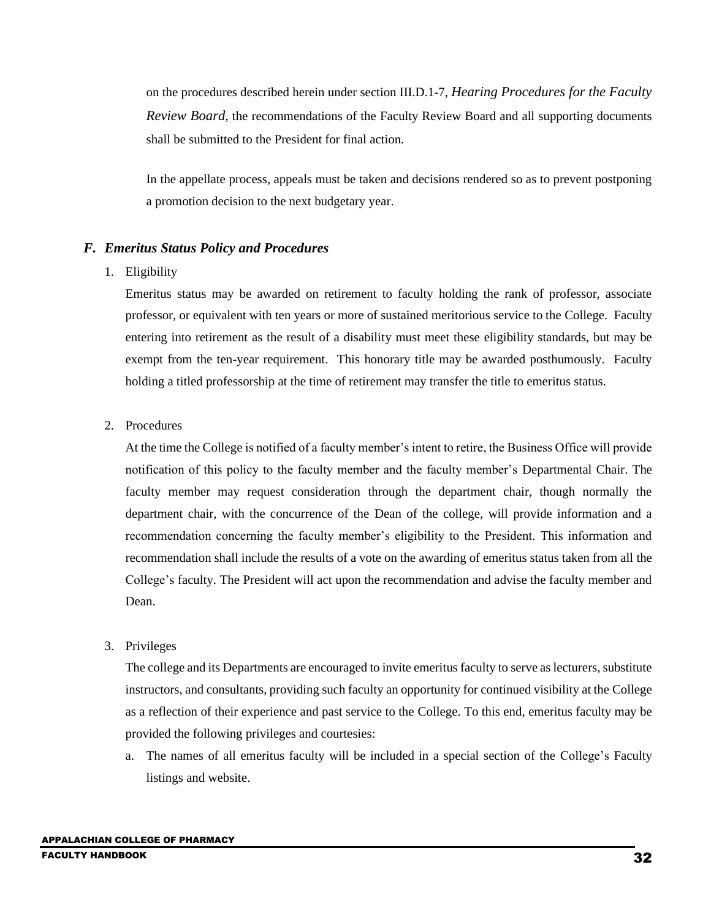on the procedures described herein under section III.D.1-7, *Hearing Procedures for the Faculty Review Board*, the recommendations of the Faculty Review Board and all supporting documents shall be submitted to the President for final action.

In the appellate process, appeals must be taken and decisions rendered so as to prevent postponing a promotion decision to the next budgetary year.

### *F. Emeritus Status Policy and Procedures*

1. Eligibility

   Emeritus status may be awarded on retirement to faculty holding the rank of professor, associate professor, or equivalent with ten years or more of sustained meritorious service to the College. Faculty entering into retirement as the result of a disability must meet these eligibility standards, but may be exempt from the ten-year requirement. This honorary title may be awarded posthumously. Faculty holding a titled professorship at the time of retirement may transfer the title to emeritus status.

2. Procedures

   At the time the College is notified of a faculty member's intent to retire, the Business Office will provide notification of this policy to the faculty member and the faculty member's Departmental Chair. The faculty member may request consideration through the department chair, though normally the department chair, with the concurrence of the Dean of the college, will provide information and a recommendation concerning the faculty member's eligibility to the President. This information and recommendation shall include the results of a vote on the awarding of emeritus status taken from all the College's faculty. The President will act upon the recommendation and advise the faculty member and Dean.

3. Privileges

   The college and its Departments are encouraged to invite emeritus faculty to serve as lecturers, substitute instructors, and consultants, providing such faculty an opportunity for continued visibility at the College as a reflection of their experience and past service to the College. To this end, emeritus faculty may be provided the following privileges and courtesies:

   a. The names of all emeritus faculty will be included in a special section of the College's Faculty listings and website.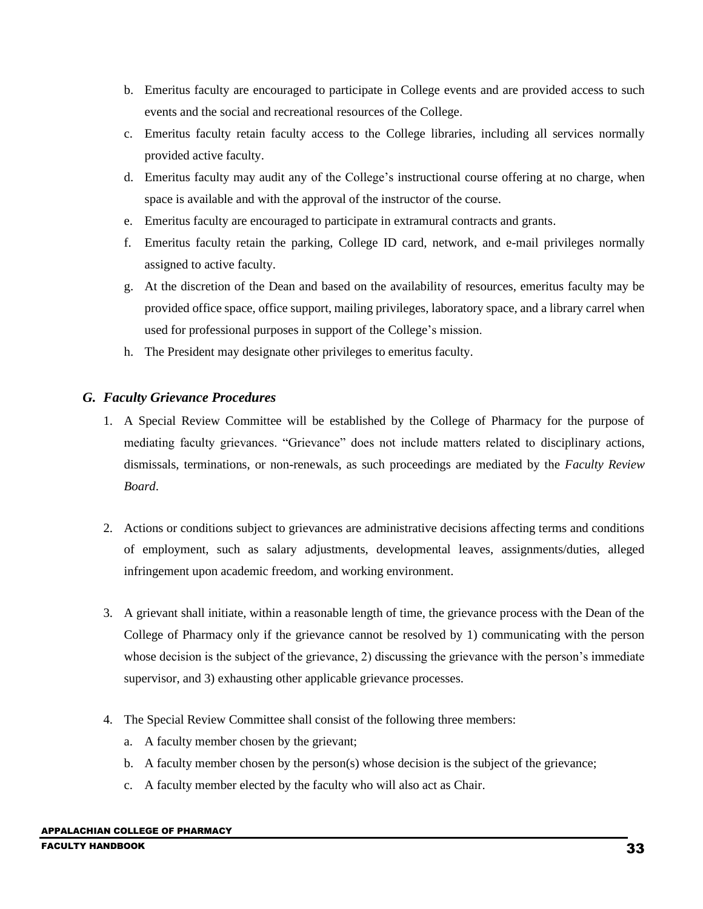b. Emeritus faculty are encouraged to participate in College events and are provided access to such events and the social and recreational resources of the College.
c. Emeritus faculty retain faculty access to the College libraries, including all services normally provided active faculty.
d. Emeritus faculty may audit any of the College's instructional course offering at no charge, when space is available and with the approval of the instructor of the course.
e. Emeritus faculty are encouraged to participate in extramural contracts and grants.
f. Emeritus faculty retain the parking, College ID card, network, and e-mail privileges normally assigned to active faculty.
g. At the discretion of the Dean and based on the availability of resources, emeritus faculty may be provided office space, office support, mailing privileges, laboratory space, and a library carrel when used for professional purposes in support of the College's mission.
h. The President may designate other privileges to emeritus faculty.

### *G. Faculty Grievance Procedures*

1. A Special Review Committee will be established by the College of Pharmacy for the purpose of mediating faculty grievances. "Grievance" does not include matters related to disciplinary actions, dismissals, terminations, or non-renewals, as such proceedings are mediated by the *Faculty Review Board*.

2. Actions or conditions subject to grievances are administrative decisions affecting terms and conditions of employment, such as salary adjustments, developmental leaves, assignments/duties, alleged infringement upon academic freedom, and working environment.

3. A grievant shall initiate, within a reasonable length of time, the grievance process with the Dean of the College of Pharmacy only if the grievance cannot be resolved by 1) communicating with the person whose decision is the subject of the grievance, 2) discussing the grievance with the person's immediate supervisor, and 3) exhausting other applicable grievance processes.

4. The Special Review Committee shall consist of the following three members:
   a. A faculty member chosen by the grievant;
   b. A faculty member chosen by the person(s) whose decision is the subject of the grievance;
   c. A faculty member elected by the faculty who will also act as Chair.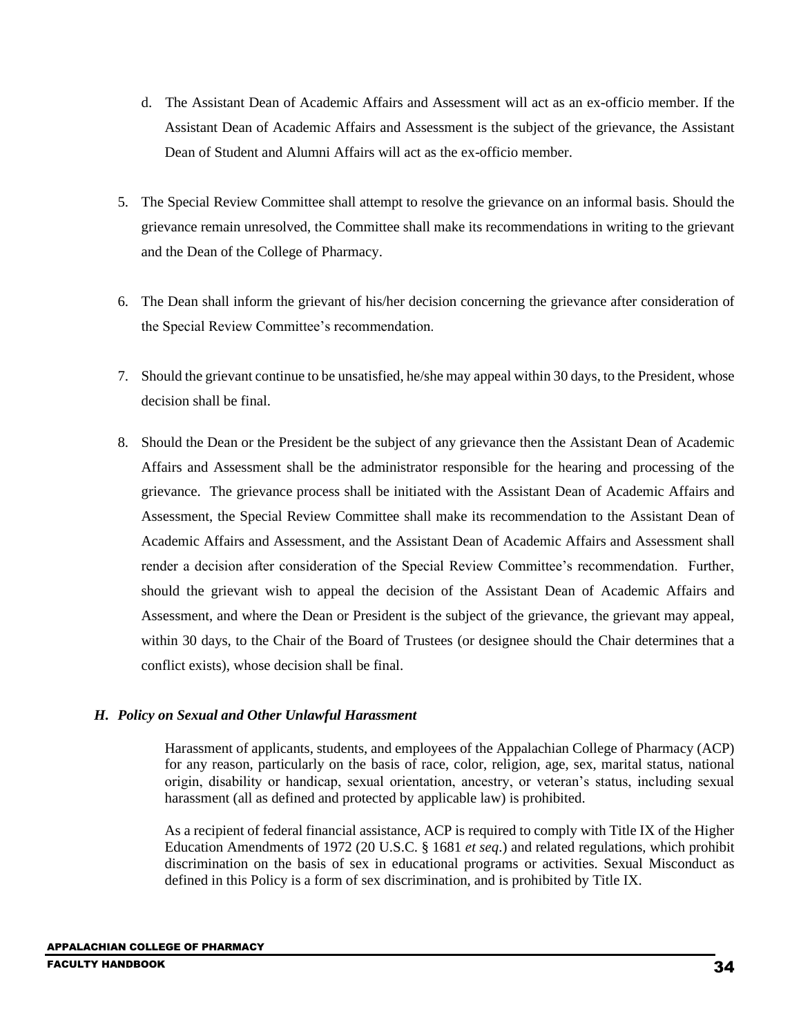d. The Assistant Dean of Academic Affairs and Assessment will act as an ex-officio member. If the Assistant Dean of Academic Affairs and Assessment is the subject of the grievance, the Assistant Dean of Student and Alumni Affairs will act as the ex-officio member.

5. The Special Review Committee shall attempt to resolve the grievance on an informal basis. Should the grievance remain unresolved, the Committee shall make its recommendations in writing to the grievant and the Dean of the College of Pharmacy.

6. The Dean shall inform the grievant of his/her decision concerning the grievance after consideration of the Special Review Committee's recommendation.

7. Should the grievant continue to be unsatisfied, he/she may appeal within 30 days, to the President, whose decision shall be final.

8. Should the Dean or the President be the subject of any grievance then the Assistant Dean of Academic Affairs and Assessment shall be the administrator responsible for the hearing and processing of the grievance. The grievance process shall be initiated with the Assistant Dean of Academic Affairs and Assessment, the Special Review Committee shall make its recommendation to the Assistant Dean of Academic Affairs and Assessment, and the Assistant Dean of Academic Affairs and Assessment shall render a decision after consideration of the Special Review Committee's recommendation. Further, should the grievant wish to appeal the decision of the Assistant Dean of Academic Affairs and Assessment, and where the Dean or President is the subject of the grievance, the grievant may appeal, within 30 days, to the Chair of the Board of Trustees (or designee should the Chair determines that a conflict exists), whose decision shall be final.

### *H. Policy on Sexual and Other Unlawful Harassment*

Harassment of applicants, students, and employees of the Appalachian College of Pharmacy (ACP) for any reason, particularly on the basis of race, color, religion, age, sex, marital status, national origin, disability or handicap, sexual orientation, ancestry, or veteran's status, including sexual harassment (all as defined and protected by applicable law) is prohibited.

As a recipient of federal financial assistance, ACP is required to comply with Title IX of the Higher Education Amendments of 1972 (20 U.S.C. § 1681 *et seq*.) and related regulations, which prohibit discrimination on the basis of sex in educational programs or activities. Sexual Misconduct as defined in this Policy is a form of sex discrimination, and is prohibited by Title IX.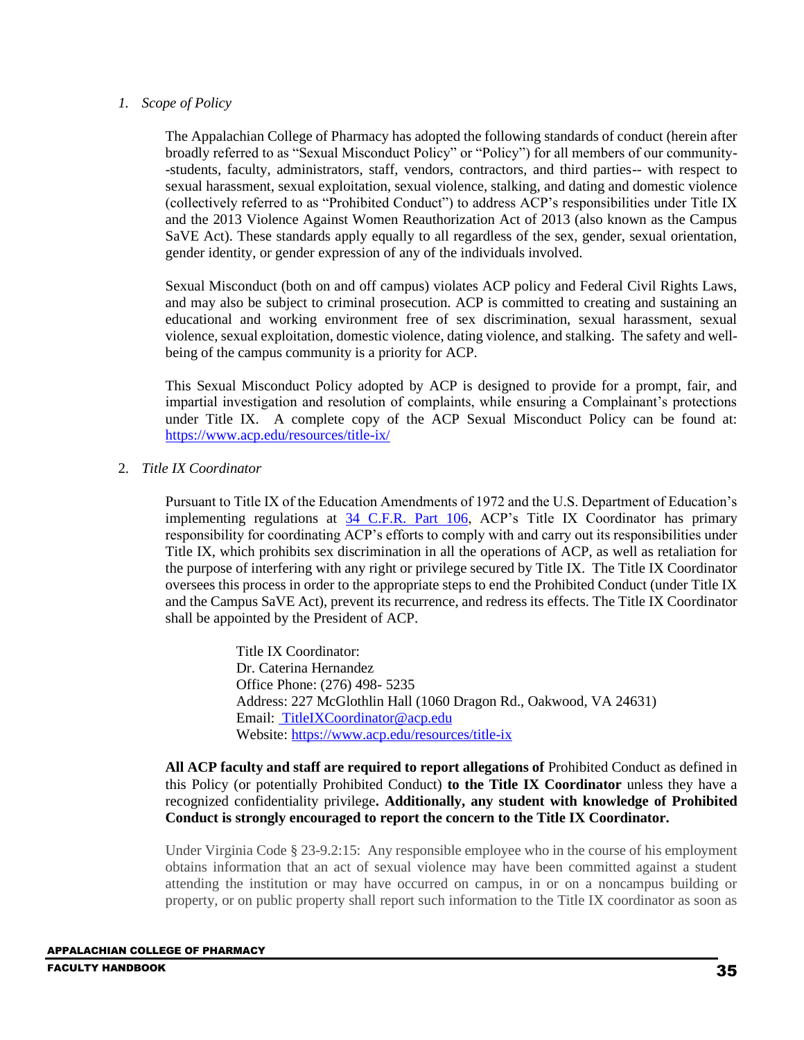*1. Scope of Policy*

The Appalachian College of Pharmacy has adopted the following standards of conduct (herein after broadly referred to as "Sexual Misconduct Policy" or "Policy") for all members of our community--students, faculty, administrators, staff, vendors, contractors, and third parties-- with respect to sexual harassment, sexual exploitation, sexual violence, stalking, and dating and domestic violence (collectively referred to as "Prohibited Conduct") to address ACP's responsibilities under Title IX and the 2013 Violence Against Women Reauthorization Act of 2013 (also known as the Campus SaVE Act). These standards apply equally to all regardless of the sex, gender, sexual orientation, gender identity, or gender expression of any of the individuals involved.

Sexual Misconduct (both on and off campus) violates ACP policy and Federal Civil Rights Laws, and may also be subject to criminal prosecution. ACP is committed to creating and sustaining an educational and working environment free of sex discrimination, sexual harassment, sexual violence, sexual exploitation, domestic violence, dating violence, and stalking. The safety and well-being of the campus community is a priority for ACP.

This Sexual Misconduct Policy adopted by ACP is designed to provide for a prompt, fair, and impartial investigation and resolution of complaints, while ensuring a Complainant's protections under Title IX. A complete copy of the ACP Sexual Misconduct Policy can be found at: https://www.acp.edu/resources/title-ix/

2. *Title IX Coordinator*

Pursuant to Title IX of the Education Amendments of 1972 and the U.S. Department of Education's implementing regulations at 34 C.F.R. Part 106, ACP's Title IX Coordinator has primary responsibility for coordinating ACP's efforts to comply with and carry out its responsibilities under Title IX, which prohibits sex discrimination in all the operations of ACP, as well as retaliation for the purpose of interfering with any right or privilege secured by Title IX. The Title IX Coordinator oversees this process in order to the appropriate steps to end the Prohibited Conduct (under Title IX and the Campus SaVE Act), prevent its recurrence, and redress its effects. The Title IX Coordinator shall be appointed by the President of ACP.

> Title IX Coordinator:
> Dr. Caterina Hernandez
> Office Phone: (276) 498- 5235
> Address: 227 McGlothlin Hall (1060 Dragon Rd., Oakwood, VA 24631)
> Email: TitleIXCoordinator@acp.edu
> Website: https://www.acp.edu/resources/title-ix

**All ACP faculty and staff are required to report allegations of** Prohibited Conduct as defined in this Policy (or potentially Prohibited Conduct) **to the Title IX Coordinator** unless they have a recognized confidentiality privilege**. Additionally, any student with knowledge of Prohibited Conduct is strongly encouraged to report the concern to the Title IX Coordinator.**

Under Virginia Code § 23-9.2:15: Any responsible employee who in the course of his employment obtains information that an act of sexual violence may have been committed against a student attending the institution or may have occurred on campus, in or on a noncampus building or property, or on public property shall report such information to the Title IX coordinator as soon as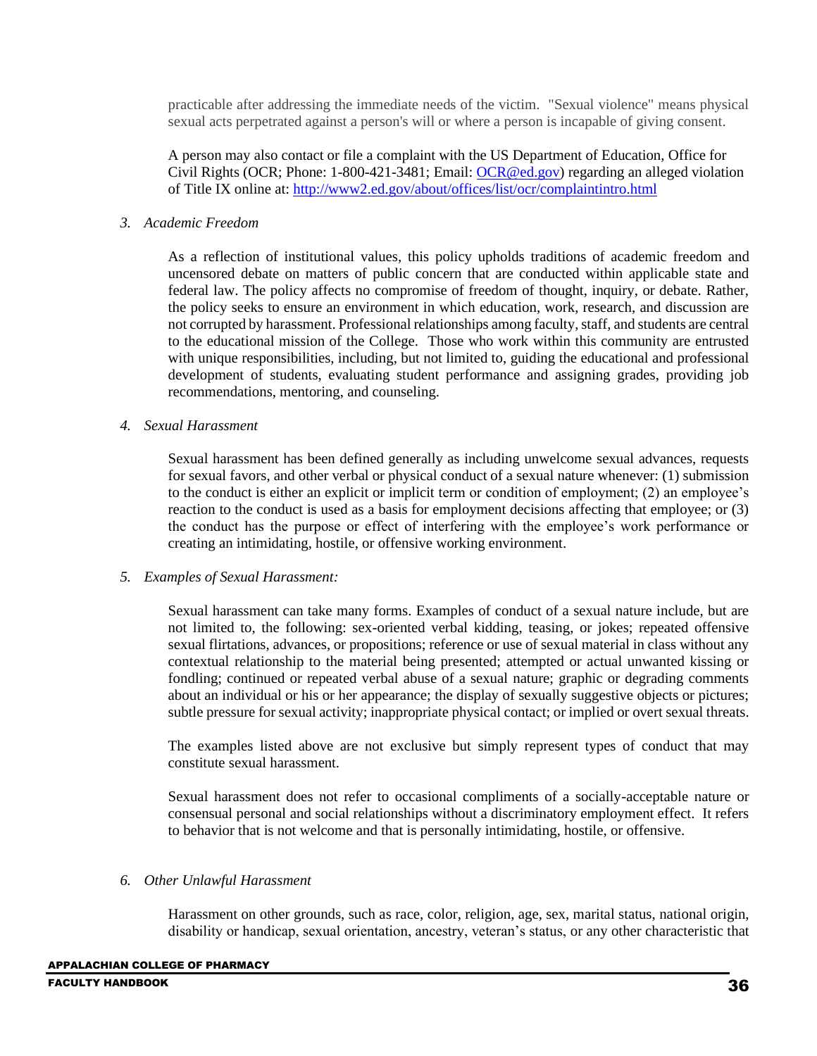practicable after addressing the immediate needs of the victim. "Sexual violence" means physical sexual acts perpetrated against a person's will or where a person is incapable of giving consent.

A person may also contact or file a complaint with the US Department of Education, Office for Civil Rights (OCR; Phone: 1-800-421-3481; Email: [OCR@ed.gov](mailto:OCR@ed.gov)) regarding an alleged violation of Title IX online at: [http://www2.ed.gov/about/offices/list/ocr/complaintintro.html](http://www2.ed.gov/about/offices/list/ocr/complaintintro.html)

*3. Academic Freedom*

As a reflection of institutional values, this policy upholds traditions of academic freedom and uncensored debate on matters of public concern that are conducted within applicable state and federal law. The policy affects no compromise of freedom of thought, inquiry, or debate. Rather, the policy seeks to ensure an environment in which education, work, research, and discussion are not corrupted by harassment. Professional relationships among faculty, staff, and students are central to the educational mission of the College. Those who work within this community are entrusted with unique responsibilities, including, but not limited to, guiding the educational and professional development of students, evaluating student performance and assigning grades, providing job recommendations, mentoring, and counseling.

*4. Sexual Harassment*

Sexual harassment has been defined generally as including unwelcome sexual advances, requests for sexual favors, and other verbal or physical conduct of a sexual nature whenever: (1) submission to the conduct is either an explicit or implicit term or condition of employment; (2) an employee's reaction to the conduct is used as a basis for employment decisions affecting that employee; or (3) the conduct has the purpose or effect of interfering with the employee's work performance or creating an intimidating, hostile, or offensive working environment.

*5. Examples of Sexual Harassment:*

Sexual harassment can take many forms. Examples of conduct of a sexual nature include, but are not limited to, the following: sex-oriented verbal kidding, teasing, or jokes; repeated offensive sexual flirtations, advances, or propositions; reference or use of sexual material in class without any contextual relationship to the material being presented; attempted or actual unwanted kissing or fondling; continued or repeated verbal abuse of a sexual nature; graphic or degrading comments about an individual or his or her appearance; the display of sexually suggestive objects or pictures; subtle pressure for sexual activity; inappropriate physical contact; or implied or overt sexual threats.

The examples listed above are not exclusive but simply represent types of conduct that may constitute sexual harassment.

Sexual harassment does not refer to occasional compliments of a socially-acceptable nature or consensual personal and social relationships without a discriminatory employment effect. It refers to behavior that is not welcome and that is personally intimidating, hostile, or offensive.

*6. Other Unlawful Harassment*

Harassment on other grounds, such as race, color, religion, age, sex, marital status, national origin, disability or handicap, sexual orientation, ancestry, veteran's status, or any other characteristic that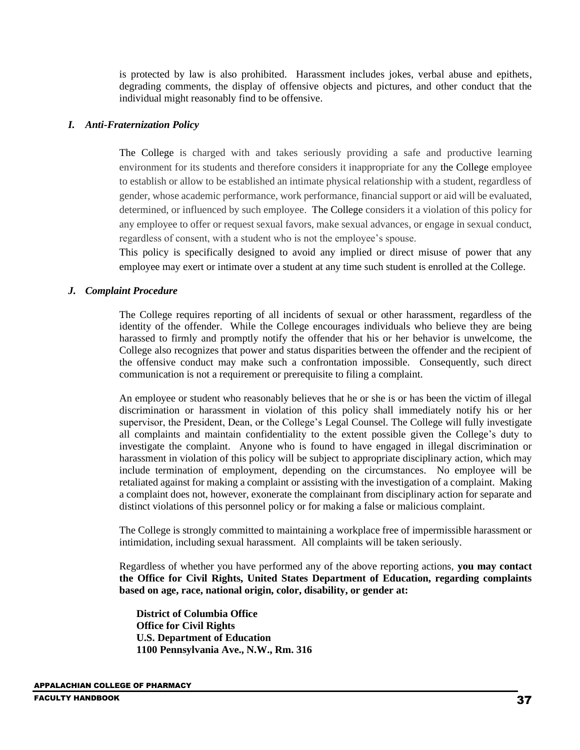is protected by law is also prohibited. Harassment includes jokes, verbal abuse and epithets, degrading comments, the display of offensive objects and pictures, and other conduct that the individual might reasonably find to be offensive.

### *I. Anti-Fraternization Policy*

The College is charged with and takes seriously providing a safe and productive learning environment for its students and therefore considers it inappropriate for any the College employee to establish or allow to be established an intimate physical relationship with a student, regardless of gender, whose academic performance, work performance, financial support or aid will be evaluated, determined, or influenced by such employee. The College considers it a violation of this policy for any employee to offer or request sexual favors, make sexual advances, or engage in sexual conduct, regardless of consent, with a student who is not the employee's spouse.

This policy is specifically designed to avoid any implied or direct misuse of power that any employee may exert or intimate over a student at any time such student is enrolled at the College.

### *J. Complaint Procedure*

The College requires reporting of all incidents of sexual or other harassment, regardless of the identity of the offender. While the College encourages individuals who believe they are being harassed to firmly and promptly notify the offender that his or her behavior is unwelcome, the College also recognizes that power and status disparities between the offender and the recipient of the offensive conduct may make such a confrontation impossible. Consequently, such direct communication is not a requirement or prerequisite to filing a complaint.

An employee or student who reasonably believes that he or she is or has been the victim of illegal discrimination or harassment in violation of this policy shall immediately notify his or her supervisor, the President, Dean, or the College's Legal Counsel. The College will fully investigate all complaints and maintain confidentiality to the extent possible given the College's duty to investigate the complaint. Anyone who is found to have engaged in illegal discrimination or harassment in violation of this policy will be subject to appropriate disciplinary action, which may include termination of employment, depending on the circumstances. No employee will be retaliated against for making a complaint or assisting with the investigation of a complaint. Making a complaint does not, however, exonerate the complainant from disciplinary action for separate and distinct violations of this personnel policy or for making a false or malicious complaint.

The College is strongly committed to maintaining a workplace free of impermissible harassment or intimidation, including sexual harassment. All complaints will be taken seriously.

Regardless of whether you have performed any of the above reporting actions, **you may contact the Office for Civil Rights, United States Department of Education, regarding complaints based on age, race, national origin, color, disability, or gender at:**

**District of Columbia Office**
**Office for Civil Rights**
**U.S. Department of Education**
**1100 Pennsylvania Ave., N.W., Rm. 316**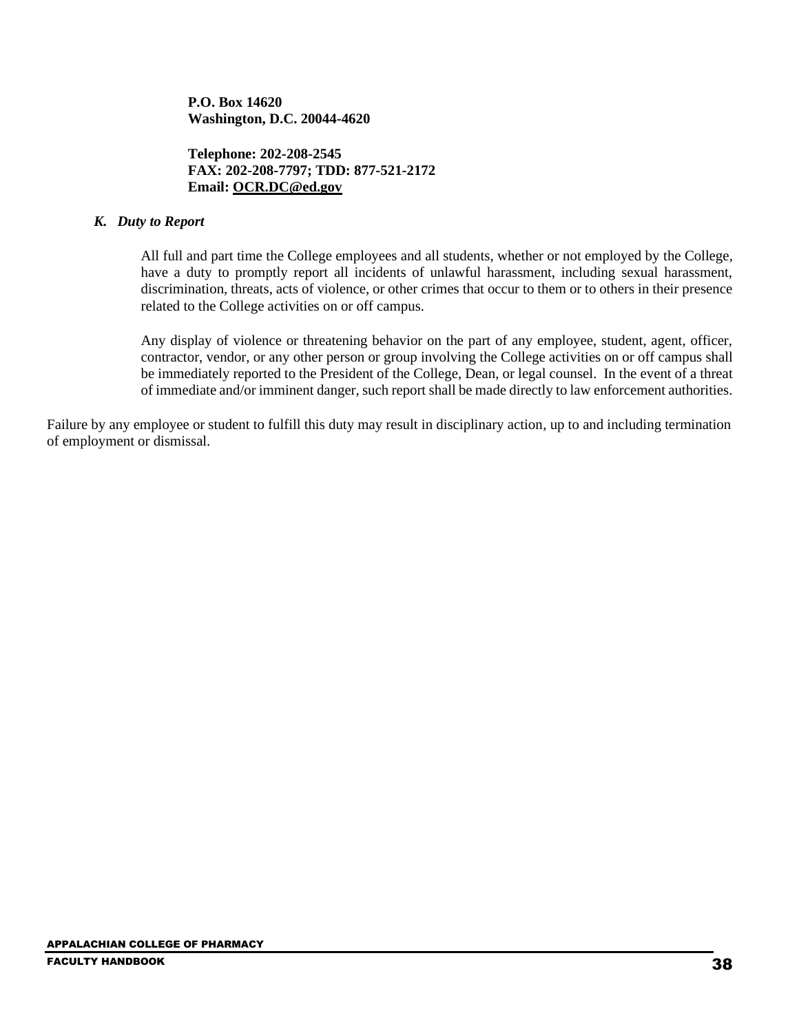**P.O. Box 14620**
**Washington, D.C. 20044-4620**

**Telephone: 202-208-2545**
**FAX: 202-208-7797; TDD: 877-521-2172**
**Email: OCR.DC@ed.gov**

### *K. Duty to Report*

All full and part time the College employees and all students, whether or not employed by the College, have a duty to promptly report all incidents of unlawful harassment, including sexual harassment, discrimination, threats, acts of violence, or other crimes that occur to them or to others in their presence related to the College activities on or off campus.

Any display of violence or threatening behavior on the part of any employee, student, agent, officer, contractor, vendor, or any other person or group involving the College activities on or off campus shall be immediately reported to the President of the College, Dean, or legal counsel. In the event of a threat of immediate and/or imminent danger, such report shall be made directly to law enforcement authorities.

Failure by any employee or student to fulfill this duty may result in disciplinary action, up to and including termination of employment or dismissal.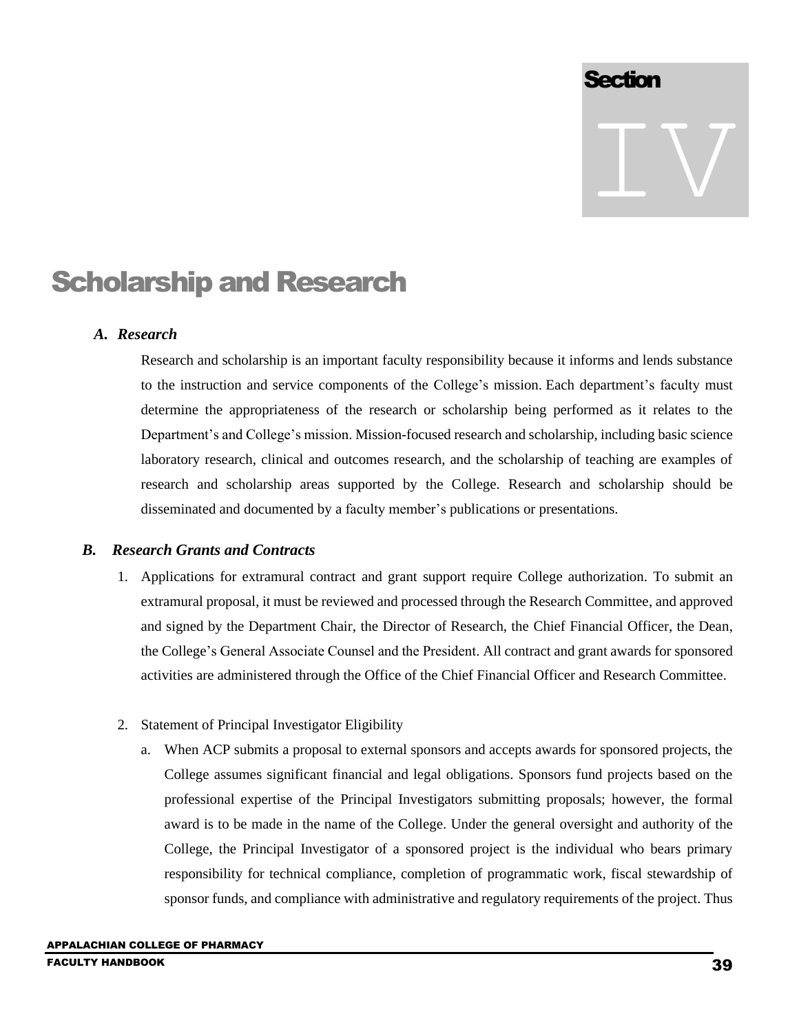# Section IV

# Scholarship and Research

## A. *Research*

Research and scholarship is an important faculty responsibility because it informs and lends substance to the instruction and service components of the College's mission. Each department's faculty must determine the appropriateness of the research or scholarship being performed as it relates to the Department's and College's mission. Mission-focused research and scholarship, including basic science laboratory research, clinical and outcomes research, and the scholarship of teaching are examples of research and scholarship areas supported by the College. Research and scholarship should be disseminated and documented by a faculty member's publications or presentations.

## B. *Research Grants and Contracts*

1. Applications for extramural contract and grant support require College authorization. To submit an extramural proposal, it must be reviewed and processed through the Research Committee, and approved and signed by the Department Chair, the Director of Research, the Chief Financial Officer, the Dean, the College's General Associate Counsel and the President. All contract and grant awards for sponsored activities are administered through the Office of the Chief Financial Officer and Research Committee.

2. Statement of Principal Investigator Eligibility
   a. When ACP submits a proposal to external sponsors and accepts awards for sponsored projects, the College assumes significant financial and legal obligations. Sponsors fund projects based on the professional expertise of the Principal Investigators submitting proposals; however, the formal award is to be made in the name of the College. Under the general oversight and authority of the College, the Principal Investigator of a sponsored project is the individual who bears primary responsibility for technical compliance, completion of programmatic work, fiscal stewardship of sponsor funds, and compliance with administrative and regulatory requirements of the project. Thus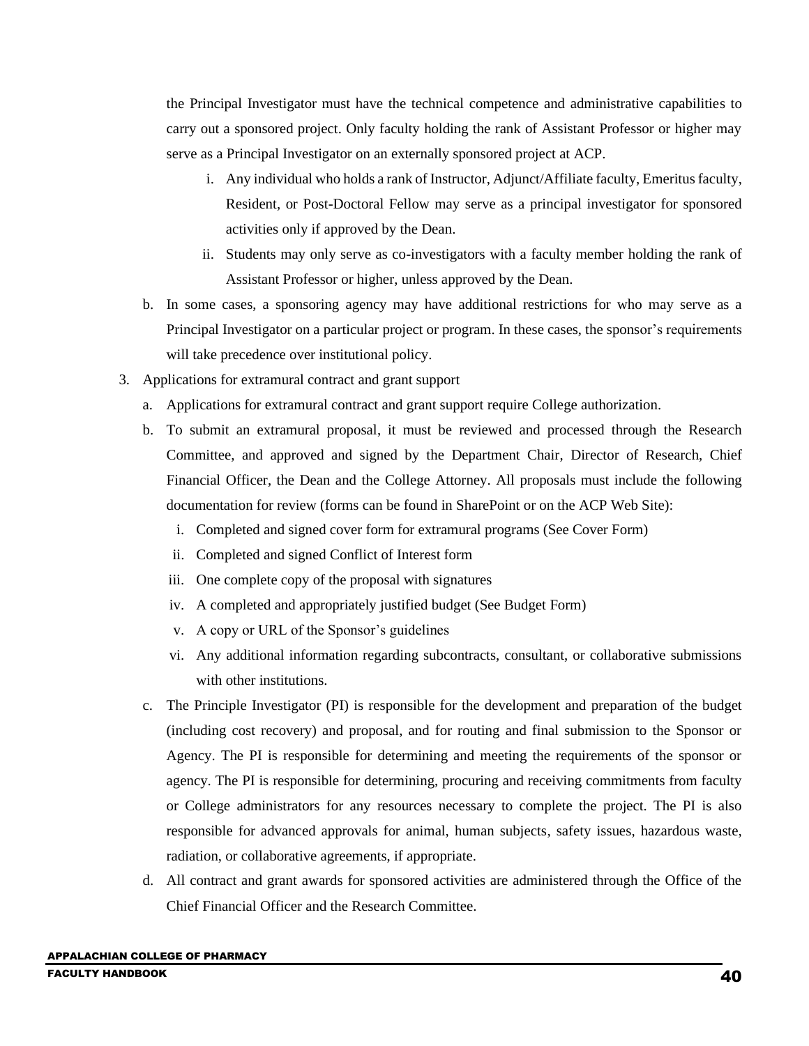the Principal Investigator must have the technical competence and administrative capabilities to carry out a sponsored project. Only faculty holding the rank of Assistant Professor or higher may serve as a Principal Investigator on an externally sponsored project at ACP.

   i. Any individual who holds a rank of Instructor, Adjunct/Affiliate faculty, Emeritus faculty, Resident, or Post-Doctoral Fellow may serve as a principal investigator for sponsored activities only if approved by the Dean.
   ii. Students may only serve as co-investigators with a faculty member holding the rank of Assistant Professor or higher, unless approved by the Dean.

b. In some cases, a sponsoring agency may have additional restrictions for who may serve as a Principal Investigator on a particular project or program. In these cases, the sponsor's requirements will take precedence over institutional policy.

3. Applications for extramural contract and grant support
   a. Applications for extramural contract and grant support require College authorization.
   b. To submit an extramural proposal, it must be reviewed and processed through the Research Committee, and approved and signed by the Department Chair, Director of Research, Chief Financial Officer, the Dean and the College Attorney. All proposals must include the following documentation for review (forms can be found in SharePoint or on the ACP Web Site):
      i. Completed and signed cover form for extramural programs (See Cover Form)
      ii. Completed and signed Conflict of Interest form
      iii. One complete copy of the proposal with signatures
      iv. A completed and appropriately justified budget (See Budget Form)
      v. A copy or URL of the Sponsor's guidelines
      vi. Any additional information regarding subcontracts, consultant, or collaborative submissions with other institutions.
   c. The Principle Investigator (PI) is responsible for the development and preparation of the budget (including cost recovery) and proposal, and for routing and final submission to the Sponsor or Agency. The PI is responsible for determining and meeting the requirements of the sponsor or agency. The PI is responsible for determining, procuring and receiving commitments from faculty or College administrators for any resources necessary to complete the project. The PI is also responsible for advanced approvals for animal, human subjects, safety issues, hazardous waste, radiation, or collaborative agreements, if appropriate.
   d. All contract and grant awards for sponsored activities are administered through the Office of the Chief Financial Officer and the Research Committee.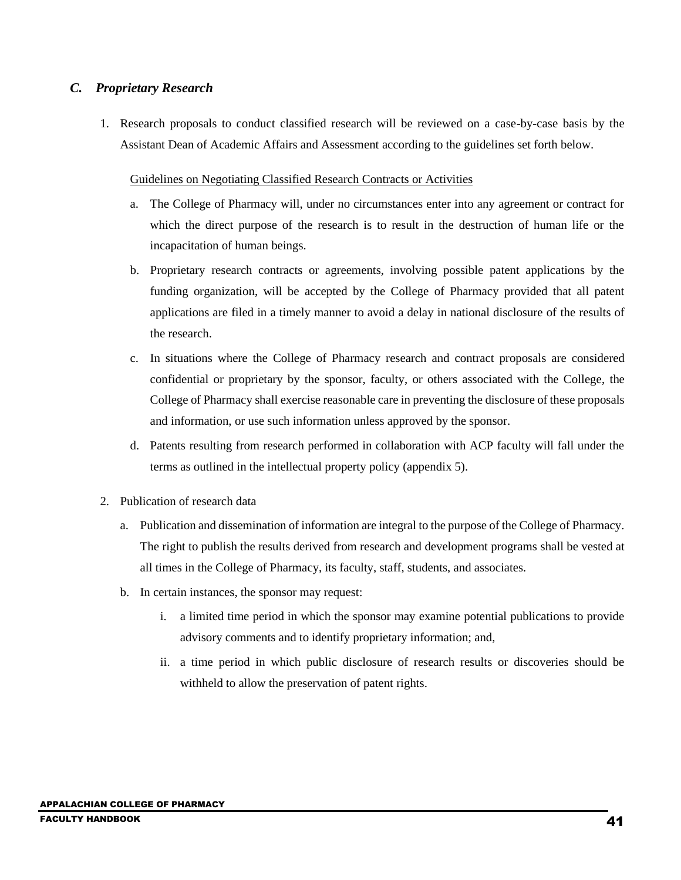### *C. Proprietary Research*

1. Research proposals to conduct classified research will be reviewed on a case-by-case basis by the Assistant Dean of Academic Affairs and Assessment according to the guidelines set forth below.

   Guidelines on Negotiating Classified Research Contracts or Activities

   a. The College of Pharmacy will, under no circumstances enter into any agreement or contract for which the direct purpose of the research is to result in the destruction of human life or the incapacitation of human beings.

   b. Proprietary research contracts or agreements, involving possible patent applications by the funding organization, will be accepted by the College of Pharmacy provided that all patent applications are filed in a timely manner to avoid a delay in national disclosure of the results of the research.

   c. In situations where the College of Pharmacy research and contract proposals are considered confidential or proprietary by the sponsor, faculty, or others associated with the College, the College of Pharmacy shall exercise reasonable care in preventing the disclosure of these proposals and information, or use such information unless approved by the sponsor.

   d. Patents resulting from research performed in collaboration with ACP faculty will fall under the terms as outlined in the intellectual property policy (appendix 5).

2. Publication of research data

   a. Publication and dissemination of information are integral to the purpose of the College of Pharmacy. The right to publish the results derived from research and development programs shall be vested at all times in the College of Pharmacy, its faculty, staff, students, and associates.

   b. In certain instances, the sponsor may request:

      i. a limited time period in which the sponsor may examine potential publications to provide advisory comments and to identify proprietary information; and,

      ii. a time period in which public disclosure of research results or discoveries should be withheld to allow the preservation of patent rights.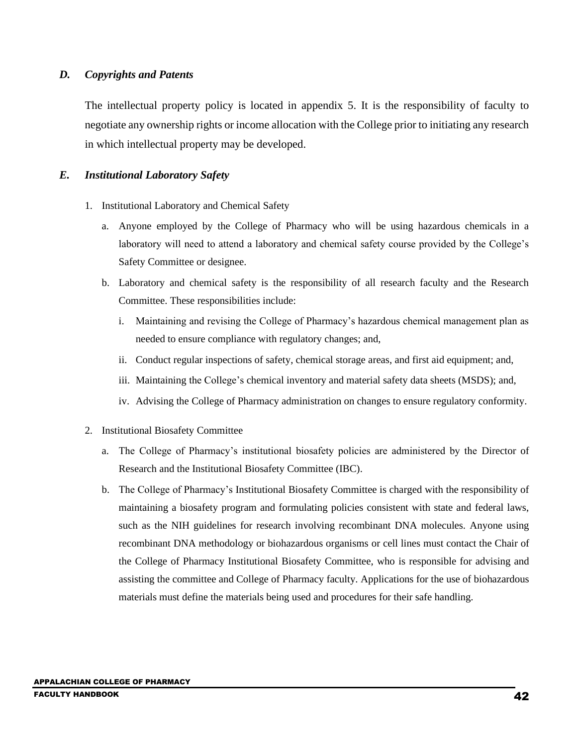### *D. Copyrights and Patents*

The intellectual property policy is located in appendix 5. It is the responsibility of faculty to negotiate any ownership rights or income allocation with the College prior to initiating any research in which intellectual property may be developed.

### *E. Institutional Laboratory Safety*

1. Institutional Laboratory and Chemical Safety
   a. Anyone employed by the College of Pharmacy who will be using hazardous chemicals in a laboratory will need to attend a laboratory and chemical safety course provided by the College's Safety Committee or designee.
   b. Laboratory and chemical safety is the responsibility of all research faculty and the Research Committee. These responsibilities include:
      i. Maintaining and revising the College of Pharmacy's hazardous chemical management plan as needed to ensure compliance with regulatory changes; and,
      ii. Conduct regular inspections of safety, chemical storage areas, and first aid equipment; and,
      iii. Maintaining the College's chemical inventory and material safety data sheets (MSDS); and,
      iv. Advising the College of Pharmacy administration on changes to ensure regulatory conformity.

2. Institutional Biosafety Committee
   a. The College of Pharmacy's institutional biosafety policies are administered by the Director of Research and the Institutional Biosafety Committee (IBC).
   b. The College of Pharmacy's Institutional Biosafety Committee is charged with the responsibility of maintaining a biosafety program and formulating policies consistent with state and federal laws, such as the NIH guidelines for research involving recombinant DNA molecules. Anyone using recombinant DNA methodology or biohazardous organisms or cell lines must contact the Chair of the College of Pharmacy Institutional Biosafety Committee, who is responsible for advising and assisting the committee and College of Pharmacy faculty. Applications for the use of biohazardous materials must define the materials being used and procedures for their safe handling.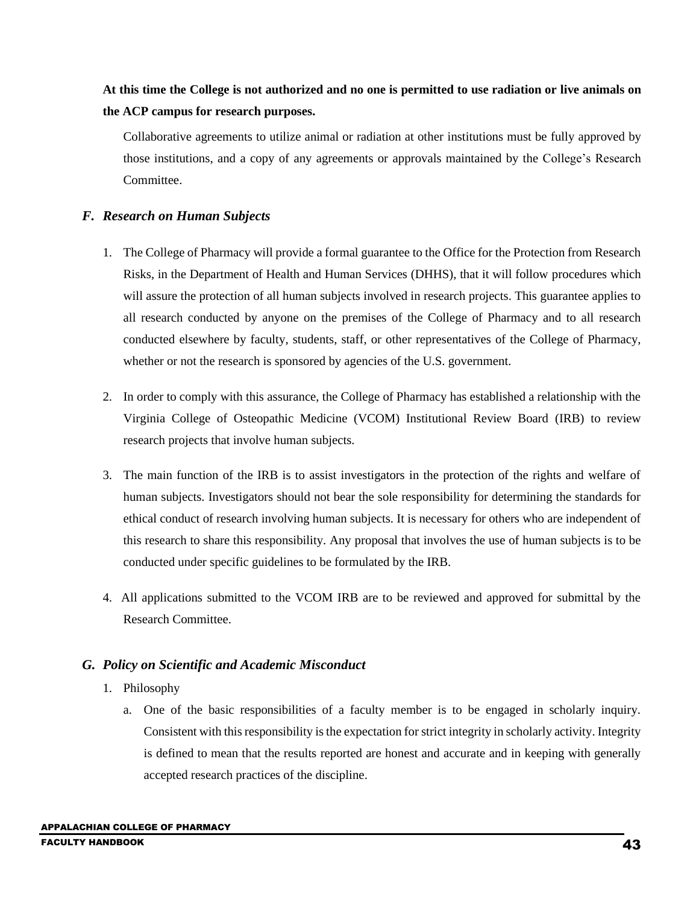**At this time the College is not authorized and no one is permitted to use radiation or live animals on the ACP campus for research purposes.**

Collaborative agreements to utilize animal or radiation at other institutions must be fully approved by those institutions, and a copy of any agreements or approvals maintained by the College's Research Committee.

### *F. Research on Human Subjects*

1. The College of Pharmacy will provide a formal guarantee to the Office for the Protection from Research Risks, in the Department of Health and Human Services (DHHS), that it will follow procedures which will assure the protection of all human subjects involved in research projects. This guarantee applies to all research conducted by anyone on the premises of the College of Pharmacy and to all research conducted elsewhere by faculty, students, staff, or other representatives of the College of Pharmacy, whether or not the research is sponsored by agencies of the U.S. government.

2. In order to comply with this assurance, the College of Pharmacy has established a relationship with the Virginia College of Osteopathic Medicine (VCOM) Institutional Review Board (IRB) to review research projects that involve human subjects.

3. The main function of the IRB is to assist investigators in the protection of the rights and welfare of human subjects. Investigators should not bear the sole responsibility for determining the standards for ethical conduct of research involving human subjects. It is necessary for others who are independent of this research to share this responsibility. Any proposal that involves the use of human subjects is to be conducted under specific guidelines to be formulated by the IRB.

4. All applications submitted to the VCOM IRB are to be reviewed and approved for submittal by the Research Committee.

### *G. Policy on Scientific and Academic Misconduct*

1. Philosophy
   a. One of the basic responsibilities of a faculty member is to be engaged in scholarly inquiry. Consistent with this responsibility is the expectation for strict integrity in scholarly activity. Integrity is defined to mean that the results reported are honest and accurate and in keeping with generally accepted research practices of the discipline.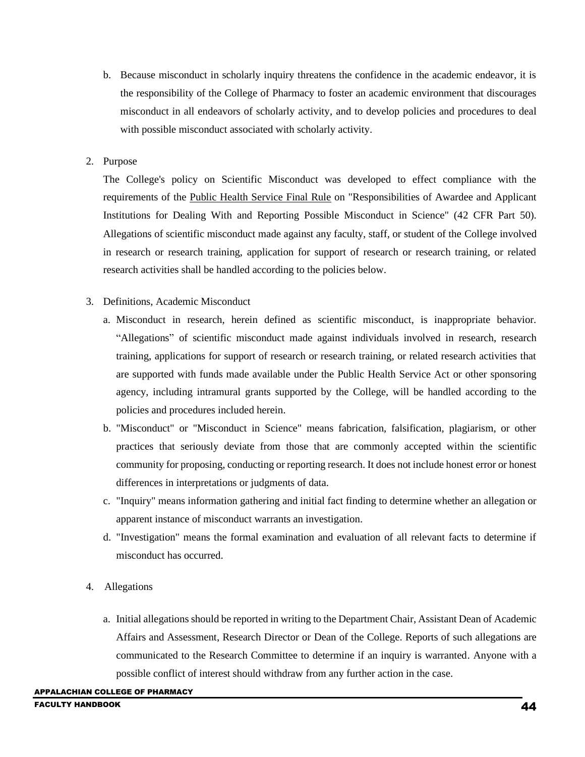b. Because misconduct in scholarly inquiry threatens the confidence in the academic endeavor, it is the responsibility of the College of Pharmacy to foster an academic environment that discourages misconduct in all endeavors of scholarly activity, and to develop policies and procedures to deal with possible misconduct associated with scholarly activity.

2. Purpose

The College's policy on Scientific Misconduct was developed to effect compliance with the requirements of the Public Health Service Final Rule on "Responsibilities of Awardee and Applicant Institutions for Dealing With and Reporting Possible Misconduct in Science" (42 CFR Part 50). Allegations of scientific misconduct made against any faculty, staff, or student of the College involved in research or research training, application for support of research or research training, or related research activities shall be handled according to the policies below.

3. Definitions, Academic Misconduct

   a. Misconduct in research, herein defined as scientific misconduct, is inappropriate behavior. "Allegations" of scientific misconduct made against individuals involved in research, research training, applications for support of research or research training, or related research activities that are supported with funds made available under the Public Health Service Act or other sponsoring agency, including intramural grants supported by the College, will be handled according to the policies and procedures included herein.
   b. "Misconduct" or "Misconduct in Science" means fabrication, falsification, plagiarism, or other practices that seriously deviate from those that are commonly accepted within the scientific community for proposing, conducting or reporting research. It does not include honest error or honest differences in interpretations or judgments of data.
   c. "Inquiry" means information gathering and initial fact finding to determine whether an allegation or apparent instance of misconduct warrants an investigation.
   d. "Investigation" means the formal examination and evaluation of all relevant facts to determine if misconduct has occurred.

4. Allegations

   a. Initial allegations should be reported in writing to the Department Chair, Assistant Dean of Academic Affairs and Assessment, Research Director or Dean of the College. Reports of such allegations are communicated to the Research Committee to determine if an inquiry is warranted. Anyone with a possible conflict of interest should withdraw from any further action in the case.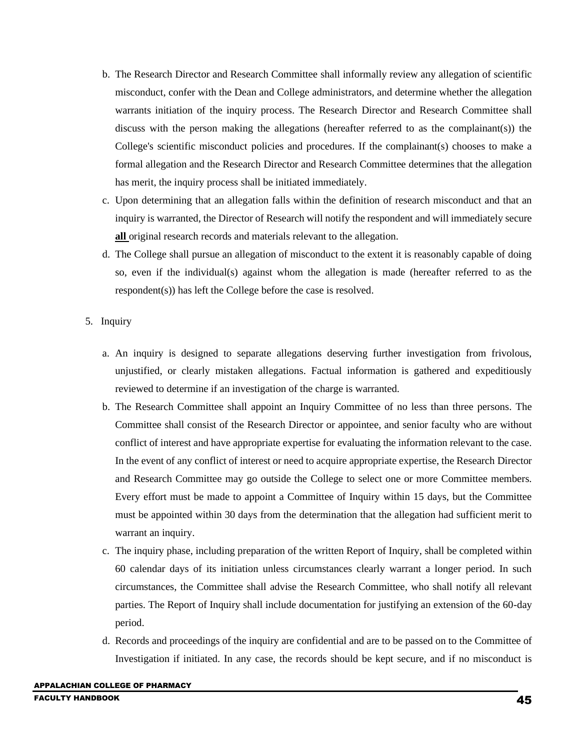b. The Research Director and Research Committee shall informally review any allegation of scientific misconduct, confer with the Dean and College administrators, and determine whether the allegation warrants initiation of the inquiry process. The Research Director and Research Committee shall discuss with the person making the allegations (hereafter referred to as the complainant(s)) the College's scientific misconduct policies and procedures. If the complainant(s) chooses to make a formal allegation and the Research Director and Research Committee determines that the allegation has merit, the inquiry process shall be initiated immediately.

c. Upon determining that an allegation falls within the definition of research misconduct and that an inquiry is warranted, the Director of Research will notify the respondent and will immediately secure **all** original research records and materials relevant to the allegation.

d. The College shall pursue an allegation of misconduct to the extent it is reasonably capable of doing so, even if the individual(s) against whom the allegation is made (hereafter referred to as the respondent(s)) has left the College before the case is resolved.

5. Inquiry

a. An inquiry is designed to separate allegations deserving further investigation from frivolous, unjustified, or clearly mistaken allegations. Factual information is gathered and expeditiously reviewed to determine if an investigation of the charge is warranted.

b. The Research Committee shall appoint an Inquiry Committee of no less than three persons. The Committee shall consist of the Research Director or appointee, and senior faculty who are without conflict of interest and have appropriate expertise for evaluating the information relevant to the case. In the event of any conflict of interest or need to acquire appropriate expertise, the Research Director and Research Committee may go outside the College to select one or more Committee members. Every effort must be made to appoint a Committee of Inquiry within 15 days, but the Committee must be appointed within 30 days from the determination that the allegation had sufficient merit to warrant an inquiry.

c. The inquiry phase, including preparation of the written Report of Inquiry, shall be completed within 60 calendar days of its initiation unless circumstances clearly warrant a longer period. In such circumstances, the Committee shall advise the Research Committee, who shall notify all relevant parties. The Report of Inquiry shall include documentation for justifying an extension of the 60-day period.

d. Records and proceedings of the inquiry are confidential and are to be passed on to the Committee of Investigation if initiated. In any case, the records should be kept secure, and if no misconduct is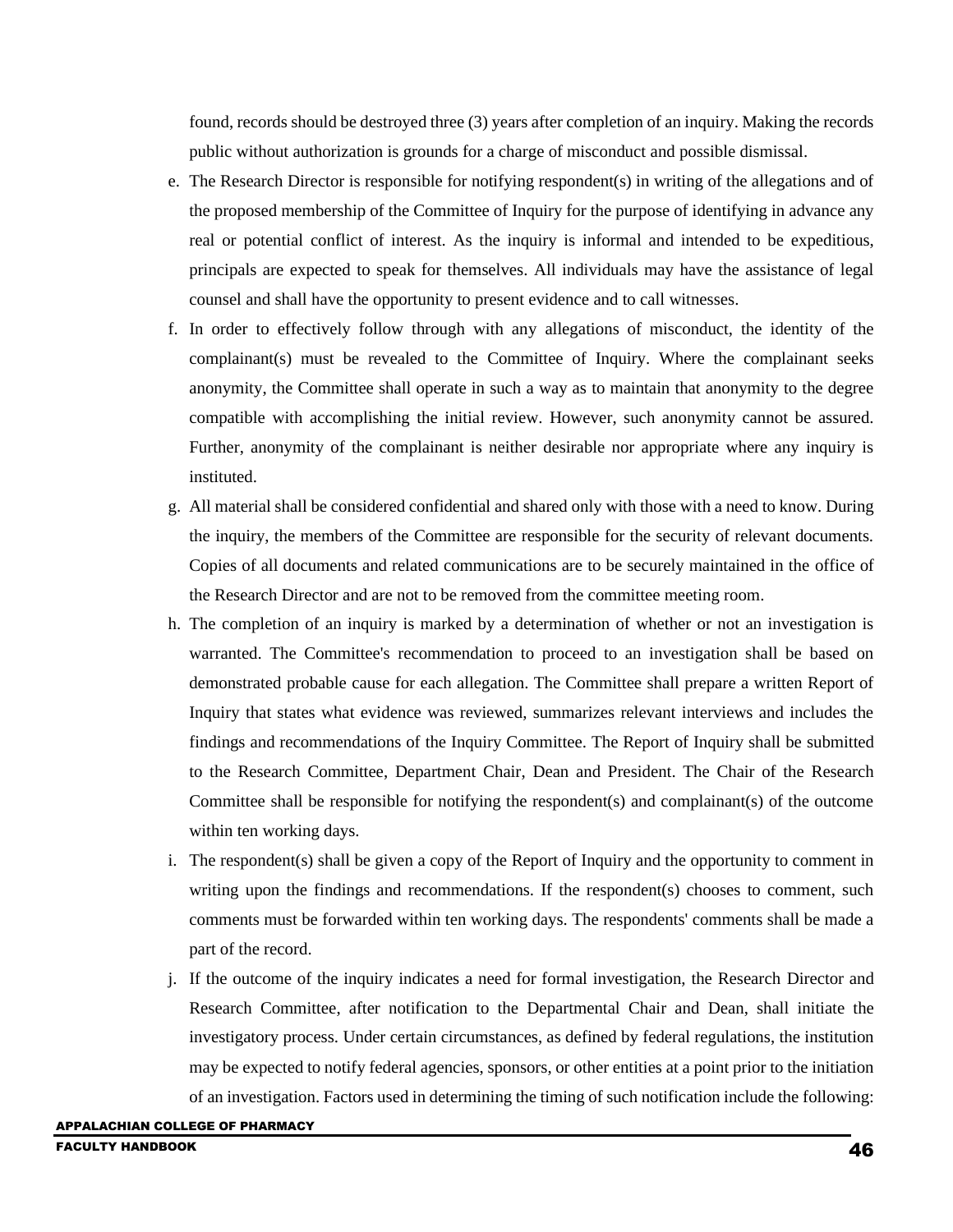found, records should be destroyed three (3) years after completion of an inquiry. Making the records public without authorization is grounds for a charge of misconduct and possible dismissal.

e. The Research Director is responsible for notifying respondent(s) in writing of the allegations and of the proposed membership of the Committee of Inquiry for the purpose of identifying in advance any real or potential conflict of interest. As the inquiry is informal and intended to be expeditious, principals are expected to speak for themselves. All individuals may have the assistance of legal counsel and shall have the opportunity to present evidence and to call witnesses.

f. In order to effectively follow through with any allegations of misconduct, the identity of the complainant(s) must be revealed to the Committee of Inquiry. Where the complainant seeks anonymity, the Committee shall operate in such a way as to maintain that anonymity to the degree compatible with accomplishing the initial review. However, such anonymity cannot be assured. Further, anonymity of the complainant is neither desirable nor appropriate where any inquiry is instituted.

g. All material shall be considered confidential and shared only with those with a need to know. During the inquiry, the members of the Committee are responsible for the security of relevant documents. Copies of all documents and related communications are to be securely maintained in the office of the Research Director and are not to be removed from the committee meeting room.

h. The completion of an inquiry is marked by a determination of whether or not an investigation is warranted. The Committee's recommendation to proceed to an investigation shall be based on demonstrated probable cause for each allegation. The Committee shall prepare a written Report of Inquiry that states what evidence was reviewed, summarizes relevant interviews and includes the findings and recommendations of the Inquiry Committee. The Report of Inquiry shall be submitted to the Research Committee, Department Chair, Dean and President. The Chair of the Research Committee shall be responsible for notifying the respondent(s) and complainant(s) of the outcome within ten working days.

i. The respondent(s) shall be given a copy of the Report of Inquiry and the opportunity to comment in writing upon the findings and recommendations. If the respondent(s) chooses to comment, such comments must be forwarded within ten working days. The respondents' comments shall be made a part of the record.

j. If the outcome of the inquiry indicates a need for formal investigation, the Research Director and Research Committee, after notification to the Departmental Chair and Dean, shall initiate the investigatory process. Under certain circumstances, as defined by federal regulations, the institution may be expected to notify federal agencies, sponsors, or other entities at a point prior to the initiation of an investigation. Factors used in determining the timing of such notification include the following: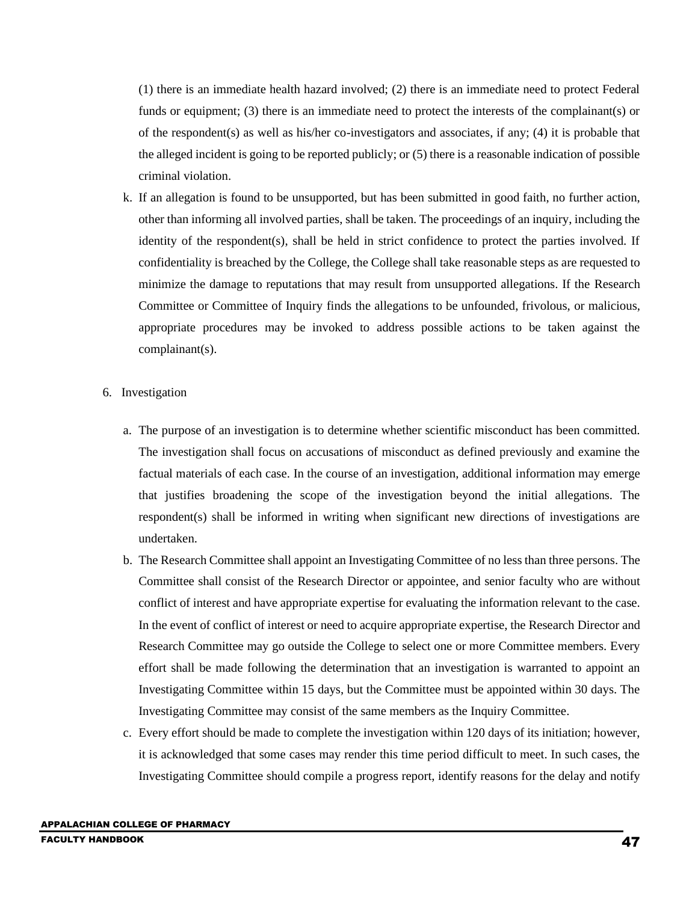(1) there is an immediate health hazard involved; (2) there is an immediate need to protect Federal funds or equipment; (3) there is an immediate need to protect the interests of the complainant(s) or of the respondent(s) as well as his/her co-investigators and associates, if any; (4) it is probable that the alleged incident is going to be reported publicly; or (5) there is a reasonable indication of possible criminal violation.

k. If an allegation is found to be unsupported, but has been submitted in good faith, no further action, other than informing all involved parties, shall be taken. The proceedings of an inquiry, including the identity of the respondent(s), shall be held in strict confidence to protect the parties involved. If confidentiality is breached by the College, the College shall take reasonable steps as are requested to minimize the damage to reputations that may result from unsupported allegations. If the Research Committee or Committee of Inquiry finds the allegations to be unfounded, frivolous, or malicious, appropriate procedures may be invoked to address possible actions to be taken against the complainant(s).

6. Investigation

a. The purpose of an investigation is to determine whether scientific misconduct has been committed. The investigation shall focus on accusations of misconduct as defined previously and examine the factual materials of each case. In the course of an investigation, additional information may emerge that justifies broadening the scope of the investigation beyond the initial allegations. The respondent(s) shall be informed in writing when significant new directions of investigations are undertaken.

b. The Research Committee shall appoint an Investigating Committee of no less than three persons. The Committee shall consist of the Research Director or appointee, and senior faculty who are without conflict of interest and have appropriate expertise for evaluating the information relevant to the case. In the event of conflict of interest or need to acquire appropriate expertise, the Research Director and Research Committee may go outside the College to select one or more Committee members. Every effort shall be made following the determination that an investigation is warranted to appoint an Investigating Committee within 15 days, but the Committee must be appointed within 30 days. The Investigating Committee may consist of the same members as the Inquiry Committee.

c. Every effort should be made to complete the investigation within 120 days of its initiation; however, it is acknowledged that some cases may render this time period difficult to meet. In such cases, the Investigating Committee should compile a progress report, identify reasons for the delay and notify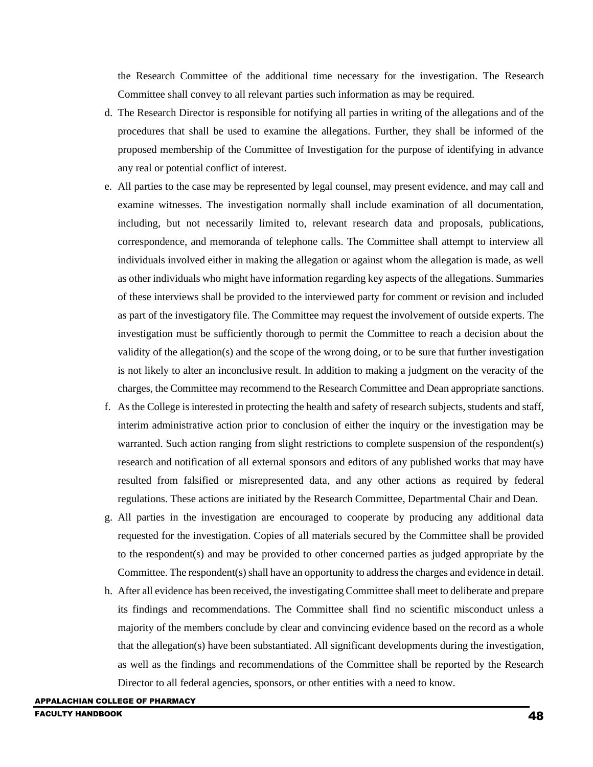the Research Committee of the additional time necessary for the investigation. The Research Committee shall convey to all relevant parties such information as may be required.

d. The Research Director is responsible for notifying all parties in writing of the allegations and of the procedures that shall be used to examine the allegations. Further, they shall be informed of the proposed membership of the Committee of Investigation for the purpose of identifying in advance any real or potential conflict of interest.

e. All parties to the case may be represented by legal counsel, may present evidence, and may call and examine witnesses. The investigation normally shall include examination of all documentation, including, but not necessarily limited to, relevant research data and proposals, publications, correspondence, and memoranda of telephone calls. The Committee shall attempt to interview all individuals involved either in making the allegation or against whom the allegation is made, as well as other individuals who might have information regarding key aspects of the allegations. Summaries of these interviews shall be provided to the interviewed party for comment or revision and included as part of the investigatory file. The Committee may request the involvement of outside experts. The investigation must be sufficiently thorough to permit the Committee to reach a decision about the validity of the allegation(s) and the scope of the wrong doing, or to be sure that further investigation is not likely to alter an inconclusive result. In addition to making a judgment on the veracity of the charges, the Committee may recommend to the Research Committee and Dean appropriate sanctions.

f. As the College is interested in protecting the health and safety of research subjects, students and staff, interim administrative action prior to conclusion of either the inquiry or the investigation may be warranted. Such action ranging from slight restrictions to complete suspension of the respondent(s) research and notification of all external sponsors and editors of any published works that may have resulted from falsified or misrepresented data, and any other actions as required by federal regulations. These actions are initiated by the Research Committee, Departmental Chair and Dean.

g. All parties in the investigation are encouraged to cooperate by producing any additional data requested for the investigation. Copies of all materials secured by the Committee shall be provided to the respondent(s) and may be provided to other concerned parties as judged appropriate by the Committee. The respondent(s) shall have an opportunity to address the charges and evidence in detail.

h. After all evidence has been received, the investigating Committee shall meet to deliberate and prepare its findings and recommendations. The Committee shall find no scientific misconduct unless a majority of the members conclude by clear and convincing evidence based on the record as a whole that the allegation(s) have been substantiated. All significant developments during the investigation, as well as the findings and recommendations of the Committee shall be reported by the Research Director to all federal agencies, sponsors, or other entities with a need to know.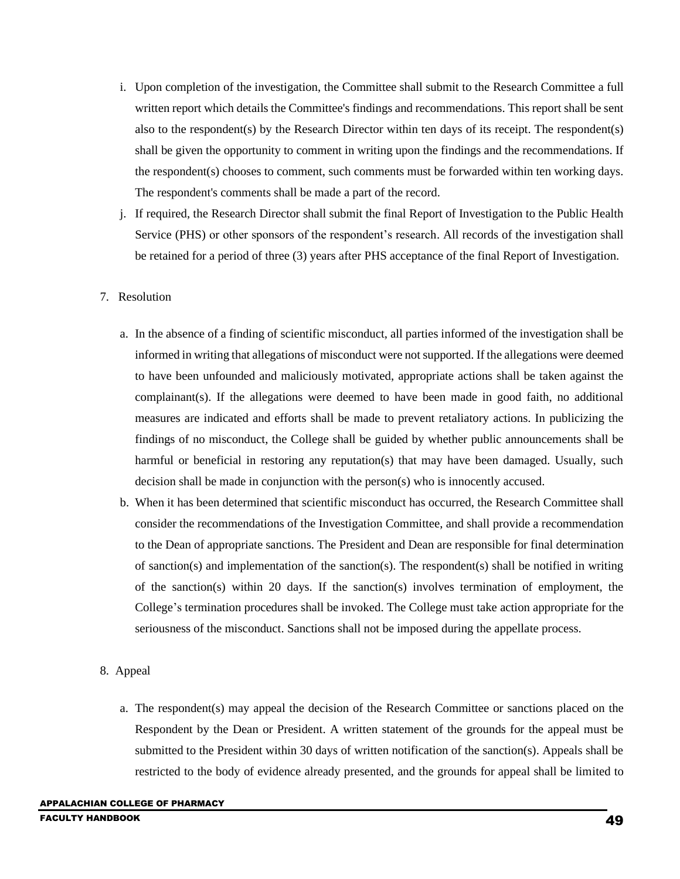i. Upon completion of the investigation, the Committee shall submit to the Research Committee a full written report which details the Committee's findings and recommendations. This report shall be sent also to the respondent(s) by the Research Director within ten days of its receipt. The respondent(s) shall be given the opportunity to comment in writing upon the findings and the recommendations. If the respondent(s) chooses to comment, such comments must be forwarded within ten working days. The respondent's comments shall be made a part of the record.

j. If required, the Research Director shall submit the final Report of Investigation to the Public Health Service (PHS) or other sponsors of the respondent's research. All records of the investigation shall be retained for a period of three (3) years after PHS acceptance of the final Report of Investigation.

7. Resolution

a. In the absence of a finding of scientific misconduct, all parties informed of the investigation shall be informed in writing that allegations of misconduct were not supported. If the allegations were deemed to have been unfounded and maliciously motivated, appropriate actions shall be taken against the complainant(s). If the allegations were deemed to have been made in good faith, no additional measures are indicated and efforts shall be made to prevent retaliatory actions. In publicizing the findings of no misconduct, the College shall be guided by whether public announcements shall be harmful or beneficial in restoring any reputation(s) that may have been damaged. Usually, such decision shall be made in conjunction with the person(s) who is innocently accused.

b. When it has been determined that scientific misconduct has occurred, the Research Committee shall consider the recommendations of the Investigation Committee, and shall provide a recommendation to the Dean of appropriate sanctions. The President and Dean are responsible for final determination of sanction(s) and implementation of the sanction(s). The respondent(s) shall be notified in writing of the sanction(s) within 20 days. If the sanction(s) involves termination of employment, the College's termination procedures shall be invoked. The College must take action appropriate for the seriousness of the misconduct. Sanctions shall not be imposed during the appellate process.

8. Appeal

a. The respondent(s) may appeal the decision of the Research Committee or sanctions placed on the Respondent by the Dean or President. A written statement of the grounds for the appeal must be submitted to the President within 30 days of written notification of the sanction(s). Appeals shall be restricted to the body of evidence already presented, and the grounds for appeal shall be limited to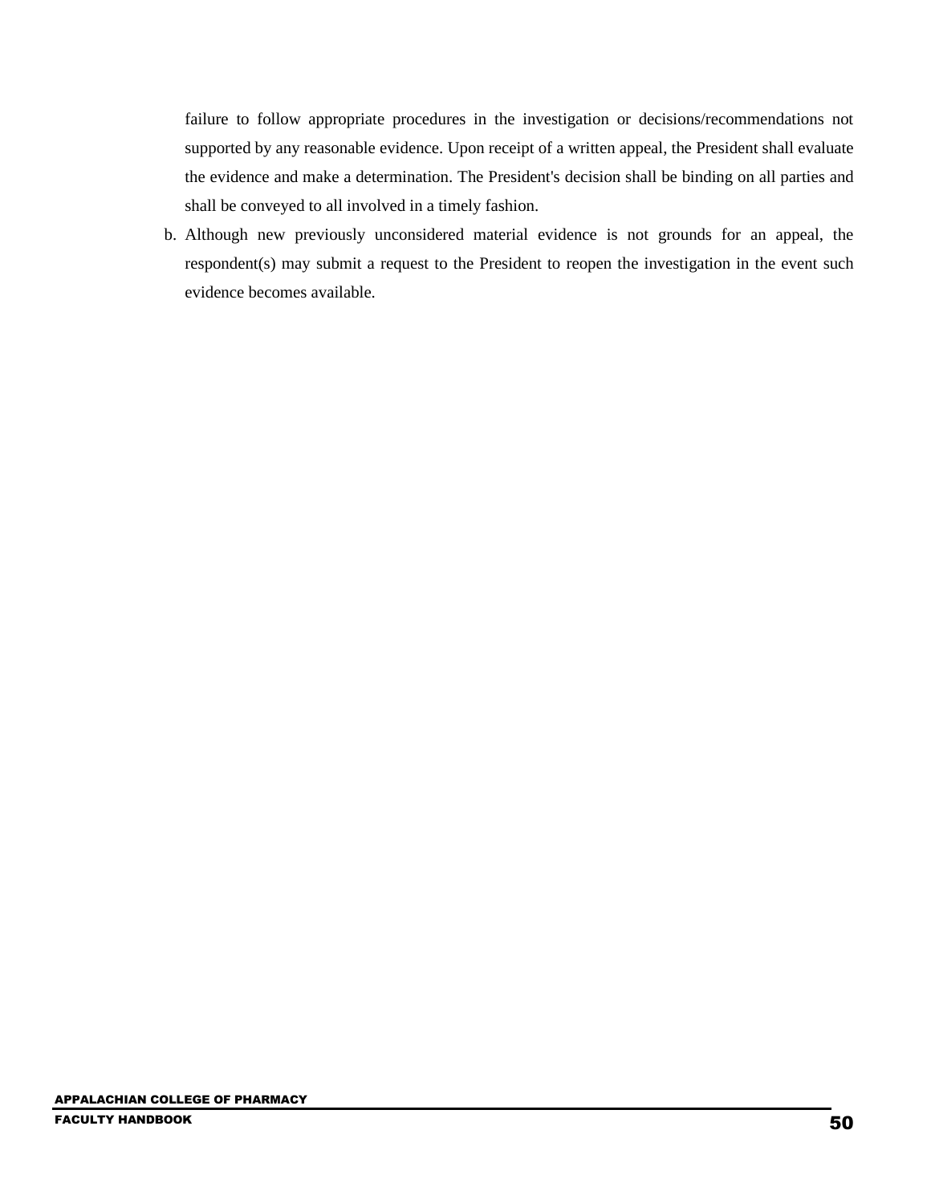failure to follow appropriate procedures in the investigation or decisions/recommendations not supported by any reasonable evidence. Upon receipt of a written appeal, the President shall evaluate the evidence and make a determination. The President's decision shall be binding on all parties and shall be conveyed to all involved in a timely fashion.

b. Although new previously unconsidered material evidence is not grounds for an appeal, the respondent(s) may submit a request to the President to reopen the investigation in the event such evidence becomes available.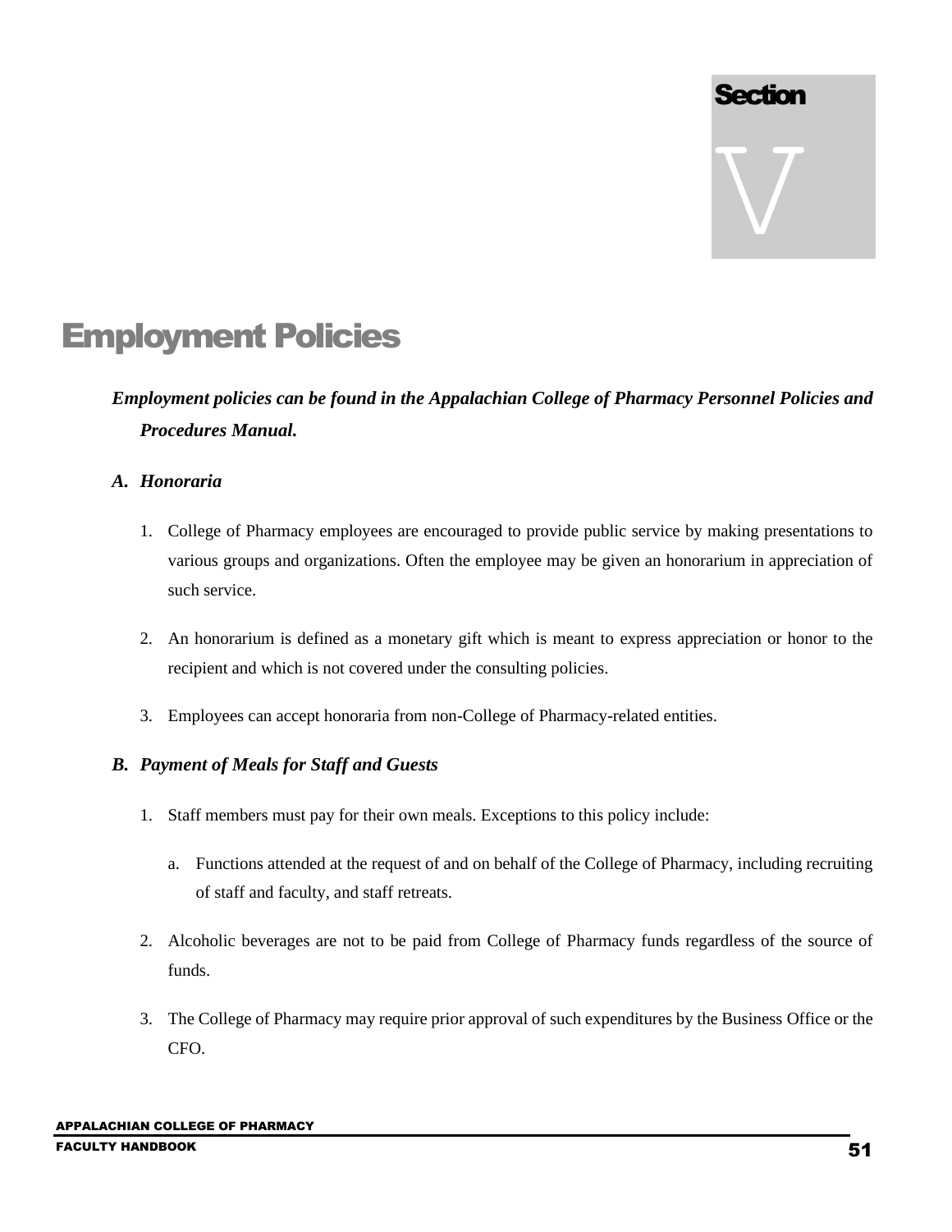# Section V

# Employment Policies

***Employment policies can be found in the Appalachian College of Pharmacy Personnel Policies and Procedures Manual.***

## *A. Honoraria*

1. College of Pharmacy employees are encouraged to provide public service by making presentations to various groups and organizations. Often the employee may be given an honorarium in appreciation of such service.

2. An honorarium is defined as a monetary gift which is meant to express appreciation or honor to the recipient and which is not covered under the consulting policies.

3. Employees can accept honoraria from non-College of Pharmacy-related entities.

## *B. Payment of Meals for Staff and Guests*

1. Staff members must pay for their own meals. Exceptions to this policy include:

   a. Functions attended at the request of and on behalf of the College of Pharmacy, including recruiting of staff and faculty, and staff retreats.

2. Alcoholic beverages are not to be paid from College of Pharmacy funds regardless of the source of funds.

3. The College of Pharmacy may require prior approval of such expenditures by the Business Office or the CFO.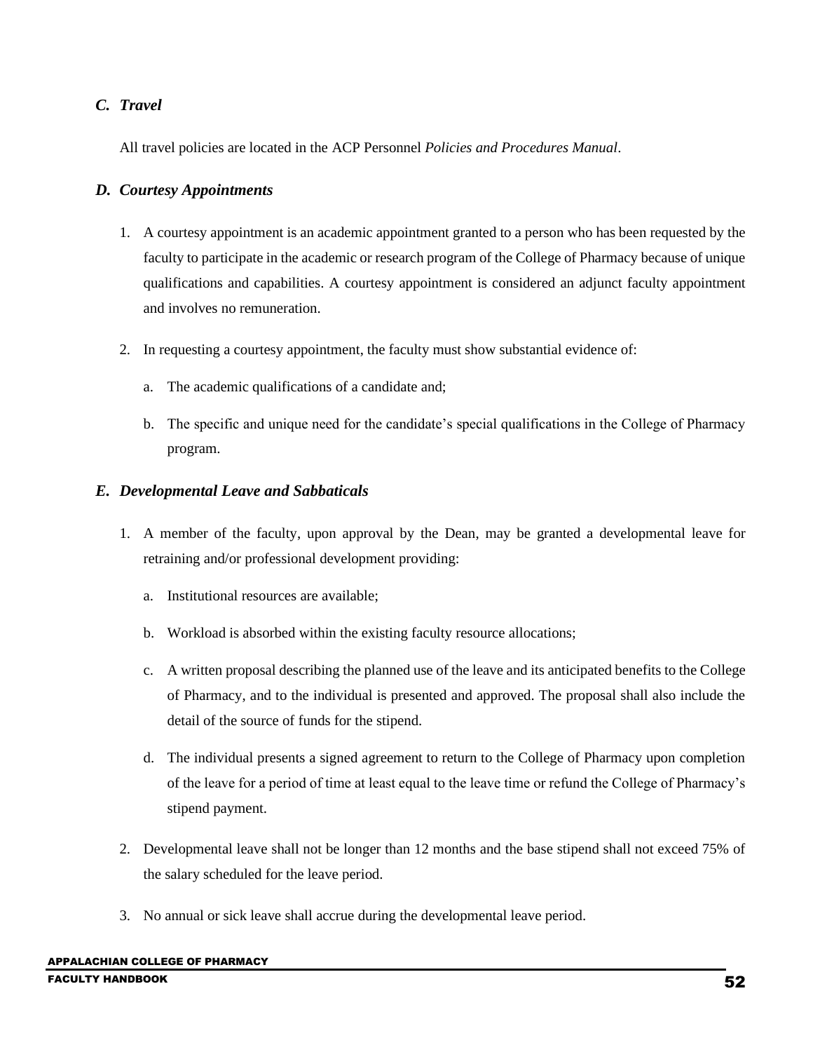### *C. Travel*

All travel policies are located in the ACP Personnel *Policies and Procedures Manual*.

### *D. Courtesy Appointments*

1. A courtesy appointment is an academic appointment granted to a person who has been requested by the faculty to participate in the academic or research program of the College of Pharmacy because of unique qualifications and capabilities. A courtesy appointment is considered an adjunct faculty appointment and involves no remuneration.

2. In requesting a courtesy appointment, the faculty must show substantial evidence of:

   a. The academic qualifications of a candidate and;

   b. The specific and unique need for the candidate's special qualifications in the College of Pharmacy program.

### *E. Developmental Leave and Sabbaticals*

1. A member of the faculty, upon approval by the Dean, may be granted a developmental leave for retraining and/or professional development providing:

   a. Institutional resources are available;

   b. Workload is absorbed within the existing faculty resource allocations;

   c. A written proposal describing the planned use of the leave and its anticipated benefits to the College of Pharmacy, and to the individual is presented and approved. The proposal shall also include the detail of the source of funds for the stipend.

   d. The individual presents a signed agreement to return to the College of Pharmacy upon completion of the leave for a period of time at least equal to the leave time or refund the College of Pharmacy's stipend payment.

2. Developmental leave shall not be longer than 12 months and the base stipend shall not exceed 75% of the salary scheduled for the leave period.

3. No annual or sick leave shall accrue during the developmental leave period.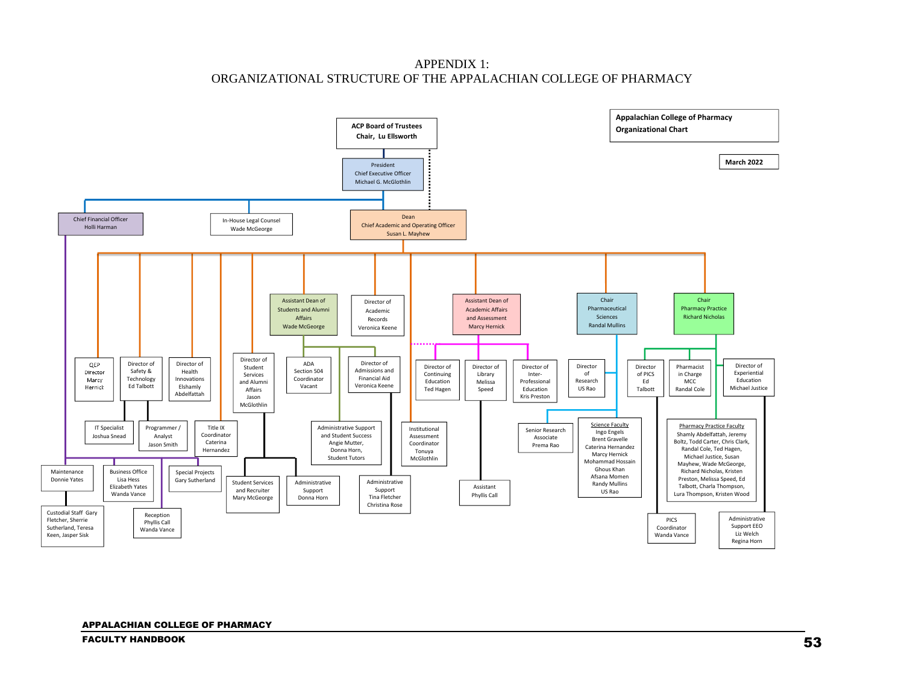# APPENDIX 1:
# ORGANIZATIONAL STRUCTURE OF THE APPALACHIAN COLLEGE OF PHARMACY

**Appalachian College of Pharmacy Organizational Chart**

**March 2022**

- **ACP Board of Trustees** — Chair, Lu Ellsworth
  - President, Chief Executive Officer — Michael G. McGlothlin
    - Chief Financial Officer — Holli Harman
      - Maintenance — Donnie Yates
        - Custodial Staff — Gary Fletcher, Sherrie Sutherland, Teresa Keen, Jasper Sisk
      - Business Office — Lisa Hess, Elizabeth Yates, Wanda Vance
        - Reception — Phyllis Call, Wanda Vance
      - Special Projects — Gary Sutherland
    - In-House Legal Counsel — Wade McGeorge
    - Dean, Chief Academic and Operating Officer — Susan L. Mayhew
      - QEP Director — Marcy Hernick
      - Director of Safety & Technology — Ed Talbott
        - IT Specialist — Joshua Snead
        - Programmer / Analyst — Jason Smith
      - Director of Health Innovations — Elshamy Abdelfattah
      - Title IX Coordinator — Caterina Hernandez
      - Director of Student Services and Alumni Affairs — Jason McGlothlin
        - Student Services and Recruiter — Mary McGeorge
        - Administrative Support — Donna Horn
      - Assistant Dean of Students and Alumni Affairs — Wade McGeorge
        - ADA Section 504 Coordinator — Vacant
        - Administrative Support and Student Success — Angie Mutter, Donna Horn, Student Tutors
        - Director of Admissions and Financial Aid — Veronica Keene
          - Administrative Support — Tina Fletcher, Christina Rose
      - Director of Academic Records — Veronica Keene
      - Institutional Assessment Coordinator — Tonuya McGlothlin
      - Assistant Dean of Academic Affairs and Assessment — Marcy Hernick
        - Director of Continuing Education — Ted Hagen
        - Director of Library — Melissa Speed
          - Assistant — Phyllis Call
        - Director of Inter-Professional Education — Kris Preston
      - Chair, Pharmaceutical Sciences — Randal Mullins
        - Director of Research — US Rao
        - Senior Research Associate — Prema Rao
        - Science Faculty — Ingo Engels, Brent Gravelle, Caterina Hernandez, Marcy Hernick, Mohammad Hossain, Ghous Khan, Afsana Momen, Randy Mullins, US Rao
      - Chair, Pharmacy Practice — Richard Nicholas
        - Director of PICS — Ed Talbott
          - PICS Coordinator — Wanda Vance
        - Pharmacist in Charge MCC — Randal Cole
        - Pharmacy Practice Faculty — Shamly Abdelfattah, Jeremy Boltz, Todd Carter, Chris Clark, Randal Cole, Ted Hagen, Michael Justice, Susan Mayhew, Wade McGeorge, Richard Nicholas, Kristen Preston, Melissa Speed, Ed Talbott, Charla Thompson, Lura Thompson, Kristen Wood
        - Director of Experiential Education — Michael Justice
          - Administrative Support EEO — Liz Welch, Regina Horn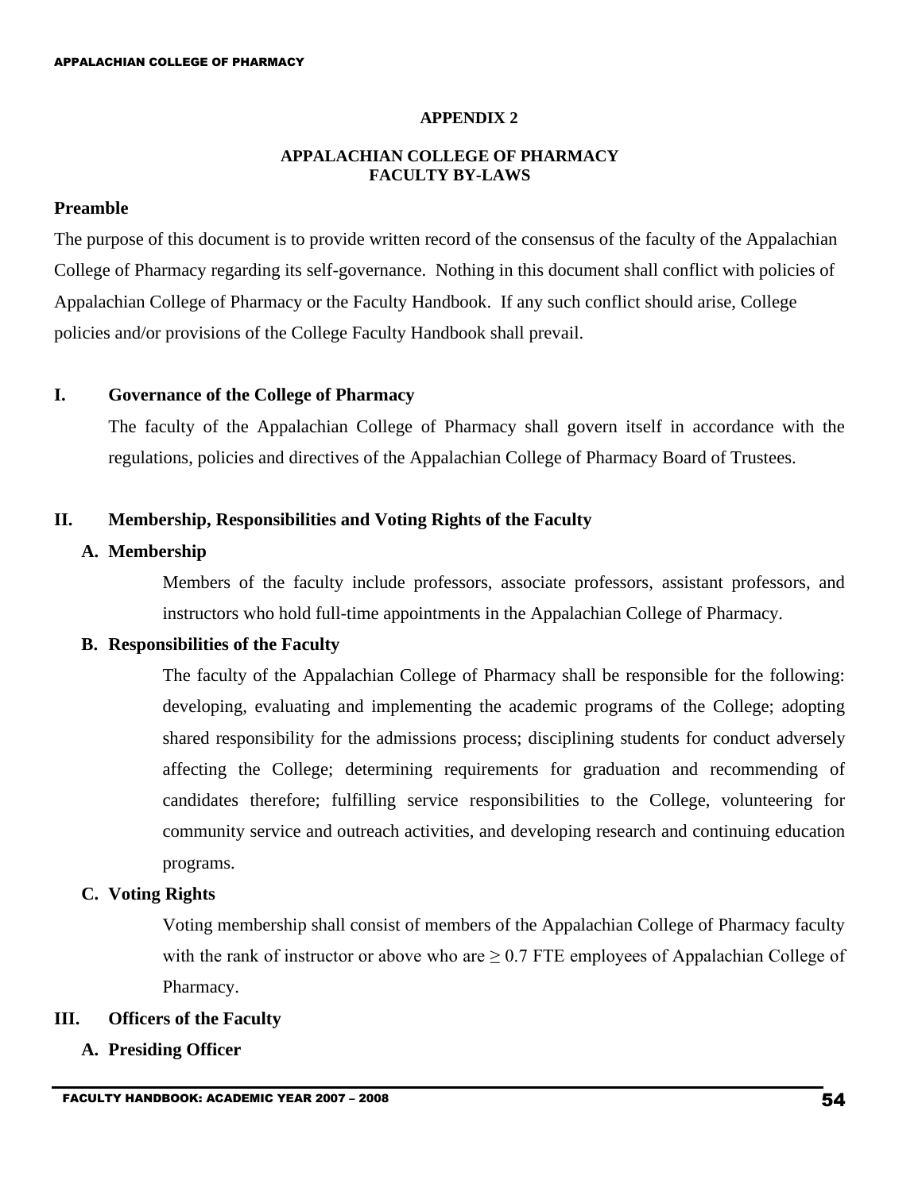**APPENDIX 2**

**APPALACHIAN COLLEGE OF PHARMACY**
**FACULTY BY-LAWS**

**Preamble**

The purpose of this document is to provide written record of the consensus of the faculty of the Appalachian College of Pharmacy regarding its self-governance. Nothing in this document shall conflict with policies of Appalachian College of Pharmacy or the Faculty Handbook. If any such conflict should arise, College policies and/or provisions of the College Faculty Handbook shall prevail.

## I. Governance of the College of Pharmacy

The faculty of the Appalachian College of Pharmacy shall govern itself in accordance with the regulations, policies and directives of the Appalachian College of Pharmacy Board of Trustees.

## II. Membership, Responsibilities and Voting Rights of the Faculty

### A. Membership

Members of the faculty include professors, associate professors, assistant professors, and instructors who hold full-time appointments in the Appalachian College of Pharmacy.

### B. Responsibilities of the Faculty

The faculty of the Appalachian College of Pharmacy shall be responsible for the following: developing, evaluating and implementing the academic programs of the College; adopting shared responsibility for the admissions process; disciplining students for conduct adversely affecting the College; determining requirements for graduation and recommending of candidates therefore; fulfilling service responsibilities to the College, volunteering for community service and outreach activities, and developing research and continuing education programs.

### C. Voting Rights

Voting membership shall consist of members of the Appalachian College of Pharmacy faculty with the rank of instructor or above who are ≥ 0.7 FTE employees of Appalachian College of Pharmacy.

## III. Officers of the Faculty

### A. Presiding Officer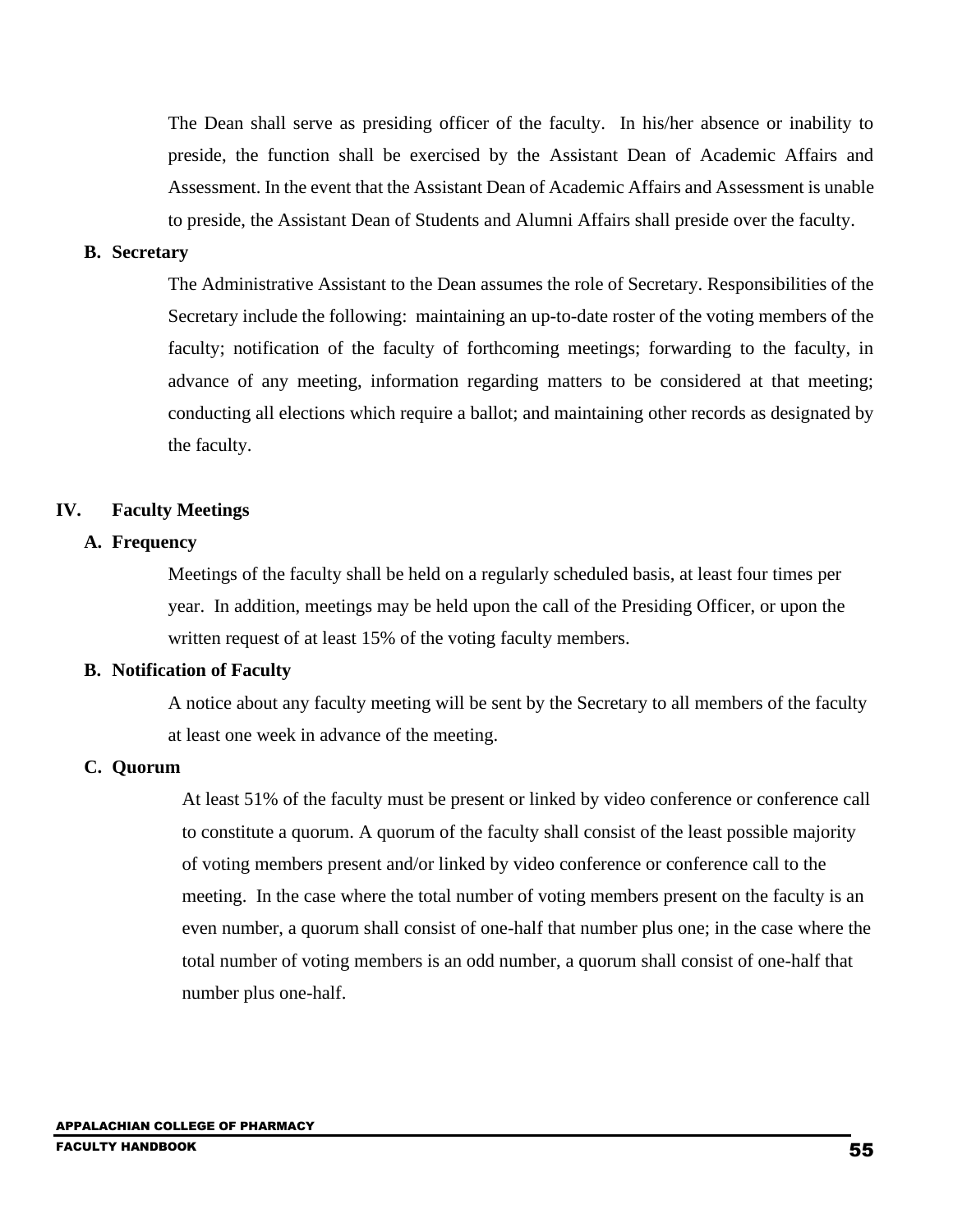The Dean shall serve as presiding officer of the faculty. In his/her absence or inability to preside, the function shall be exercised by the Assistant Dean of Academic Affairs and Assessment. In the event that the Assistant Dean of Academic Affairs and Assessment is unable to preside, the Assistant Dean of Students and Alumni Affairs shall preside over the faculty.

**B. Secretary**

The Administrative Assistant to the Dean assumes the role of Secretary. Responsibilities of the Secretary include the following: maintaining an up-to-date roster of the voting members of the faculty; notification of the faculty of forthcoming meetings; forwarding to the faculty, in advance of any meeting, information regarding matters to be considered at that meeting; conducting all elections which require a ballot; and maintaining other records as designated by the faculty.

## IV. Faculty Meetings

**A. Frequency**

Meetings of the faculty shall be held on a regularly scheduled basis, at least four times per year. In addition, meetings may be held upon the call of the Presiding Officer, or upon the written request of at least 15% of the voting faculty members.

**B. Notification of Faculty**

A notice about any faculty meeting will be sent by the Secretary to all members of the faculty at least one week in advance of the meeting.

**C. Quorum**

At least 51% of the faculty must be present or linked by video conference or conference call to constitute a quorum. A quorum of the faculty shall consist of the least possible majority of voting members present and/or linked by video conference or conference call to the meeting. In the case where the total number of voting members present on the faculty is an even number, a quorum shall consist of one-half that number plus one; in the case where the total number of voting members is an odd number, a quorum shall consist of one-half that number plus one-half.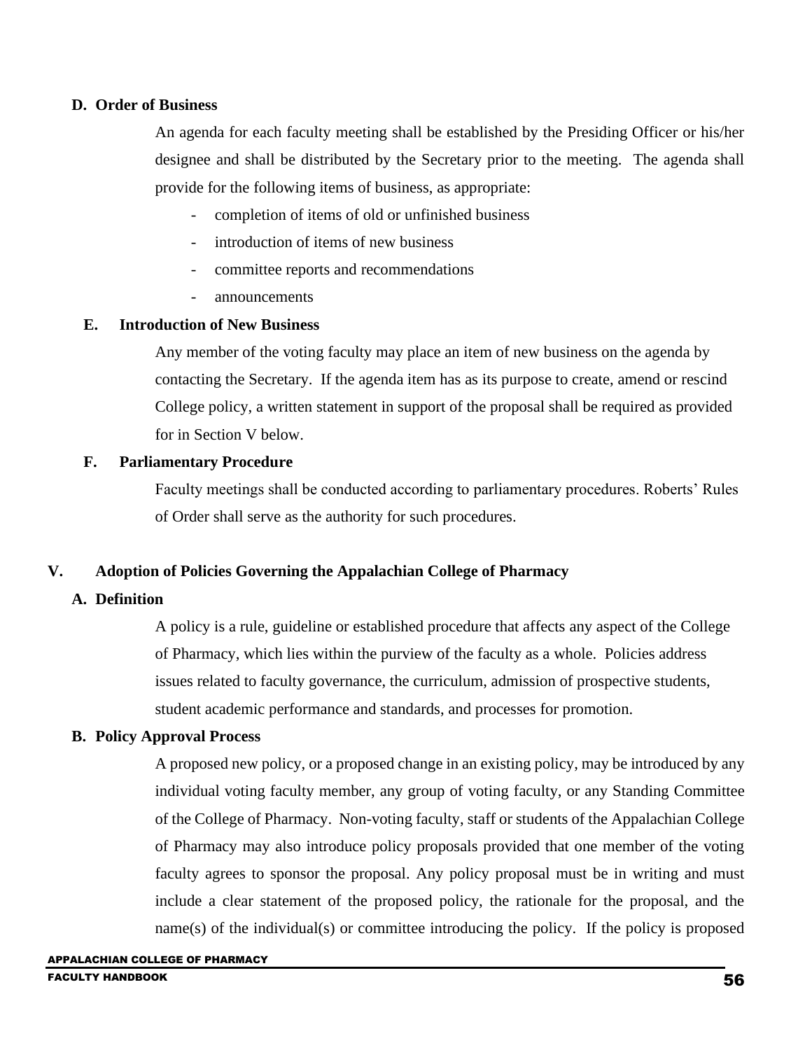### D. Order of Business

An agenda for each faculty meeting shall be established by the Presiding Officer or his/her designee and shall be distributed by the Secretary prior to the meeting. The agenda shall provide for the following items of business, as appropriate:

- completion of items of old or unfinished business
- introduction of items of new business
- committee reports and recommendations
- announcements

### E. Introduction of New Business

Any member of the voting faculty may place an item of new business on the agenda by contacting the Secretary. If the agenda item has as its purpose to create, amend or rescind College policy, a written statement in support of the proposal shall be required as provided for in Section V below.

### F. Parliamentary Procedure

Faculty meetings shall be conducted according to parliamentary procedures. Roberts' Rules of Order shall serve as the authority for such procedures.

## V. Adoption of Policies Governing the Appalachian College of Pharmacy

### A. Definition

A policy is a rule, guideline or established procedure that affects any aspect of the College of Pharmacy, which lies within the purview of the faculty as a whole. Policies address issues related to faculty governance, the curriculum, admission of prospective students, student academic performance and standards, and processes for promotion.

### B. Policy Approval Process

A proposed new policy, or a proposed change in an existing policy, may be introduced by any individual voting faculty member, any group of voting faculty, or any Standing Committee of the College of Pharmacy. Non-voting faculty, staff or students of the Appalachian College of Pharmacy may also introduce policy proposals provided that one member of the voting faculty agrees to sponsor the proposal. Any policy proposal must be in writing and must include a clear statement of the proposed policy, the rationale for the proposal, and the name(s) of the individual(s) or committee introducing the policy. If the policy is proposed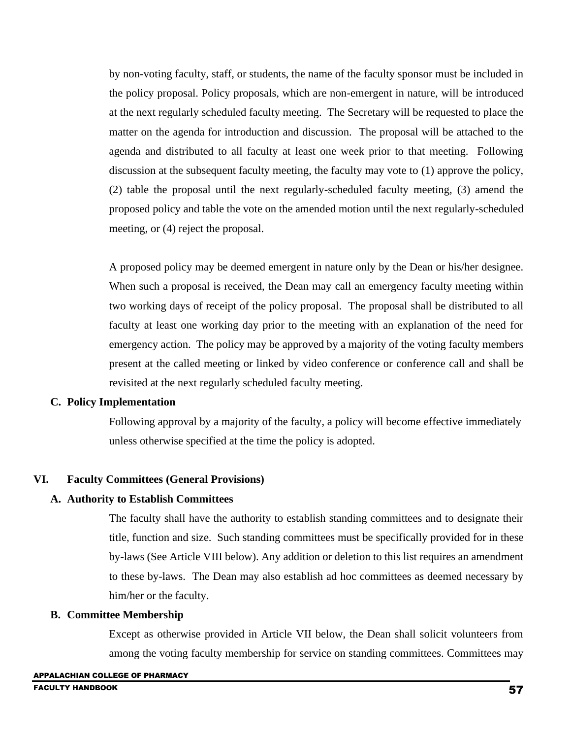by non-voting faculty, staff, or students, the name of the faculty sponsor must be included in the policy proposal. Policy proposals, which are non-emergent in nature, will be introduced at the next regularly scheduled faculty meeting. The Secretary will be requested to place the matter on the agenda for introduction and discussion. The proposal will be attached to the agenda and distributed to all faculty at least one week prior to that meeting. Following discussion at the subsequent faculty meeting, the faculty may vote to (1) approve the policy, (2) table the proposal until the next regularly-scheduled faculty meeting, (3) amend the proposed policy and table the vote on the amended motion until the next regularly-scheduled meeting, or (4) reject the proposal.

A proposed policy may be deemed emergent in nature only by the Dean or his/her designee. When such a proposal is received, the Dean may call an emergency faculty meeting within two working days of receipt of the policy proposal. The proposal shall be distributed to all faculty at least one working day prior to the meeting with an explanation of the need for emergency action. The policy may be approved by a majority of the voting faculty members present at the called meeting or linked by video conference or conference call and shall be revisited at the next regularly scheduled faculty meeting.

**C. Policy Implementation**

Following approval by a majority of the faculty, a policy will become effective immediately unless otherwise specified at the time the policy is adopted.

## VI. Faculty Committees (General Provisions)

**A. Authority to Establish Committees**

The faculty shall have the authority to establish standing committees and to designate their title, function and size. Such standing committees must be specifically provided for in these by-laws (See Article VIII below). Any addition or deletion to this list requires an amendment to these by-laws. The Dean may also establish ad hoc committees as deemed necessary by him/her or the faculty.

**B. Committee Membership**

Except as otherwise provided in Article VII below, the Dean shall solicit volunteers from among the voting faculty membership for service on standing committees. Committees may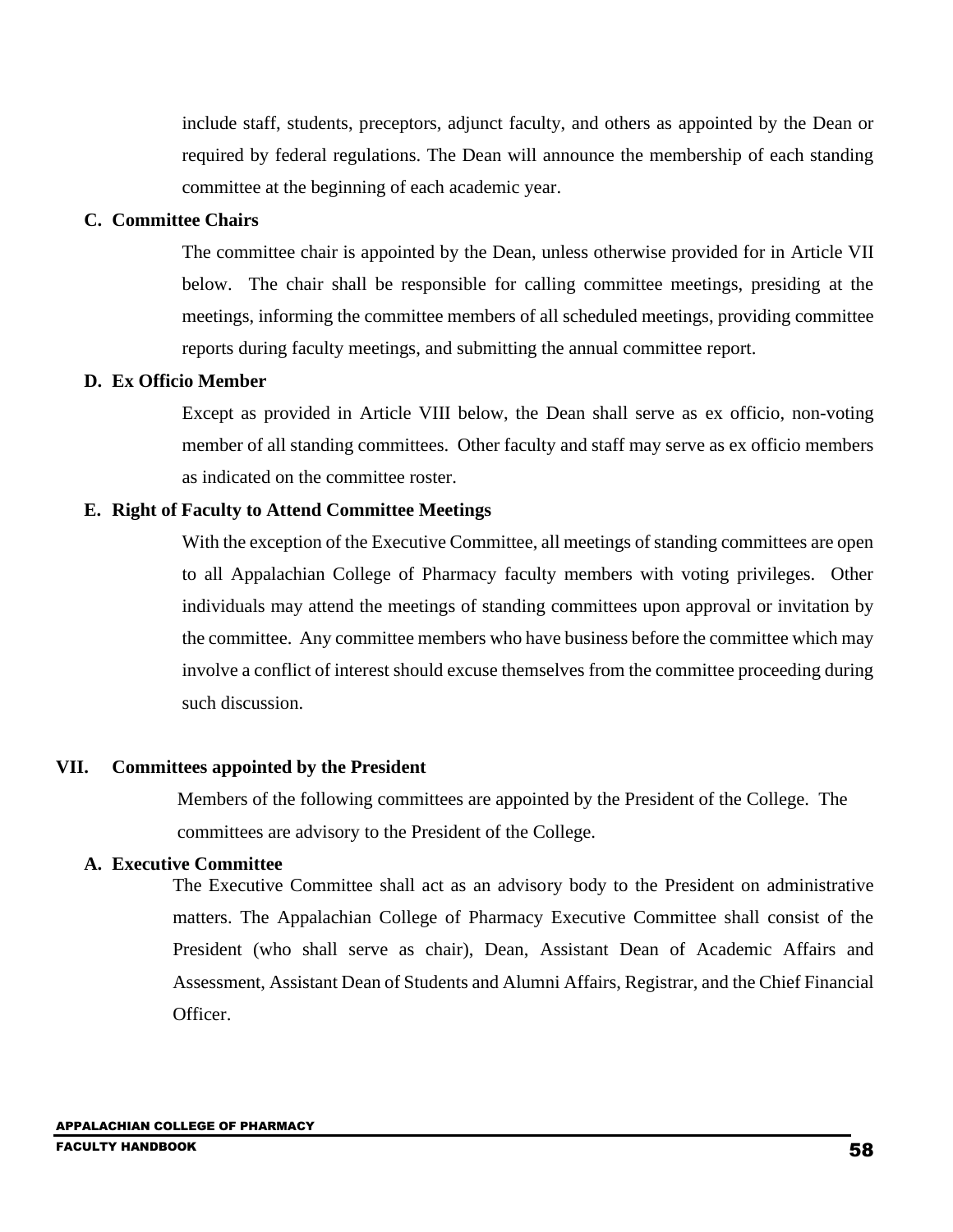include staff, students, preceptors, adjunct faculty, and others as appointed by the Dean or required by federal regulations. The Dean will announce the membership of each standing committee at the beginning of each academic year.

### C. Committee Chairs

The committee chair is appointed by the Dean, unless otherwise provided for in Article VII below. The chair shall be responsible for calling committee meetings, presiding at the meetings, informing the committee members of all scheduled meetings, providing committee reports during faculty meetings, and submitting the annual committee report.

### D. Ex Officio Member

Except as provided in Article VIII below, the Dean shall serve as ex officio, non-voting member of all standing committees. Other faculty and staff may serve as ex officio members as indicated on the committee roster.

### E. Right of Faculty to Attend Committee Meetings

With the exception of the Executive Committee, all meetings of standing committees are open to all Appalachian College of Pharmacy faculty members with voting privileges. Other individuals may attend the meetings of standing committees upon approval or invitation by the committee. Any committee members who have business before the committee which may involve a conflict of interest should excuse themselves from the committee proceeding during such discussion.

## VII. Committees appointed by the President

Members of the following committees are appointed by the President of the College. The committees are advisory to the President of the College.

### A. Executive Committee

The Executive Committee shall act as an advisory body to the President on administrative matters. The Appalachian College of Pharmacy Executive Committee shall consist of the President (who shall serve as chair), Dean, Assistant Dean of Academic Affairs and Assessment, Assistant Dean of Students and Alumni Affairs, Registrar, and the Chief Financial Officer.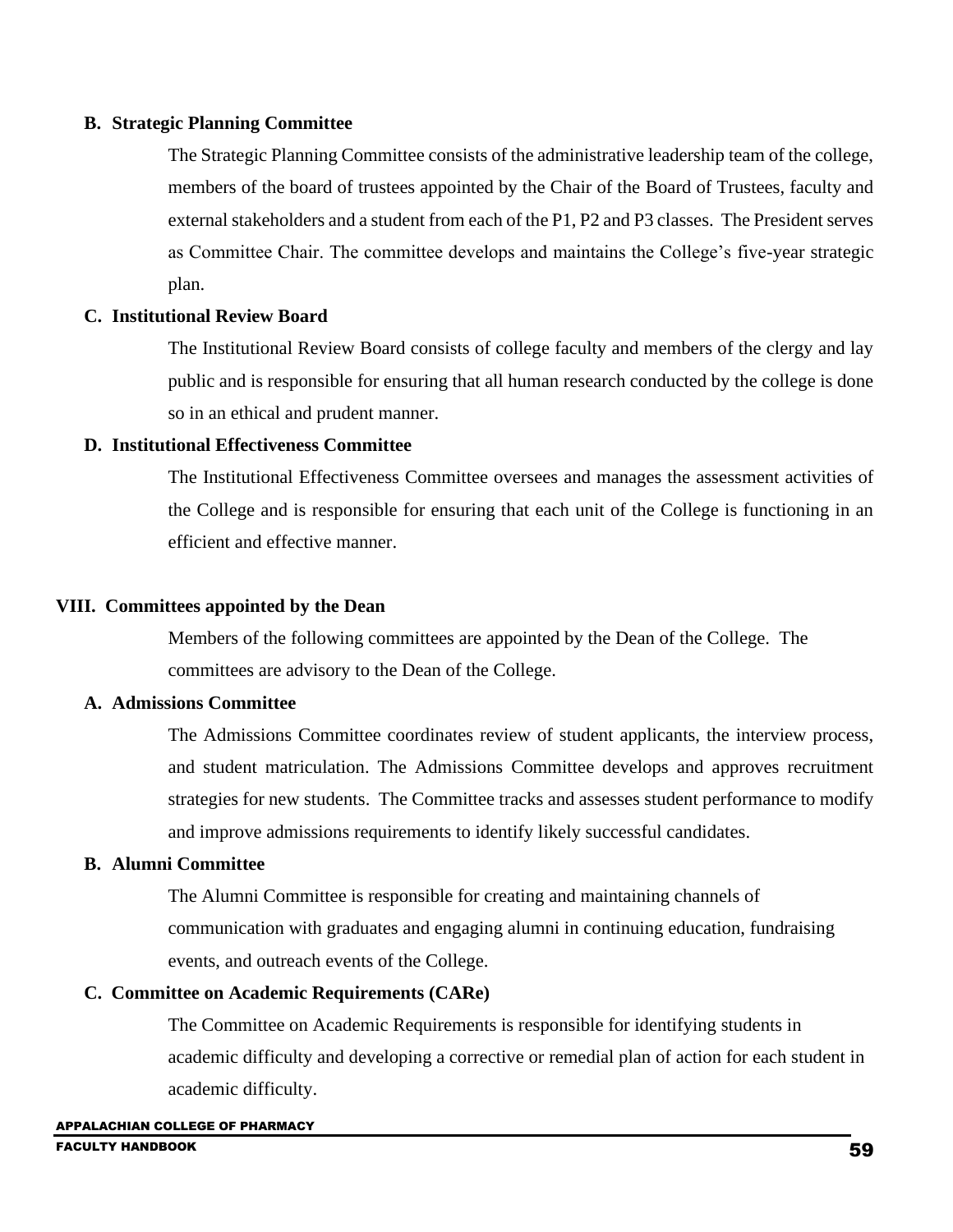### B. Strategic Planning Committee

The Strategic Planning Committee consists of the administrative leadership team of the college, members of the board of trustees appointed by the Chair of the Board of Trustees, faculty and external stakeholders and a student from each of the P1, P2 and P3 classes. The President serves as Committee Chair. The committee develops and maintains the College's five-year strategic plan.

### C. Institutional Review Board

The Institutional Review Board consists of college faculty and members of the clergy and lay public and is responsible for ensuring that all human research conducted by the college is done so in an ethical and prudent manner.

### D. Institutional Effectiveness Committee

The Institutional Effectiveness Committee oversees and manages the assessment activities of the College and is responsible for ensuring that each unit of the College is functioning in an efficient and effective manner.

## VIII. Committees appointed by the Dean

Members of the following committees are appointed by the Dean of the College. The committees are advisory to the Dean of the College.

### A. Admissions Committee

The Admissions Committee coordinates review of student applicants, the interview process, and student matriculation. The Admissions Committee develops and approves recruitment strategies for new students. The Committee tracks and assesses student performance to modify and improve admissions requirements to identify likely successful candidates.

### B. Alumni Committee

The Alumni Committee is responsible for creating and maintaining channels of communication with graduates and engaging alumni in continuing education, fundraising events, and outreach events of the College.

### C. Committee on Academic Requirements (CARe)

The Committee on Academic Requirements is responsible for identifying students in academic difficulty and developing a corrective or remedial plan of action for each student in academic difficulty.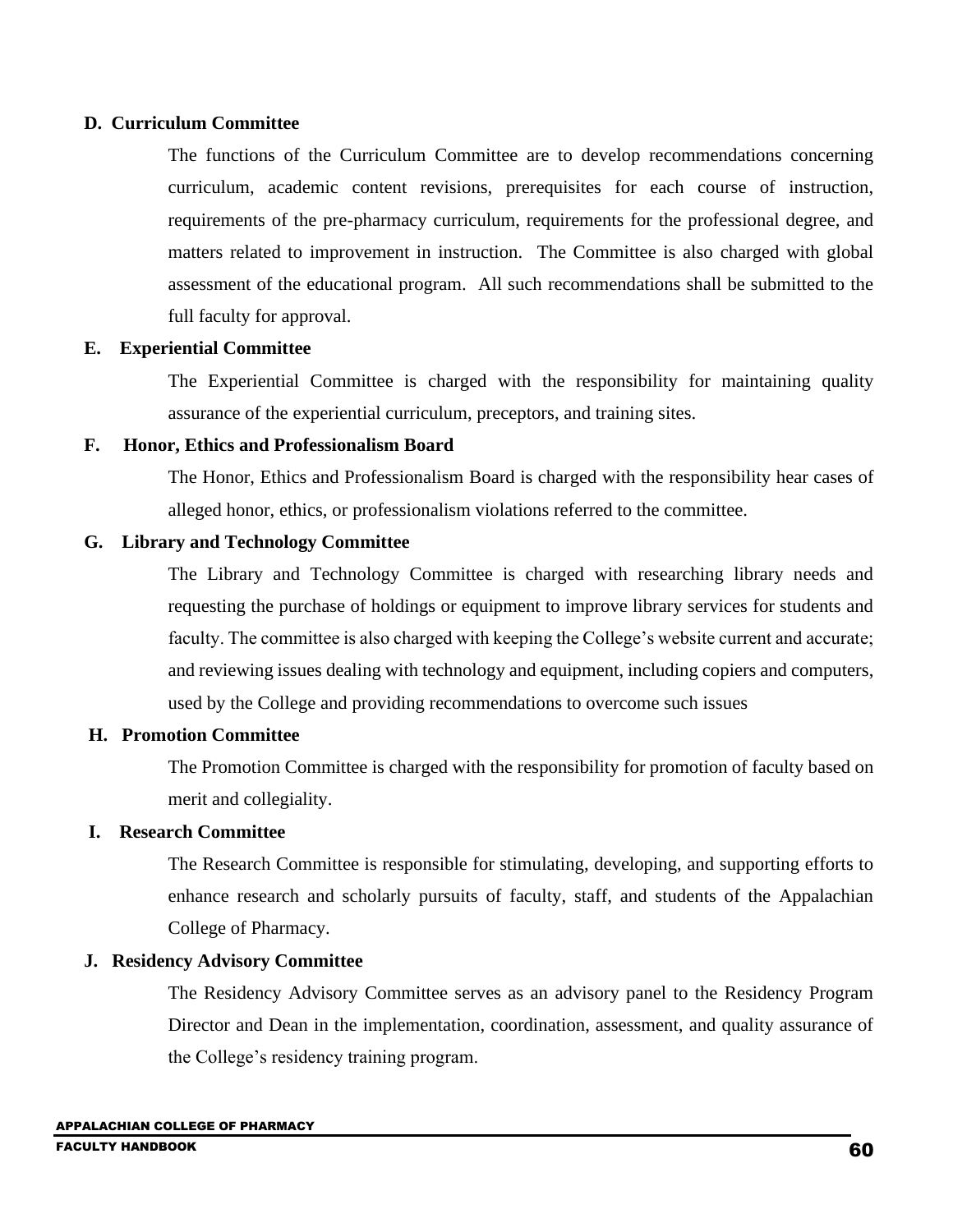**D. Curriculum Committee**

The functions of the Curriculum Committee are to develop recommendations concerning curriculum, academic content revisions, prerequisites for each course of instruction, requirements of the pre-pharmacy curriculum, requirements for the professional degree, and matters related to improvement in instruction. The Committee is also charged with global assessment of the educational program. All such recommendations shall be submitted to the full faculty for approval.

**E. Experiential Committee**

The Experiential Committee is charged with the responsibility for maintaining quality assurance of the experiential curriculum, preceptors, and training sites.

**F. Honor, Ethics and Professionalism Board**

The Honor, Ethics and Professionalism Board is charged with the responsibility hear cases of alleged honor, ethics, or professionalism violations referred to the committee.

**G. Library and Technology Committee**

The Library and Technology Committee is charged with researching library needs and requesting the purchase of holdings or equipment to improve library services for students and faculty. The committee is also charged with keeping the College's website current and accurate; and reviewing issues dealing with technology and equipment, including copiers and computers, used by the College and providing recommendations to overcome such issues

**H. Promotion Committee**

The Promotion Committee is charged with the responsibility for promotion of faculty based on merit and collegiality.

**I. Research Committee**

The Research Committee is responsible for stimulating, developing, and supporting efforts to enhance research and scholarly pursuits of faculty, staff, and students of the Appalachian College of Pharmacy.

**J. Residency Advisory Committee**

The Residency Advisory Committee serves as an advisory panel to the Residency Program Director and Dean in the implementation, coordination, assessment, and quality assurance of the College's residency training program.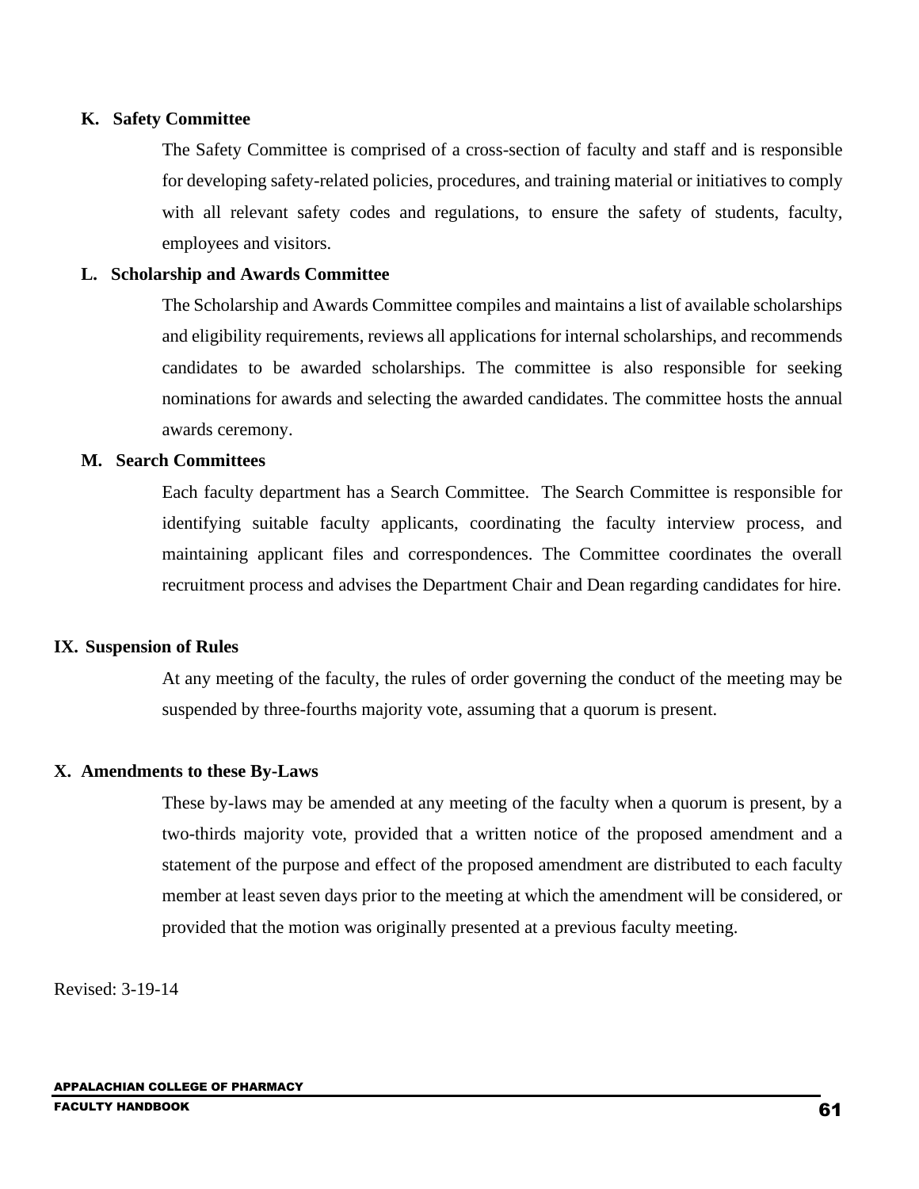### K. Safety Committee

The Safety Committee is comprised of a cross-section of faculty and staff and is responsible for developing safety-related policies, procedures, and training material or initiatives to comply with all relevant safety codes and regulations, to ensure the safety of students, faculty, employees and visitors.

### L. Scholarship and Awards Committee

The Scholarship and Awards Committee compiles and maintains a list of available scholarships and eligibility requirements, reviews all applications for internal scholarships, and recommends candidates to be awarded scholarships. The committee is also responsible for seeking nominations for awards and selecting the awarded candidates. The committee hosts the annual awards ceremony.

### M. Search Committees

Each faculty department has a Search Committee. The Search Committee is responsible for identifying suitable faculty applicants, coordinating the faculty interview process, and maintaining applicant files and correspondences. The Committee coordinates the overall recruitment process and advises the Department Chair and Dean regarding candidates for hire.

## IX. Suspension of Rules

At any meeting of the faculty, the rules of order governing the conduct of the meeting may be suspended by three-fourths majority vote, assuming that a quorum is present.

## X. Amendments to these By-Laws

These by-laws may be amended at any meeting of the faculty when a quorum is present, by a two-thirds majority vote, provided that a written notice of the proposed amendment and a statement of the purpose and effect of the proposed amendment are distributed to each faculty member at least seven days prior to the meeting at which the amendment will be considered, or provided that the motion was originally presented at a previous faculty meeting.

Revised: 3-19-14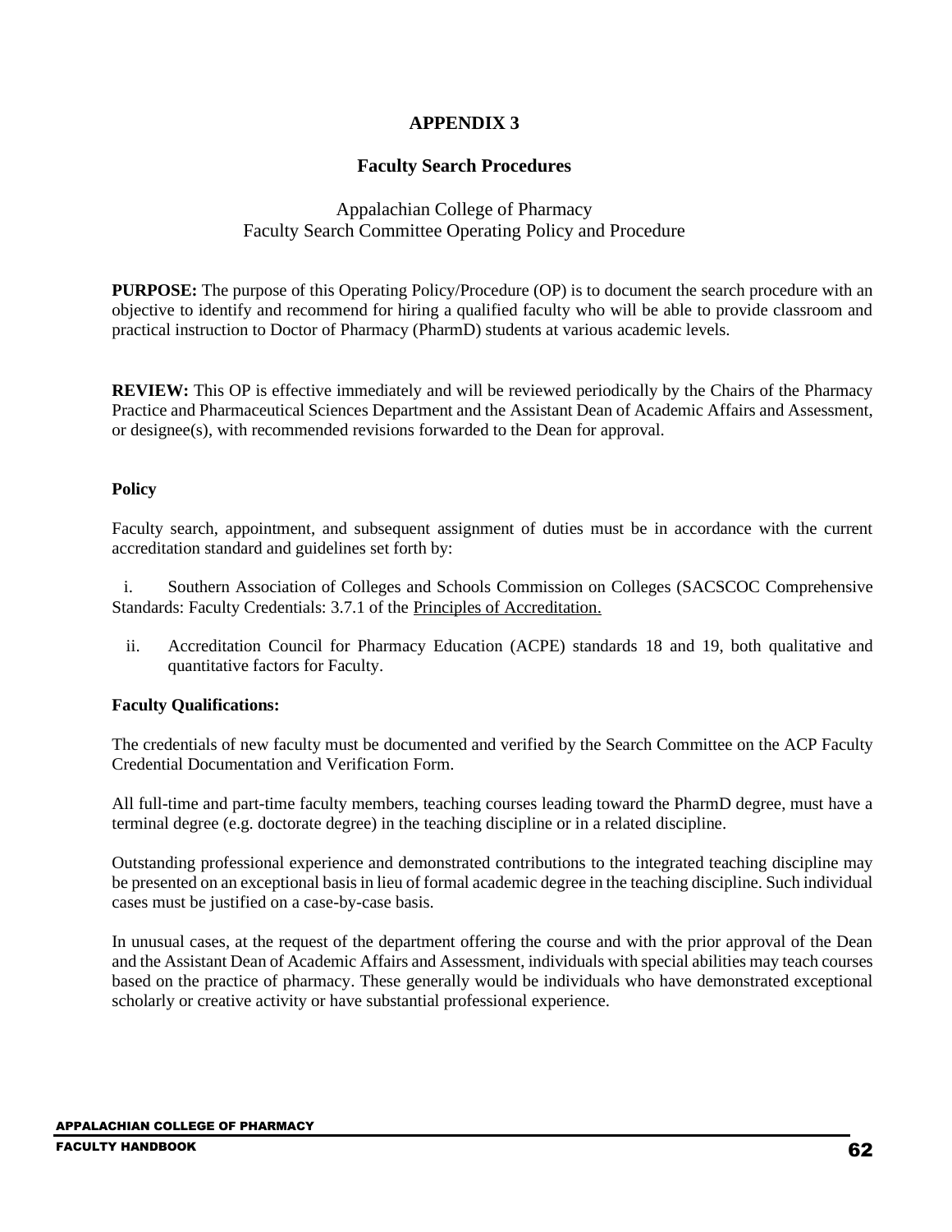# APPENDIX 3

## Faculty Search Procedures

Appalachian College of Pharmacy
Faculty Search Committee Operating Policy and Procedure

**PURPOSE:** The purpose of this Operating Policy/Procedure (OP) is to document the search procedure with an objective to identify and recommend for hiring a qualified faculty who will be able to provide classroom and practical instruction to Doctor of Pharmacy (PharmD) students at various academic levels.

**REVIEW:** This OP is effective immediately and will be reviewed periodically by the Chairs of the Pharmacy Practice and Pharmaceutical Sciences Department and the Assistant Dean of Academic Affairs and Assessment, or designee(s), with recommended revisions forwarded to the Dean for approval.

**Policy**

Faculty search, appointment, and subsequent assignment of duties must be in accordance with the current accreditation standard and guidelines set forth by:

i. Southern Association of Colleges and Schools Commission on Colleges (SACSCOC Comprehensive Standards: Faculty Credentials: 3.7.1 of the Principles of Accreditation.

ii. Accreditation Council for Pharmacy Education (ACPE) standards 18 and 19, both qualitative and quantitative factors for Faculty.

**Faculty Qualifications:**

The credentials of new faculty must be documented and verified by the Search Committee on the ACP Faculty Credential Documentation and Verification Form.

All full-time and part-time faculty members, teaching courses leading toward the PharmD degree, must have a terminal degree (e.g. doctorate degree) in the teaching discipline or in a related discipline.

Outstanding professional experience and demonstrated contributions to the integrated teaching discipline may be presented on an exceptional basis in lieu of formal academic degree in the teaching discipline. Such individual cases must be justified on a case-by-case basis.

In unusual cases, at the request of the department offering the course and with the prior approval of the Dean and the Assistant Dean of Academic Affairs and Assessment, individuals with special abilities may teach courses based on the practice of pharmacy. These generally would be individuals who have demonstrated exceptional scholarly or creative activity or have substantial professional experience.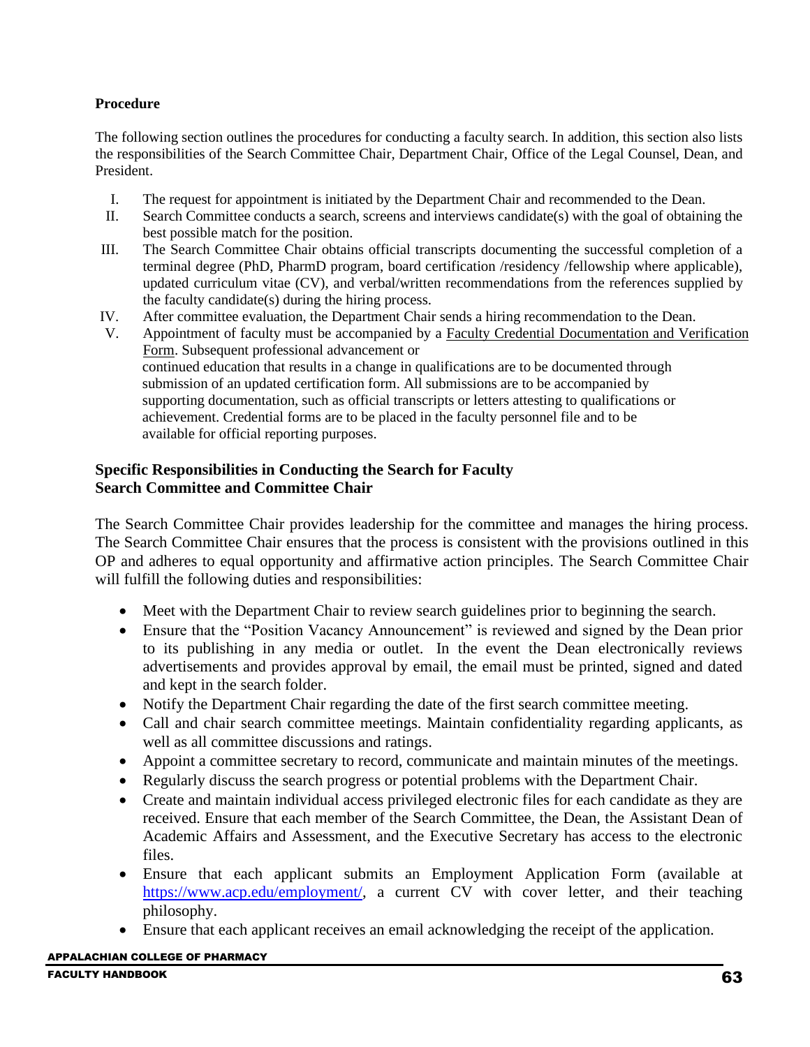**Procedure**

The following section outlines the procedures for conducting a faculty search. In addition, this section also lists the responsibilities of the Search Committee Chair, Department Chair, Office of the Legal Counsel, Dean, and President.

I. The request for appointment is initiated by the Department Chair and recommended to the Dean.
II. Search Committee conducts a search, screens and interviews candidate(s) with the goal of obtaining the best possible match for the position.
III. The Search Committee Chair obtains official transcripts documenting the successful completion of a terminal degree (PhD, PharmD program, board certification /residency /fellowship where applicable), updated curriculum vitae (CV), and verbal/written recommendations from the references supplied by the faculty candidate(s) during the hiring process.
IV. After committee evaluation, the Department Chair sends a hiring recommendation to the Dean.
V. Appointment of faculty must be accompanied by a Faculty Credential Documentation and Verification Form. Subsequent professional advancement or continued education that results in a change in qualifications are to be documented through submission of an updated certification form. All submissions are to be accompanied by supporting documentation, such as official transcripts or letters attesting to qualifications or achievement. Credential forms are to be placed in the faculty personnel file and to be available for official reporting purposes.

**Specific Responsibilities in Conducting the Search for Faculty**
**Search Committee and Committee Chair**

The Search Committee Chair provides leadership for the committee and manages the hiring process. The Search Committee Chair ensures that the process is consistent with the provisions outlined in this OP and adheres to equal opportunity and affirmative action principles. The Search Committee Chair will fulfill the following duties and responsibilities:

- Meet with the Department Chair to review search guidelines prior to beginning the search.
- Ensure that the "Position Vacancy Announcement" is reviewed and signed by the Dean prior to its publishing in any media or outlet. In the event the Dean electronically reviews advertisements and provides approval by email, the email must be printed, signed and dated and kept in the search folder.
- Notify the Department Chair regarding the date of the first search committee meeting.
- Call and chair search committee meetings. Maintain confidentiality regarding applicants, as well as all committee discussions and ratings.
- Appoint a committee secretary to record, communicate and maintain minutes of the meetings.
- Regularly discuss the search progress or potential problems with the Department Chair.
- Create and maintain individual access privileged electronic files for each candidate as they are received. Ensure that each member of the Search Committee, the Dean, the Assistant Dean of Academic Affairs and Assessment, and the Executive Secretary has access to the electronic files.
- Ensure that each applicant submits an Employment Application Form (available at https://www.acp.edu/employment/, a current CV with cover letter, and their teaching philosophy.
- Ensure that each applicant receives an email acknowledging the receipt of the application.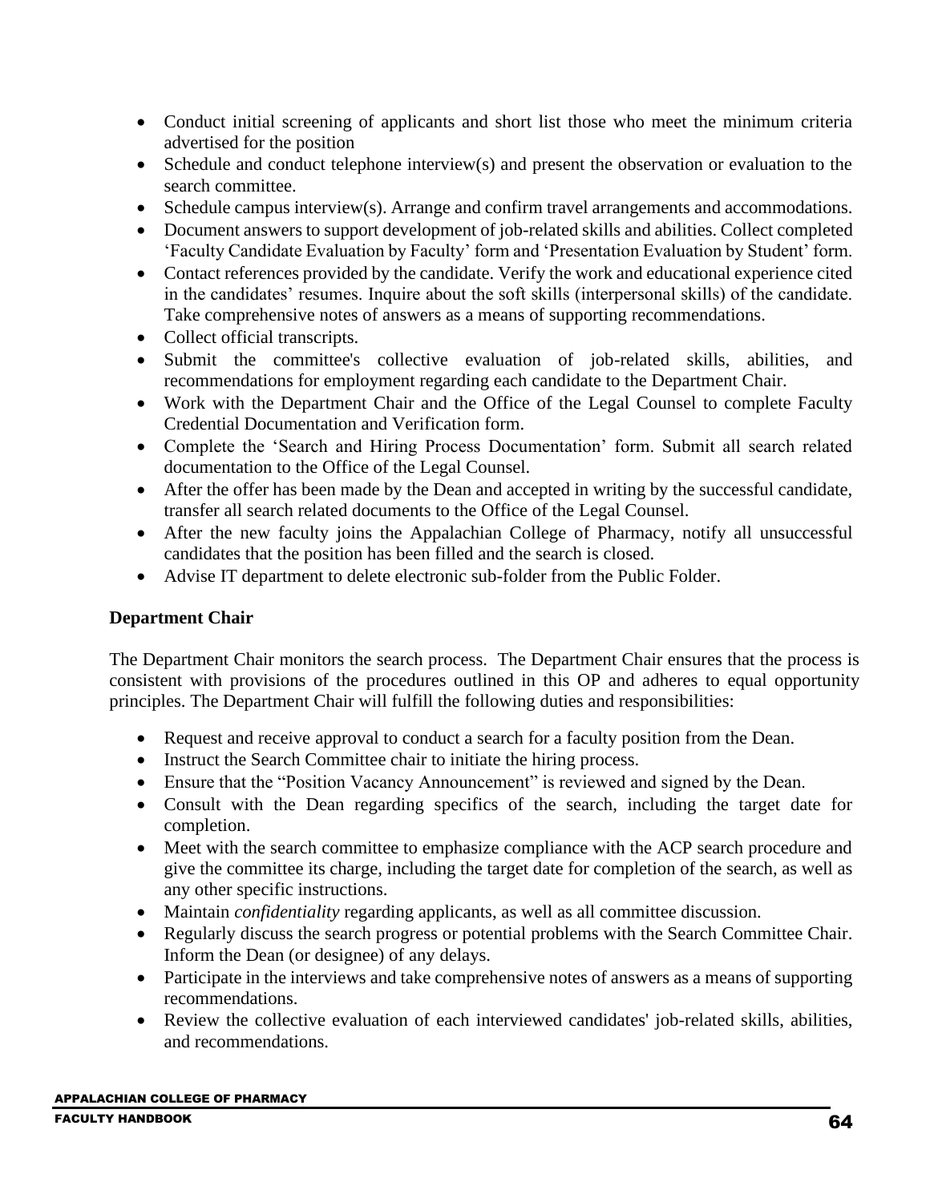- Conduct initial screening of applicants and short list those who meet the minimum criteria advertised for the position
- Schedule and conduct telephone interview(s) and present the observation or evaluation to the search committee.
- Schedule campus interview(s). Arrange and confirm travel arrangements and accommodations.
- Document answers to support development of job-related skills and abilities. Collect completed 'Faculty Candidate Evaluation by Faculty' form and 'Presentation Evaluation by Student' form.
- Contact references provided by the candidate. Verify the work and educational experience cited in the candidates' resumes. Inquire about the soft skills (interpersonal skills) of the candidate. Take comprehensive notes of answers as a means of supporting recommendations.
- Collect official transcripts.
- Submit the committee's collective evaluation of job-related skills, abilities, and recommendations for employment regarding each candidate to the Department Chair.
- Work with the Department Chair and the Office of the Legal Counsel to complete Faculty Credential Documentation and Verification form.
- Complete the 'Search and Hiring Process Documentation' form. Submit all search related documentation to the Office of the Legal Counsel.
- After the offer has been made by the Dean and accepted in writing by the successful candidate, transfer all search related documents to the Office of the Legal Counsel.
- After the new faculty joins the Appalachian College of Pharmacy, notify all unsuccessful candidates that the position has been filled and the search is closed.
- Advise IT department to delete electronic sub-folder from the Public Folder.

**Department Chair**

The Department Chair monitors the search process. The Department Chair ensures that the process is consistent with provisions of the procedures outlined in this OP and adheres to equal opportunity principles. The Department Chair will fulfill the following duties and responsibilities:

- Request and receive approval to conduct a search for a faculty position from the Dean.
- Instruct the Search Committee chair to initiate the hiring process.
- Ensure that the "Position Vacancy Announcement" is reviewed and signed by the Dean.
- Consult with the Dean regarding specifics of the search, including the target date for completion.
- Meet with the search committee to emphasize compliance with the ACP search procedure and give the committee its charge, including the target date for completion of the search, as well as any other specific instructions.
- Maintain *confidentiality* regarding applicants, as well as all committee discussion.
- Regularly discuss the search progress or potential problems with the Search Committee Chair. Inform the Dean (or designee) of any delays.
- Participate in the interviews and take comprehensive notes of answers as a means of supporting recommendations.
- Review the collective evaluation of each interviewed candidates' job-related skills, abilities, and recommendations.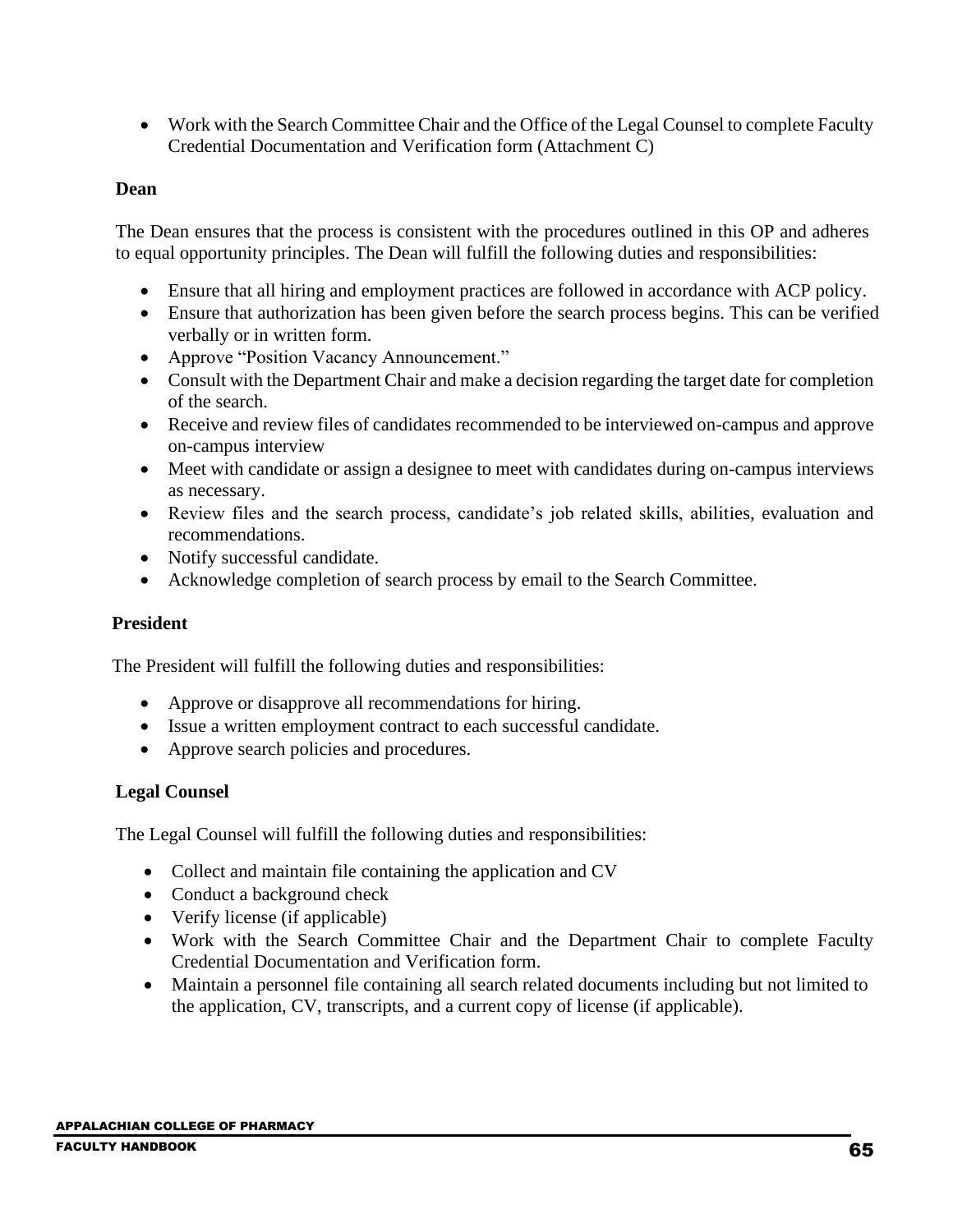- Work with the Search Committee Chair and the Office of the Legal Counsel to complete Faculty Credential Documentation and Verification form (Attachment C)

**Dean**

The Dean ensures that the process is consistent with the procedures outlined in this OP and adheres to equal opportunity principles. The Dean will fulfill the following duties and responsibilities:

- Ensure that all hiring and employment practices are followed in accordance with ACP policy.
- Ensure that authorization has been given before the search process begins. This can be verified verbally or in written form.
- Approve "Position Vacancy Announcement."
- Consult with the Department Chair and make a decision regarding the target date for completion of the search.
- Receive and review files of candidates recommended to be interviewed on-campus and approve on-campus interview
- Meet with candidate or assign a designee to meet with candidates during on-campus interviews as necessary.
- Review files and the search process, candidate's job related skills, abilities, evaluation and recommendations.
- Notify successful candidate.
- Acknowledge completion of search process by email to the Search Committee.

**President**

The President will fulfill the following duties and responsibilities:

- Approve or disapprove all recommendations for hiring.
- Issue a written employment contract to each successful candidate.
- Approve search policies and procedures.

**Legal Counsel**

The Legal Counsel will fulfill the following duties and responsibilities:

- Collect and maintain file containing the application and CV
- Conduct a background check
- Verify license (if applicable)
- Work with the Search Committee Chair and the Department Chair to complete Faculty Credential Documentation and Verification form.
- Maintain a personnel file containing all search related documents including but not limited to the application, CV, transcripts, and a current copy of license (if applicable).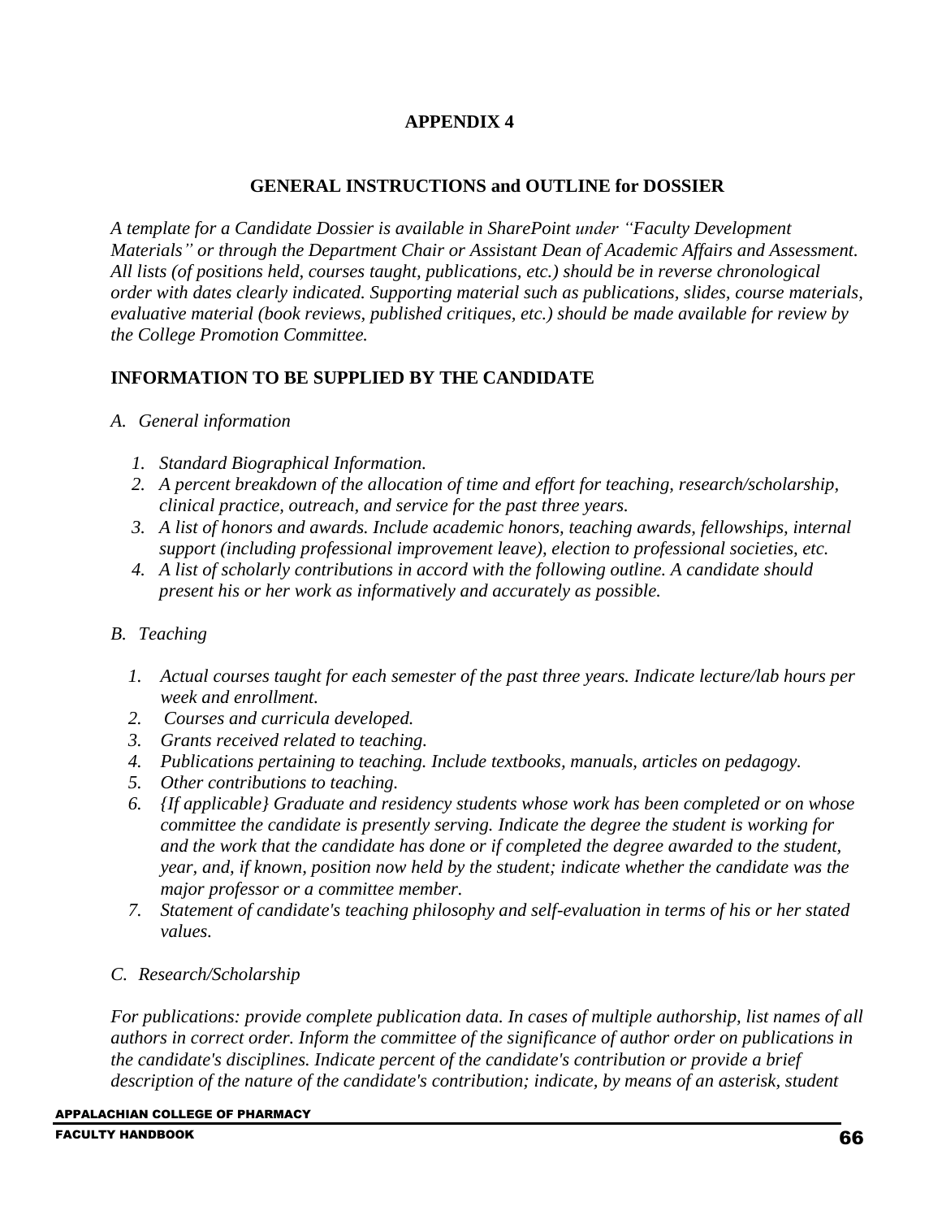# APPENDIX 4

## GENERAL INSTRUCTIONS and OUTLINE for DOSSIER

*A template for a Candidate Dossier is available in SharePoint under "Faculty Development Materials" or through the Department Chair or Assistant Dean of Academic Affairs and Assessment. All lists (of positions held, courses taught, publications, etc.) should be in reverse chronological order with dates clearly indicated. Supporting material such as publications, slides, course materials, evaluative material (book reviews, published critiques, etc.) should be made available for review by the College Promotion Committee.*

## INFORMATION TO BE SUPPLIED BY THE CANDIDATE

*A. General information*

1. *Standard Biographical Information.*
2. *A percent breakdown of the allocation of time and effort for teaching, research/scholarship, clinical practice, outreach, and service for the past three years.*
3. *A list of honors and awards. Include academic honors, teaching awards, fellowships, internal support (including professional improvement leave), election to professional societies, etc.*
4. *A list of scholarly contributions in accord with the following outline. A candidate should present his or her work as informatively and accurately as possible.*

*B. Teaching*

1. *Actual courses taught for each semester of the past three years. Indicate lecture/lab hours per week and enrollment.*
2. *Courses and curricula developed.*
3. *Grants received related to teaching.*
4. *Publications pertaining to teaching. Include textbooks, manuals, articles on pedagogy.*
5. *Other contributions to teaching.*
6. *{If applicable} Graduate and residency students whose work has been completed or on whose committee the candidate is presently serving. Indicate the degree the student is working for and the work that the candidate has done or if completed the degree awarded to the student, year, and, if known, position now held by the student; indicate whether the candidate was the major professor or a committee member.*
7. *Statement of candidate's teaching philosophy and self-evaluation in terms of his or her stated values.*

*C. Research/Scholarship*

*For publications: provide complete publication data. In cases of multiple authorship, list names of all authors in correct order. Inform the committee of the significance of author order on publications in the candidate's disciplines. Indicate percent of the candidate's contribution or provide a brief description of the nature of the candidate's contribution; indicate, by means of an asterisk, student*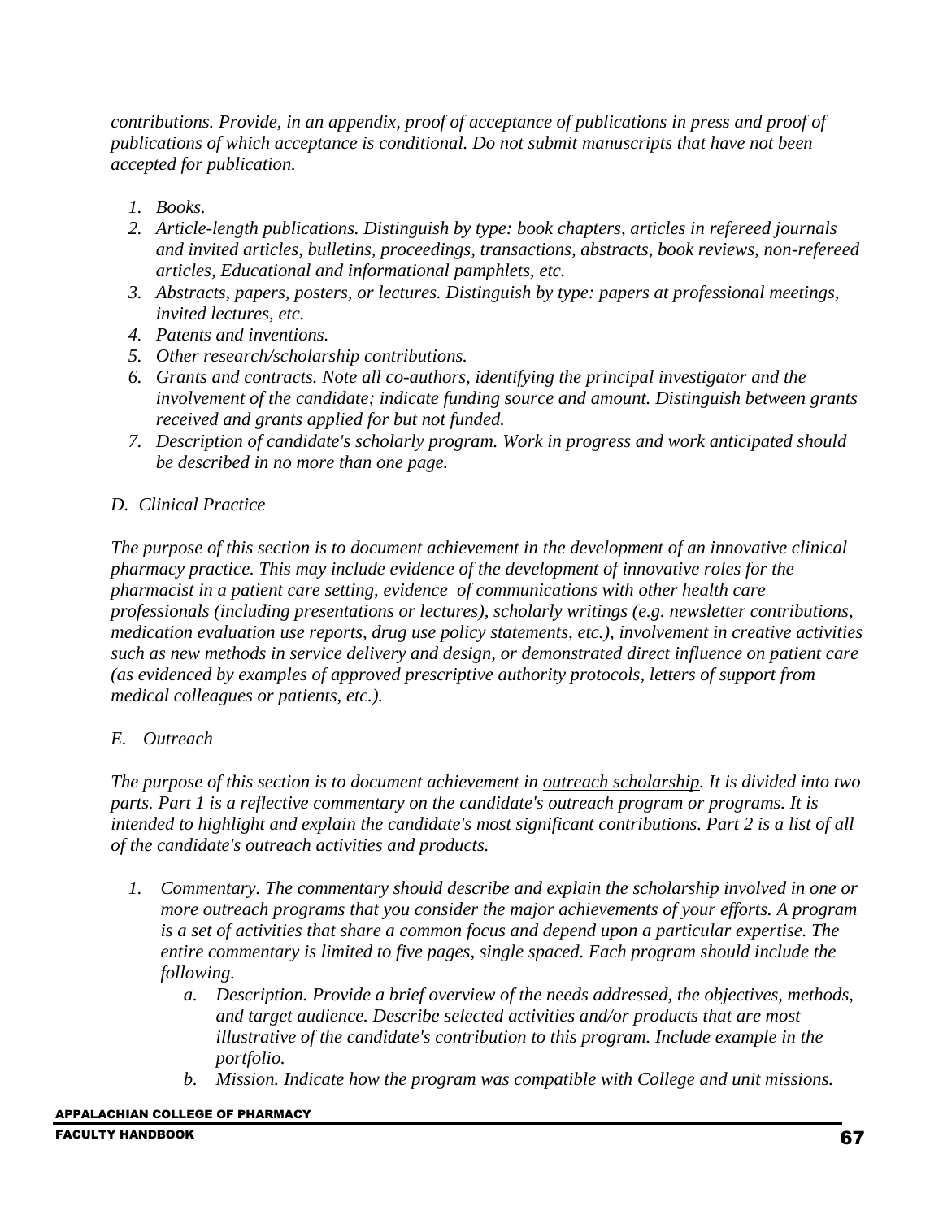*contributions. Provide, in an appendix, proof of acceptance of publications in press and proof of publications of which acceptance is conditional. Do not submit manuscripts that have not been accepted for publication.*

1. *Books.*
2. *Article-length publications. Distinguish by type: book chapters, articles in refereed journals and invited articles, bulletins, proceedings, transactions, abstracts, book reviews, non-refereed articles, Educational and informational pamphlets, etc.*
3. *Abstracts, papers, posters, or lectures. Distinguish by type: papers at professional meetings, invited lectures, etc.*
4. *Patents and inventions.*
5. *Other research/scholarship contributions.*
6. *Grants and contracts. Note all co-authors, identifying the principal investigator and the involvement of the candidate; indicate funding source and amount. Distinguish between grants received and grants applied for but not funded.*
7. *Description of candidate's scholarly program. Work in progress and work anticipated should be described in no more than one page.*

*D. Clinical Practice*

*The purpose of this section is to document achievement in the development of an innovative clinical pharmacy practice. This may include evidence of the development of innovative roles for the pharmacist in a patient care setting, evidence of communications with other health care professionals (including presentations or lectures), scholarly writings (e.g. newsletter contributions, medication evaluation use reports, drug use policy statements, etc.), involvement in creative activities such as new methods in service delivery and design, or demonstrated direct influence on patient care (as evidenced by examples of approved prescriptive authority protocols, letters of support from medical colleagues or patients, etc.).*

*E. Outreach*

*The purpose of this section is to document achievement in <u>outreach scholarship</u>. It is divided into two parts. Part 1 is a reflective commentary on the candidate's outreach program or programs. It is intended to highlight and explain the candidate's most significant contributions. Part 2 is a list of all of the candidate's outreach activities and products.*

1. *Commentary. The commentary should describe and explain the scholarship involved in one or more outreach programs that you consider the major achievements of your efforts. A program is a set of activities that share a common focus and depend upon a particular expertise. The entire commentary is limited to five pages, single spaced. Each program should include the following.*
   a. *Description. Provide a brief overview of the needs addressed, the objectives, methods, and target audience. Describe selected activities and/or products that are most illustrative of the candidate's contribution to this program. Include example in the portfolio.*
   b. *Mission. Indicate how the program was compatible with College and unit missions.*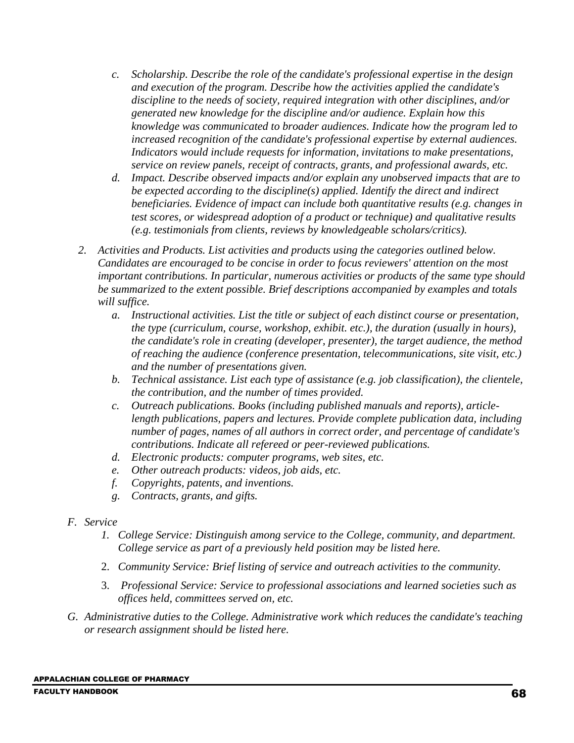*c. Scholarship. Describe the role of the candidate's professional expertise in the design and execution of the program. Describe how the activities applied the candidate's discipline to the needs of society, required integration with other disciplines, and/or generated new knowledge for the discipline and/or audience. Explain how this knowledge was communicated to broader audiences. Indicate how the program led to increased recognition of the candidate's professional expertise by external audiences. Indicators would include requests for information, invitations to make presentations, service on review panels, receipt of contracts, grants, and professional awards, etc.*

*d. Impact. Describe observed impacts and/or explain any unobserved impacts that are to be expected according to the discipline(s) applied. Identify the direct and indirect beneficiaries. Evidence of impact can include both quantitative results (e.g. changes in test scores, or widespread adoption of a product or technique) and qualitative results (e.g. testimonials from clients, reviews by knowledgeable scholars/critics).*

*2. Activities and Products. List activities and products using the categories outlined below. Candidates are encouraged to be concise in order to focus reviewers' attention on the most important contributions. In particular, numerous activities or products of the same type should be summarized to the extent possible. Brief descriptions accompanied by examples and totals will suffice.*

*a. Instructional activities. List the title or subject of each distinct course or presentation, the type (curriculum, course, workshop, exhibit. etc.), the duration (usually in hours), the candidate's role in creating (developer, presenter), the target audience, the method of reaching the audience (conference presentation, telecommunications, site visit, etc.) and the number of presentations given.*

*b. Technical assistance. List each type of assistance (e.g. job classification), the clientele, the contribution, and the number of times provided.*

*c. Outreach publications. Books (including published manuals and reports), article-length publications, papers and lectures. Provide complete publication data, including number of pages, names of all authors in correct order, and percentage of candidate's contributions. Indicate all refereed or peer-reviewed publications.*

*d. Electronic products: computer programs, web sites, etc.*

*e. Other outreach products: videos, job aids, etc.*

*f. Copyrights, patents, and inventions.*

*g. Contracts, grants, and gifts.*

*F. Service*

*1. College Service: Distinguish among service to the College, community, and department. College service as part of a previously held position may be listed here.*

2. *Community Service: Brief listing of service and outreach activities to the community.*

3. *Professional Service: Service to professional associations and learned societies such as offices held, committees served on, etc.*

*G. Administrative duties to the College. Administrative work which reduces the candidate's teaching or research assignment should be listed here.*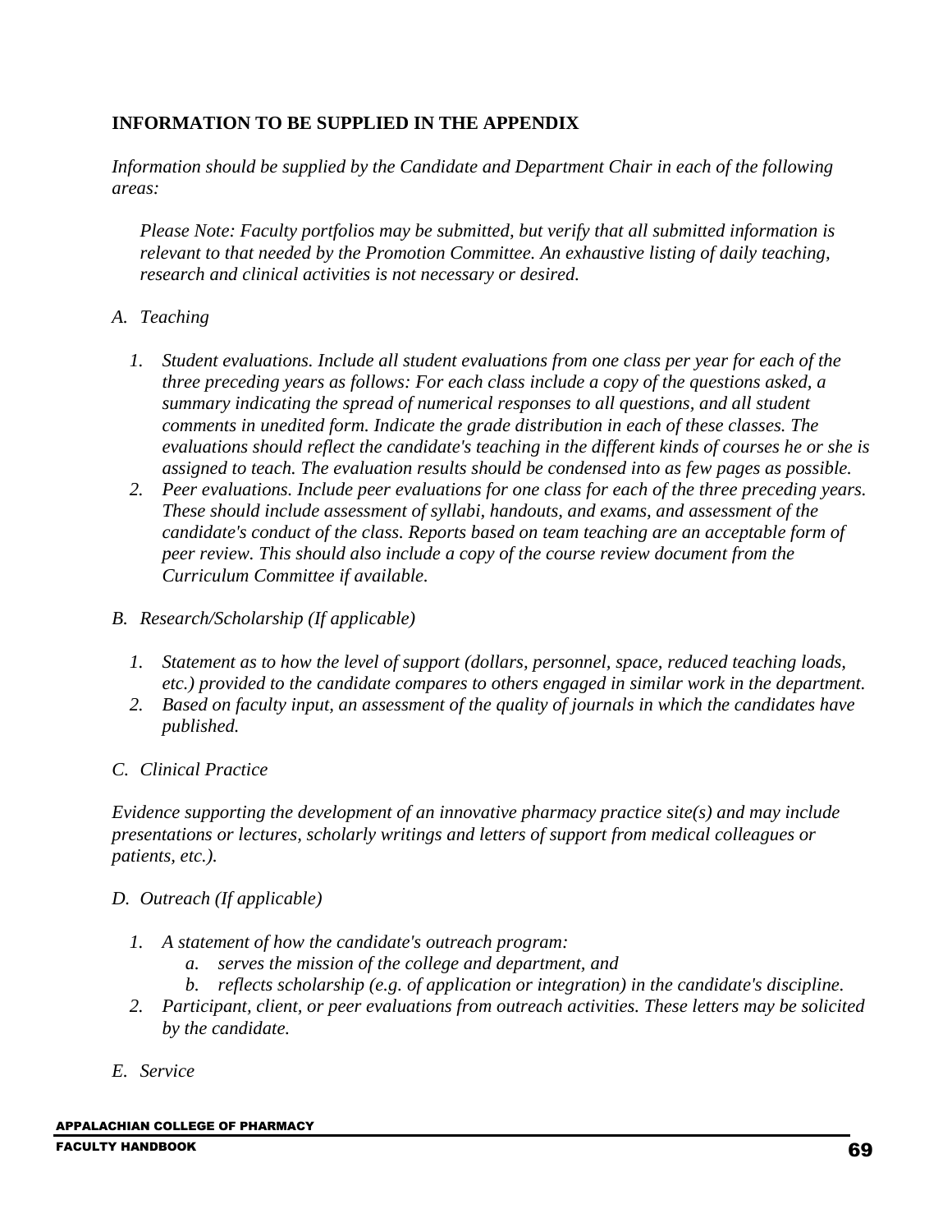## INFORMATION TO BE SUPPLIED IN THE APPENDIX

*Information should be supplied by the Candidate and Department Chair in each of the following areas:*

> *Please Note: Faculty portfolios may be submitted, but verify that all submitted information is relevant to that needed by the Promotion Committee. An exhaustive listing of daily teaching, research and clinical activities is not necessary or desired.*

*A. Teaching*

1. *Student evaluations. Include all student evaluations from one class per year for each of the three preceding years as follows: For each class include a copy of the questions asked, a summary indicating the spread of numerical responses to all questions, and all student comments in unedited form. Indicate the grade distribution in each of these classes. The evaluations should reflect the candidate's teaching in the different kinds of courses he or she is assigned to teach. The evaluation results should be condensed into as few pages as possible.*
2. *Peer evaluations. Include peer evaluations for one class for each of the three preceding years. These should include assessment of syllabi, handouts, and exams, and assessment of the candidate's conduct of the class. Reports based on team teaching are an acceptable form of peer review. This should also include a copy of the course review document from the Curriculum Committee if available.*

*B. Research/Scholarship (If applicable)*

1. *Statement as to how the level of support (dollars, personnel, space, reduced teaching loads, etc.) provided to the candidate compares to others engaged in similar work in the department.*
2. *Based on faculty input, an assessment of the quality of journals in which the candidates have published.*

*C. Clinical Practice*

*Evidence supporting the development of an innovative pharmacy practice site(s) and may include presentations or lectures, scholarly writings and letters of support from medical colleagues or patients, etc.).*

*D. Outreach (If applicable)*

1. *A statement of how the candidate's outreach program:*
   a. *serves the mission of the college and department, and*
   b. *reflects scholarship (e.g. of application or integration) in the candidate's discipline.*
2. *Participant, client, or peer evaluations from outreach activities. These letters may be solicited by the candidate.*

*E. Service*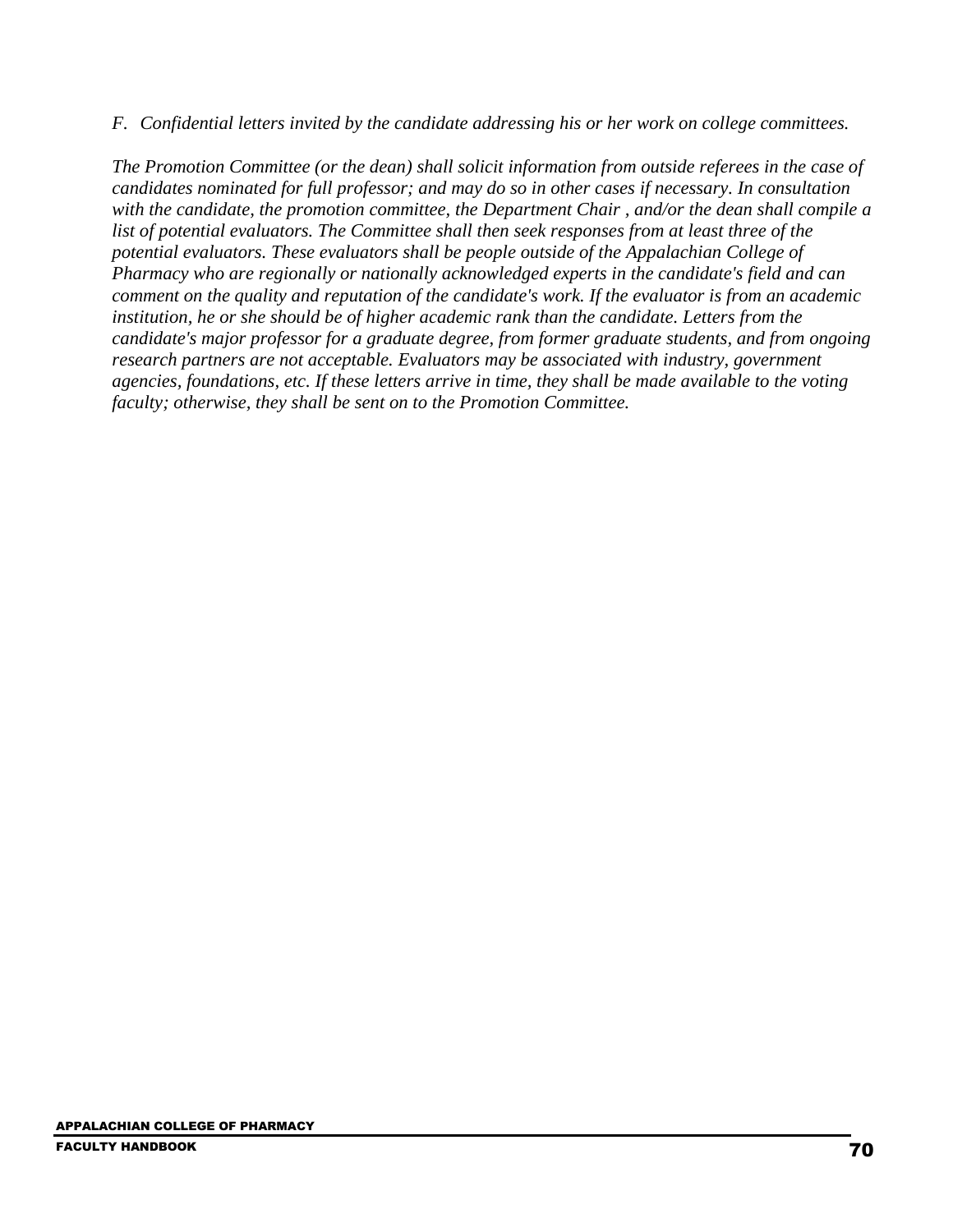*F. Confidential letters invited by the candidate addressing his or her work on college committees.*

*The Promotion Committee (or the dean) shall solicit information from outside referees in the case of candidates nominated for full professor; and may do so in other cases if necessary. In consultation with the candidate, the promotion committee, the Department Chair , and/or the dean shall compile a list of potential evaluators. The Committee shall then seek responses from at least three of the potential evaluators. These evaluators shall be people outside of the Appalachian College of Pharmacy who are regionally or nationally acknowledged experts in the candidate's field and can comment on the quality and reputation of the candidate's work. If the evaluator is from an academic institution, he or she should be of higher academic rank than the candidate. Letters from the candidate's major professor for a graduate degree, from former graduate students, and from ongoing research partners are not acceptable. Evaluators may be associated with industry, government agencies, foundations, etc. If these letters arrive in time, they shall be made available to the voting faculty; otherwise, they shall be sent on to the Promotion Committee.*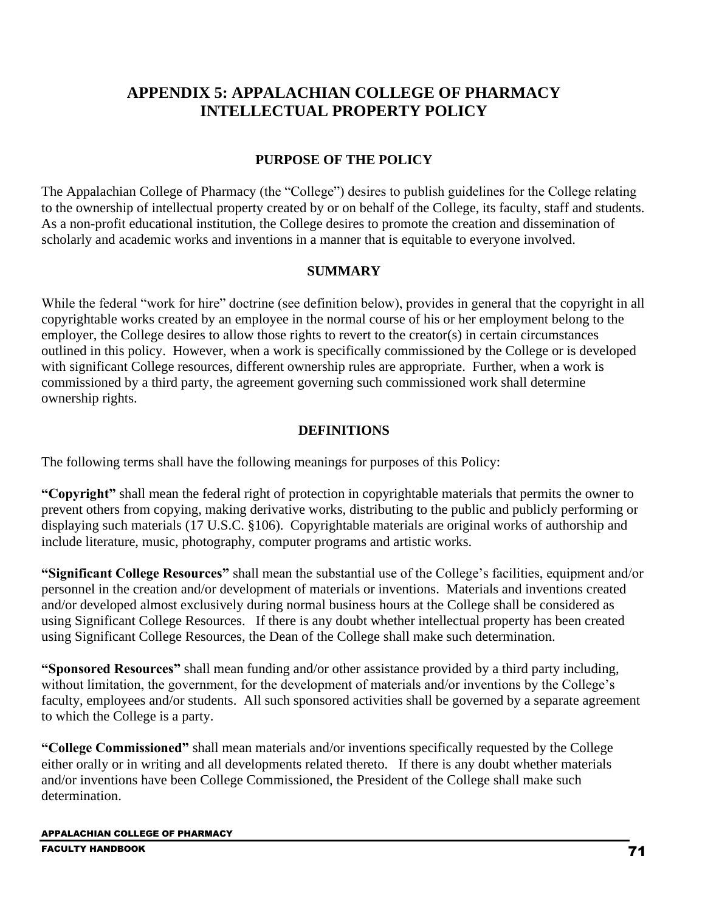# APPENDIX 5: APPALACHIAN COLLEGE OF PHARMACY INTELLECTUAL PROPERTY POLICY

## PURPOSE OF THE POLICY

The Appalachian College of Pharmacy (the "College") desires to publish guidelines for the College relating to the ownership of intellectual property created by or on behalf of the College, its faculty, staff and students. As a non-profit educational institution, the College desires to promote the creation and dissemination of scholarly and academic works and inventions in a manner that is equitable to everyone involved.

## SUMMARY

While the federal "work for hire" doctrine (see definition below), provides in general that the copyright in all copyrightable works created by an employee in the normal course of his or her employment belong to the employer, the College desires to allow those rights to revert to the creator(s) in certain circumstances outlined in this policy. However, when a work is specifically commissioned by the College or is developed with significant College resources, different ownership rules are appropriate. Further, when a work is commissioned by a third party, the agreement governing such commissioned work shall determine ownership rights.

## DEFINITIONS

The following terms shall have the following meanings for purposes of this Policy:

**"Copyright"** shall mean the federal right of protection in copyrightable materials that permits the owner to prevent others from copying, making derivative works, distributing to the public and publicly performing or displaying such materials (17 U.S.C. §106). Copyrightable materials are original works of authorship and include literature, music, photography, computer programs and artistic works.

**"Significant College Resources"** shall mean the substantial use of the College's facilities, equipment and/or personnel in the creation and/or development of materials or inventions. Materials and inventions created and/or developed almost exclusively during normal business hours at the College shall be considered as using Significant College Resources. If there is any doubt whether intellectual property has been created using Significant College Resources, the Dean of the College shall make such determination.

**"Sponsored Resources"** shall mean funding and/or other assistance provided by a third party including, without limitation, the government, for the development of materials and/or inventions by the College's faculty, employees and/or students. All such sponsored activities shall be governed by a separate agreement to which the College is a party.

**"College Commissioned"** shall mean materials and/or inventions specifically requested by the College either orally or in writing and all developments related thereto. If there is any doubt whether materials and/or inventions have been College Commissioned, the President of the College shall make such determination.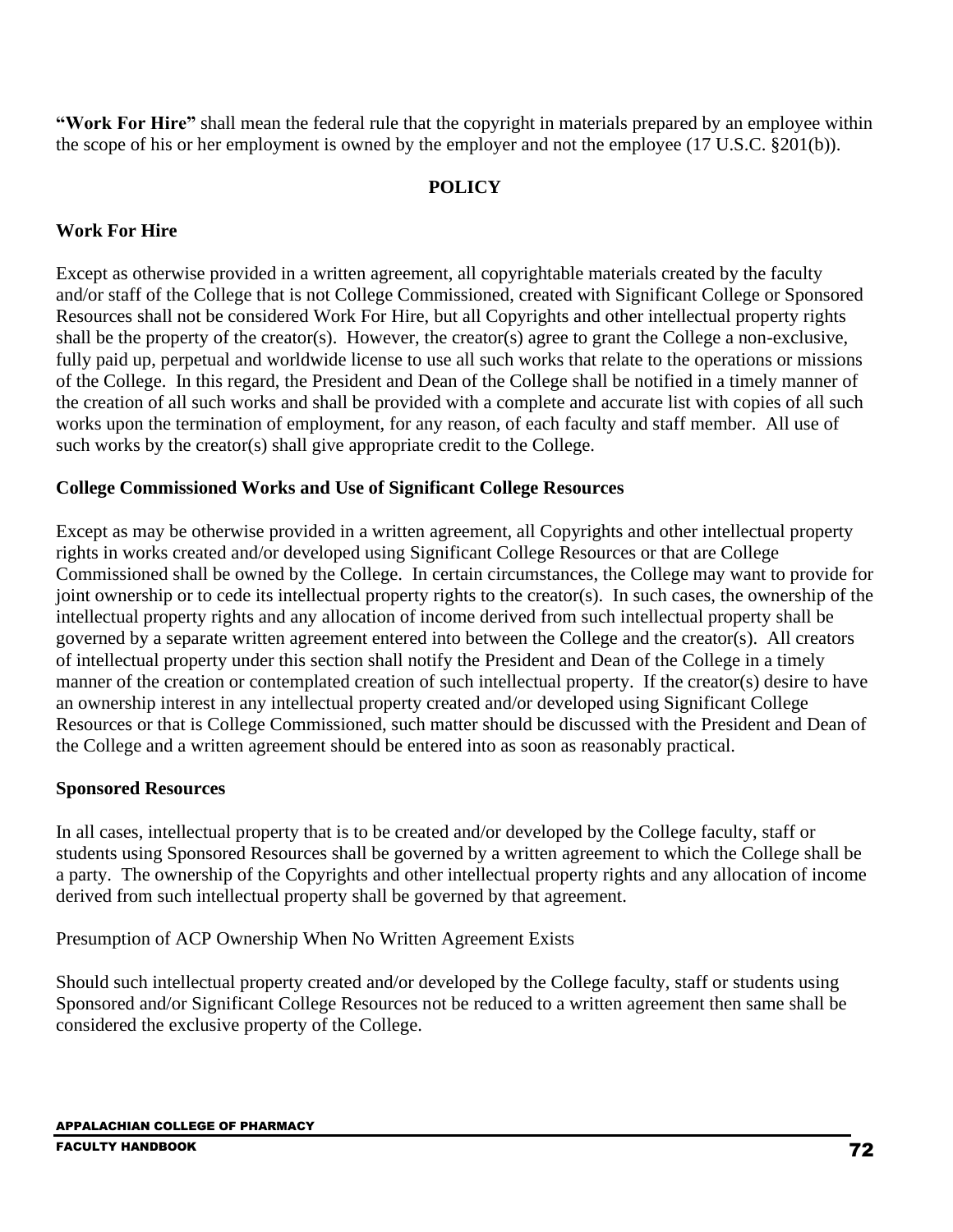**"Work For Hire"** shall mean the federal rule that the copyright in materials prepared by an employee within the scope of his or her employment is owned by the employer and not the employee (17 U.S.C. §201(b)).

## POLICY

### Work For Hire

Except as otherwise provided in a written agreement, all copyrightable materials created by the faculty and/or staff of the College that is not College Commissioned, created with Significant College or Sponsored Resources shall not be considered Work For Hire, but all Copyrights and other intellectual property rights shall be the property of the creator(s). However, the creator(s) agree to grant the College a non-exclusive, fully paid up, perpetual and worldwide license to use all such works that relate to the operations or missions of the College. In this regard, the President and Dean of the College shall be notified in a timely manner of the creation of all such works and shall be provided with a complete and accurate list with copies of all such works upon the termination of employment, for any reason, of each faculty and staff member. All use of such works by the creator(s) shall give appropriate credit to the College.

### College Commissioned Works and Use of Significant College Resources

Except as may be otherwise provided in a written agreement, all Copyrights and other intellectual property rights in works created and/or developed using Significant College Resources or that are College Commissioned shall be owned by the College. In certain circumstances, the College may want to provide for joint ownership or to cede its intellectual property rights to the creator(s). In such cases, the ownership of the intellectual property rights and any allocation of income derived from such intellectual property shall be governed by a separate written agreement entered into between the College and the creator(s). All creators of intellectual property under this section shall notify the President and Dean of the College in a timely manner of the creation or contemplated creation of such intellectual property. If the creator(s) desire to have an ownership interest in any intellectual property created and/or developed using Significant College Resources or that is College Commissioned, such matter should be discussed with the President and Dean of the College and a written agreement should be entered into as soon as reasonably practical.

### Sponsored Resources

In all cases, intellectual property that is to be created and/or developed by the College faculty, staff or students using Sponsored Resources shall be governed by a written agreement to which the College shall be a party. The ownership of the Copyrights and other intellectual property rights and any allocation of income derived from such intellectual property shall be governed by that agreement.

Presumption of ACP Ownership When No Written Agreement Exists

Should such intellectual property created and/or developed by the College faculty, staff or students using Sponsored and/or Significant College Resources not be reduced to a written agreement then same shall be considered the exclusive property of the College.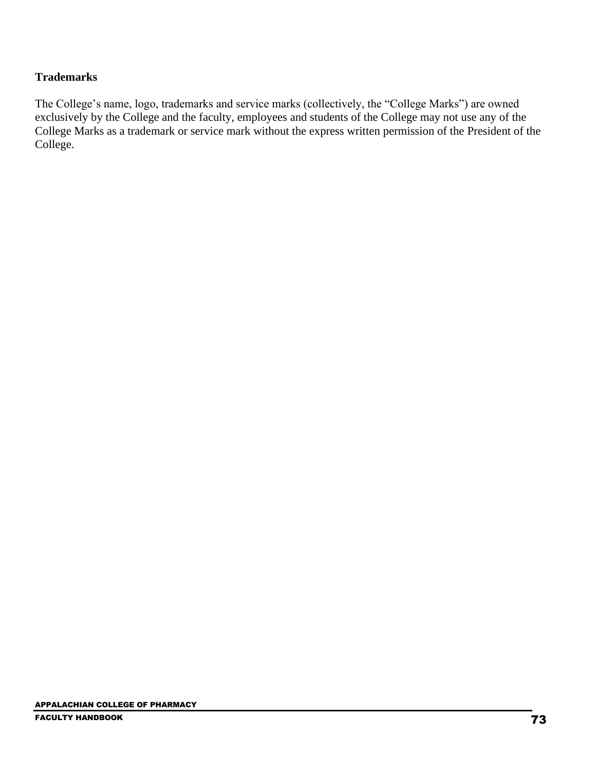**Trademarks**

The College’s name, logo, trademarks and service marks (collectively, the “College Marks”) are owned exclusively by the College and the faculty, employees and students of the College may not use any of the College Marks as a trademark or service mark without the express written permission of the President of the College.